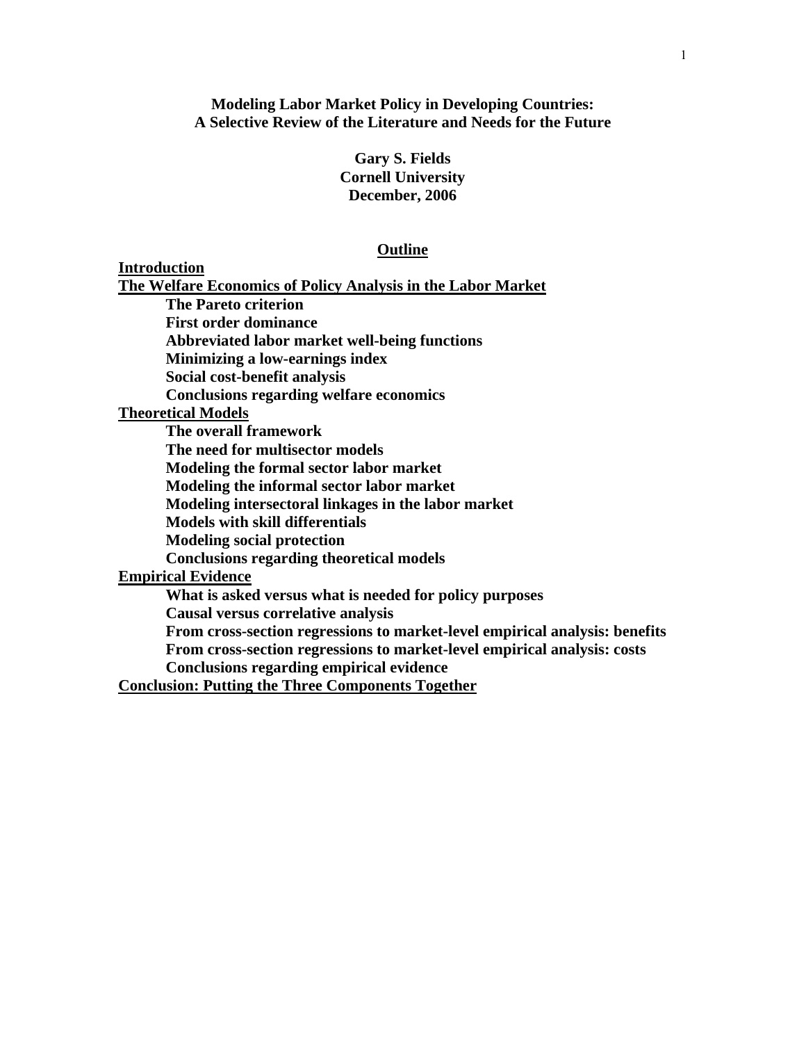# Modeling Labor Market Policy in Developing Countries: A Selective Review of the Literature and Needs for the Future

**Gary S. Fields**
**Cornell University**
**December, 2006**

## Outline

**Introduction**

**The Welfare Economics of Policy Analysis in the Labor Market**
- **The Pareto criterion**
- **First order dominance**
- **Abbreviated labor market well-being functions**
- **Minimizing a low-earnings index**
- **Social cost-benefit analysis**
- **Conclusions regarding welfare economics**

**Theoretical Models**
- **The overall framework**
- **The need for multisector models**
- **Modeling the formal sector labor market**
- **Modeling the informal sector labor market**
- **Modeling intersectoral linkages in the labor market**
- **Models with skill differentials**
- **Modeling social protection**
- **Conclusions regarding theoretical models**

**Empirical Evidence**
- **What is asked versus what is needed for policy purposes**
- **Causal versus correlative analysis**
- **From cross-section regressions to market-level empirical analysis: benefits**
- **From cross-section regressions to market-level empirical analysis: costs**
- **Conclusions regarding empirical evidence**

**Conclusion: Putting the Three Components Together**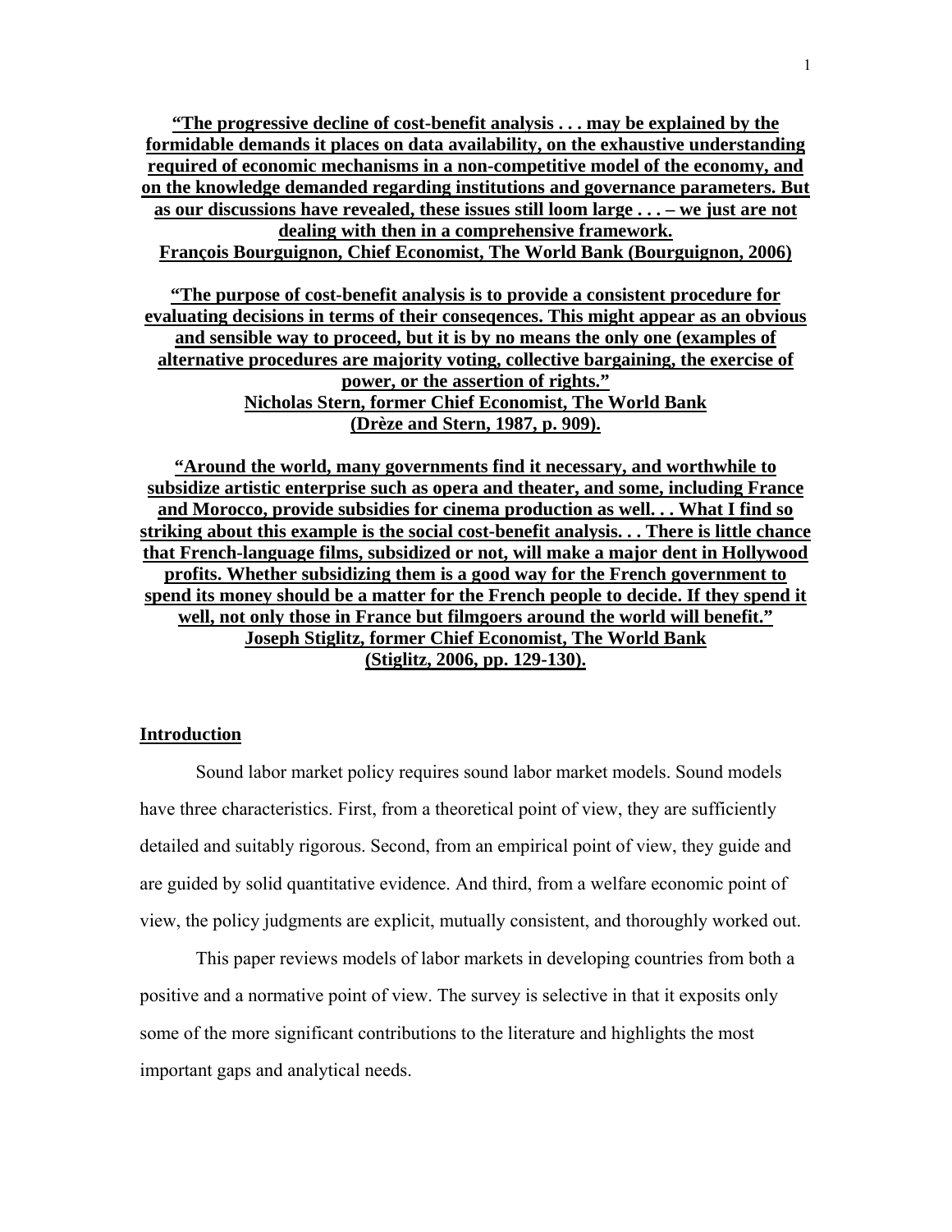**"The progressive decline of cost-benefit analysis . . . may be explained by the formidable demands it places on data availability, on the exhaustive understanding required of economic mechanisms in a non-competitive model of the economy, and on the knowledge demanded regarding institutions and governance parameters. But as our discussions have revealed, these issues still loom large . . . – we just are not dealing with then in a comprehensive framework.**
**François Bourguignon, Chief Economist, The World Bank (Bourguignon, 2006)**

**"The purpose of cost-benefit analysis is to provide a consistent procedure for evaluating decisions in terms of their conseqences. This might appear as an obvious and sensible way to proceed, but it is by no means the only one (examples of alternative procedures are majority voting, collective bargaining, the exercise of power, or the assertion of rights."**
**Nicholas Stern, former Chief Economist, The World Bank**
**(Drèze and Stern, 1987, p. 909).**

**"Around the world, many governments find it necessary, and worthwhile to subsidize artistic enterprise such as opera and theater, and some, including France and Morocco, provide subsidies for cinema production as well. . . What I find so striking about this example is the social cost-benefit analysis. . . There is little chance that French-language films, subsidized or not, will make a major dent in Hollywood profits. Whether subsidizing them is a good way for the French government to spend its money should be a matter for the French people to decide. If they spend it well, not only those in France but filmgoers around the world will benefit."**
**Joseph Stiglitz, former Chief Economist, The World Bank**
**(Stiglitz, 2006, pp. 129-130).**

## Introduction

Sound labor market policy requires sound labor market models. Sound models have three characteristics. First, from a theoretical point of view, they are sufficiently detailed and suitably rigorous. Second, from an empirical point of view, they guide and are guided by solid quantitative evidence. And third, from a welfare economic point of view, the policy judgments are explicit, mutually consistent, and thoroughly worked out.

This paper reviews models of labor markets in developing countries from both a positive and a normative point of view. The survey is selective in that it exposits only some of the more significant contributions to the literature and highlights the most important gaps and analytical needs.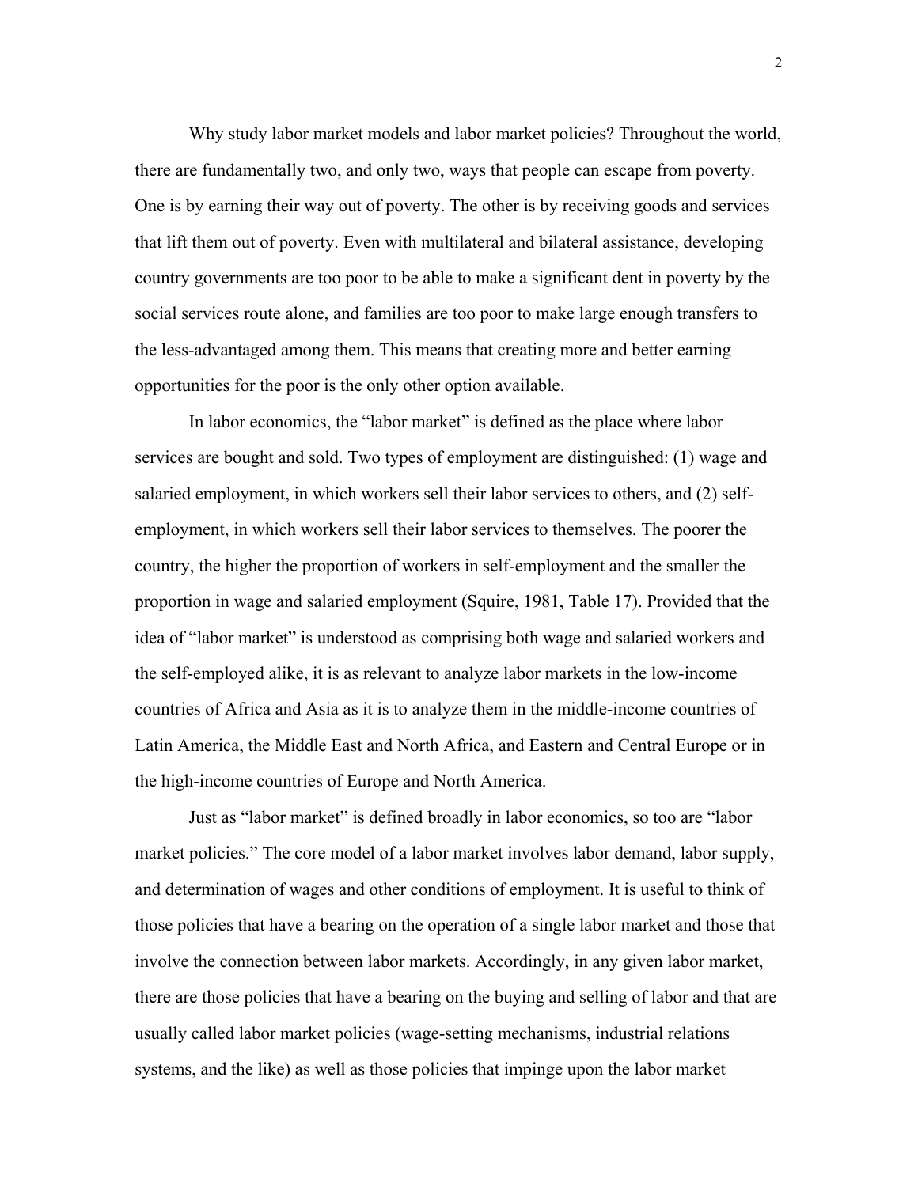Why study labor market models and labor market policies? Throughout the world, there are fundamentally two, and only two, ways that people can escape from poverty. One is by earning their way out of poverty. The other is by receiving goods and services that lift them out of poverty. Even with multilateral and bilateral assistance, developing country governments are too poor to be able to make a significant dent in poverty by the social services route alone, and families are too poor to make large enough transfers to the less-advantaged among them. This means that creating more and better earning opportunities for the poor is the only other option available.

In labor economics, the "labor market" is defined as the place where labor services are bought and sold. Two types of employment are distinguished: (1) wage and salaried employment, in which workers sell their labor services to others, and (2) self-employment, in which workers sell their labor services to themselves. The poorer the country, the higher the proportion of workers in self-employment and the smaller the proportion in wage and salaried employment (Squire, 1981, Table 17). Provided that the idea of "labor market" is understood as comprising both wage and salaried workers and the self-employed alike, it is as relevant to analyze labor markets in the low-income countries of Africa and Asia as it is to analyze them in the middle-income countries of Latin America, the Middle East and North Africa, and Eastern and Central Europe or in the high-income countries of Europe and North America.

Just as "labor market" is defined broadly in labor economics, so too are "labor market policies." The core model of a labor market involves labor demand, labor supply, and determination of wages and other conditions of employment. It is useful to think of those policies that have a bearing on the operation of a single labor market and those that involve the connection between labor markets. Accordingly, in any given labor market, there are those policies that have a bearing on the buying and selling of labor and that are usually called labor market policies (wage-setting mechanisms, industrial relations systems, and the like) as well as those policies that impinge upon the labor market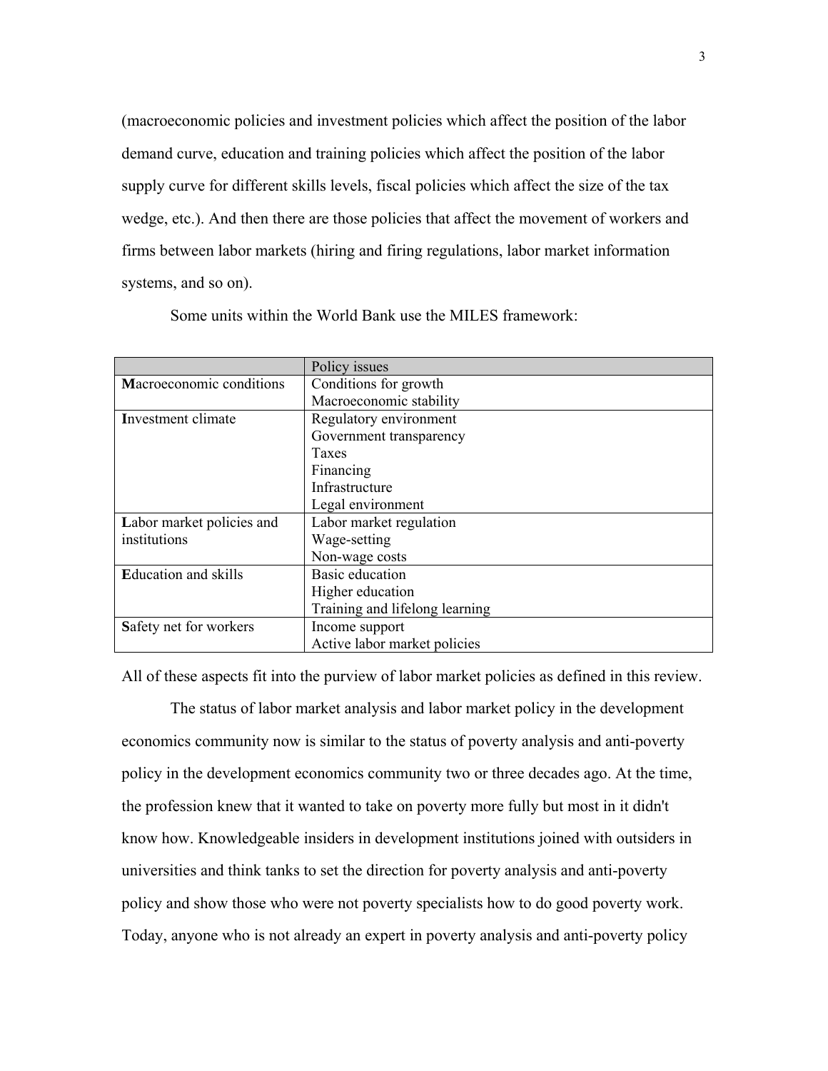(macroeconomic policies and investment policies which affect the position of the labor demand curve, education and training policies which affect the position of the labor supply curve for different skills levels, fiscal policies which affect the size of the tax wedge, etc.). And then there are those policies that affect the movement of workers and firms between labor markets (hiring and firing regulations, labor market information systems, and so on).

Some units within the World Bank use the MILES framework:

| | Policy issues |
|---|---|
| **M**acroeconomic conditions | Conditions for growth<br>Macroeconomic stability |
| **I**nvestment climate | Regulatory environment<br>Government transparency<br>Taxes<br>Financing<br>Infrastructure<br>Legal environment |
| **L**abor market policies and institutions | Labor market regulation<br>Wage-setting<br>Non-wage costs |
| **E**ducation and skills | Basic education<br>Higher education<br>Training and lifelong learning |
| **S**afety net for workers | Income support<br>Active labor market policies |

All of these aspects fit into the purview of labor market policies as defined in this review.

The status of labor market analysis and labor market policy in the development economics community now is similar to the status of poverty analysis and anti-poverty policy in the development economics community two or three decades ago. At the time, the profession knew that it wanted to take on poverty more fully but most in it didn't know how. Knowledgeable insiders in development institutions joined with outsiders in universities and think tanks to set the direction for poverty analysis and anti-poverty policy and show those who were not poverty specialists how to do good poverty work. Today, anyone who is not already an expert in poverty analysis and anti-poverty policy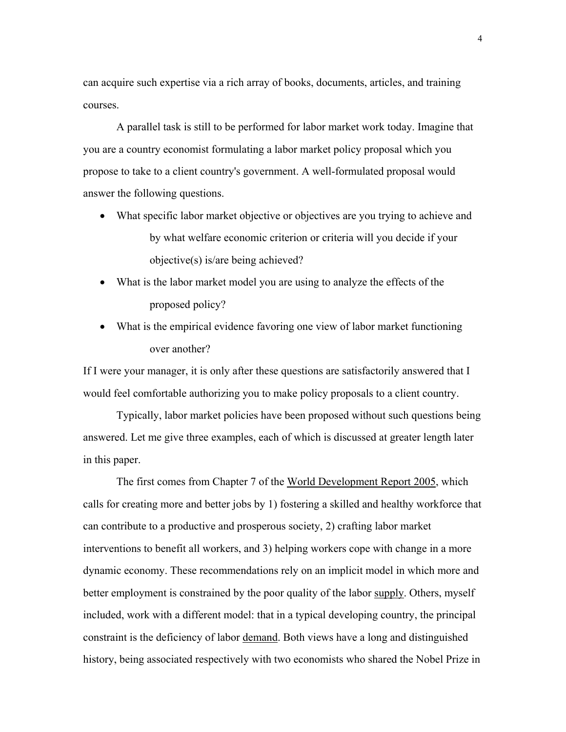can acquire such expertise via a rich array of books, documents, articles, and training courses.

A parallel task is still to be performed for labor market work today. Imagine that you are a country economist formulating a labor market policy proposal which you propose to take to a client country's government. A well-formulated proposal would answer the following questions.

- What specific labor market objective or objectives are you trying to achieve and by what welfare economic criterion or criteria will you decide if your objective(s) is/are being achieved?
- What is the labor market model you are using to analyze the effects of the proposed policy?
- What is the empirical evidence favoring one view of labor market functioning over another?

If I were your manager, it is only after these questions are satisfactorily answered that I would feel comfortable authorizing you to make policy proposals to a client country.

Typically, labor market policies have been proposed without such questions being answered. Let me give three examples, each of which is discussed at greater length later in this paper.

The first comes from Chapter 7 of the <u>World Development Report 2005</u>, which calls for creating more and better jobs by 1) fostering a skilled and healthy workforce that can contribute to a productive and prosperous society, 2) crafting labor market interventions to benefit all workers, and 3) helping workers cope with change in a more dynamic economy. These recommendations rely on an implicit model in which more and better employment is constrained by the poor quality of the labor <u>supply</u>. Others, myself included, work with a different model: that in a typical developing country, the principal constraint is the deficiency of labor <u>demand</u>. Both views have a long and distinguished history, being associated respectively with two economists who shared the Nobel Prize in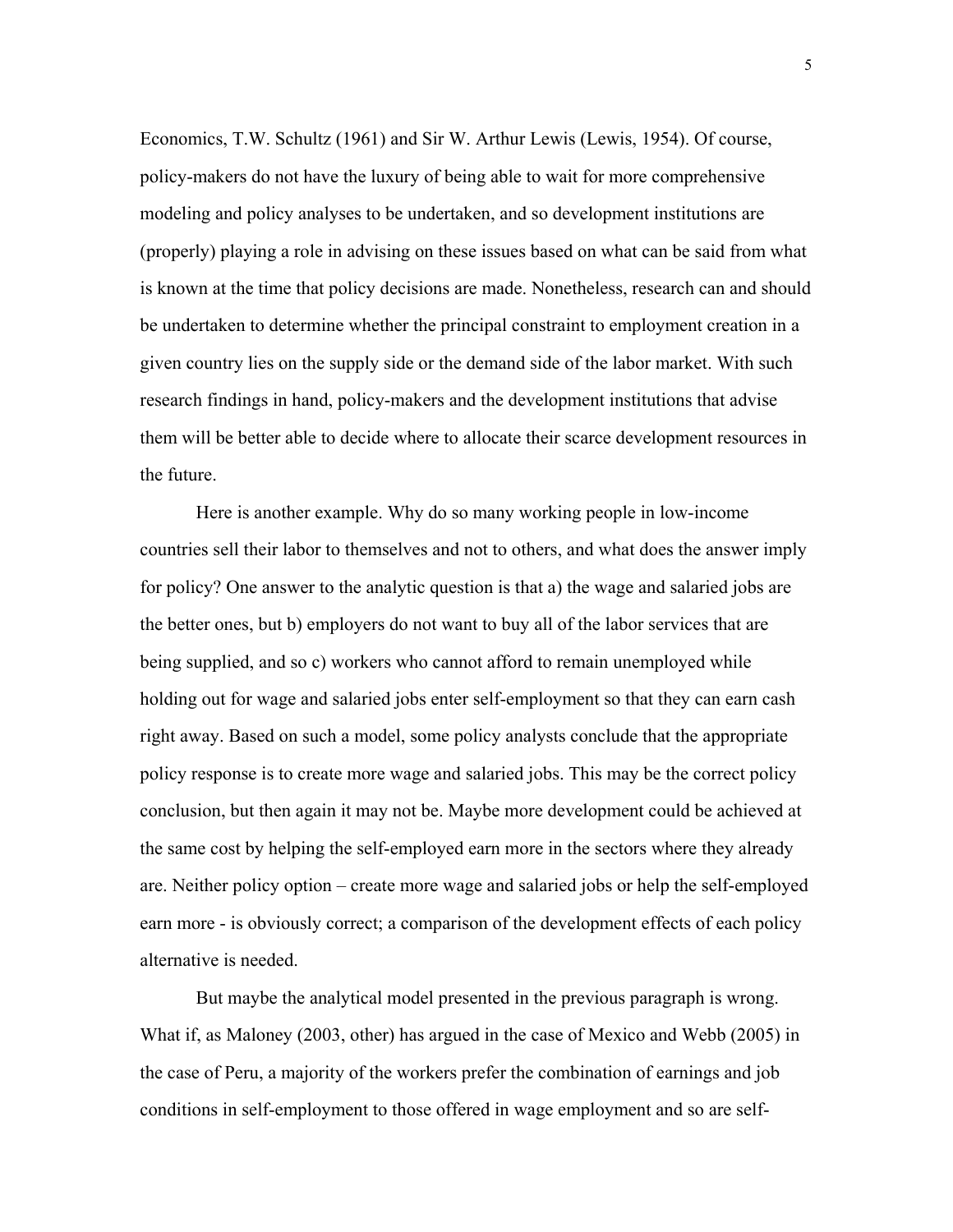Economics, T.W. Schultz (1961) and Sir W. Arthur Lewis (Lewis, 1954). Of course, policy-makers do not have the luxury of being able to wait for more comprehensive modeling and policy analyses to be undertaken, and so development institutions are (properly) playing a role in advising on these issues based on what can be said from what is known at the time that policy decisions are made. Nonetheless, research can and should be undertaken to determine whether the principal constraint to employment creation in a given country lies on the supply side or the demand side of the labor market. With such research findings in hand, policy-makers and the development institutions that advise them will be better able to decide where to allocate their scarce development resources in the future.

Here is another example. Why do so many working people in low-income countries sell their labor to themselves and not to others, and what does the answer imply for policy? One answer to the analytic question is that a) the wage and salaried jobs are the better ones, but b) employers do not want to buy all of the labor services that are being supplied, and so c) workers who cannot afford to remain unemployed while holding out for wage and salaried jobs enter self-employment so that they can earn cash right away. Based on such a model, some policy analysts conclude that the appropriate policy response is to create more wage and salaried jobs. This may be the correct policy conclusion, but then again it may not be. Maybe more development could be achieved at the same cost by helping the self-employed earn more in the sectors where they already are. Neither policy option – create more wage and salaried jobs or help the self-employed earn more - is obviously correct; a comparison of the development effects of each policy alternative is needed.

But maybe the analytical model presented in the previous paragraph is wrong. What if, as Maloney (2003, other) has argued in the case of Mexico and Webb (2005) in the case of Peru, a majority of the workers prefer the combination of earnings and job conditions in self-employment to those offered in wage employment and so are self-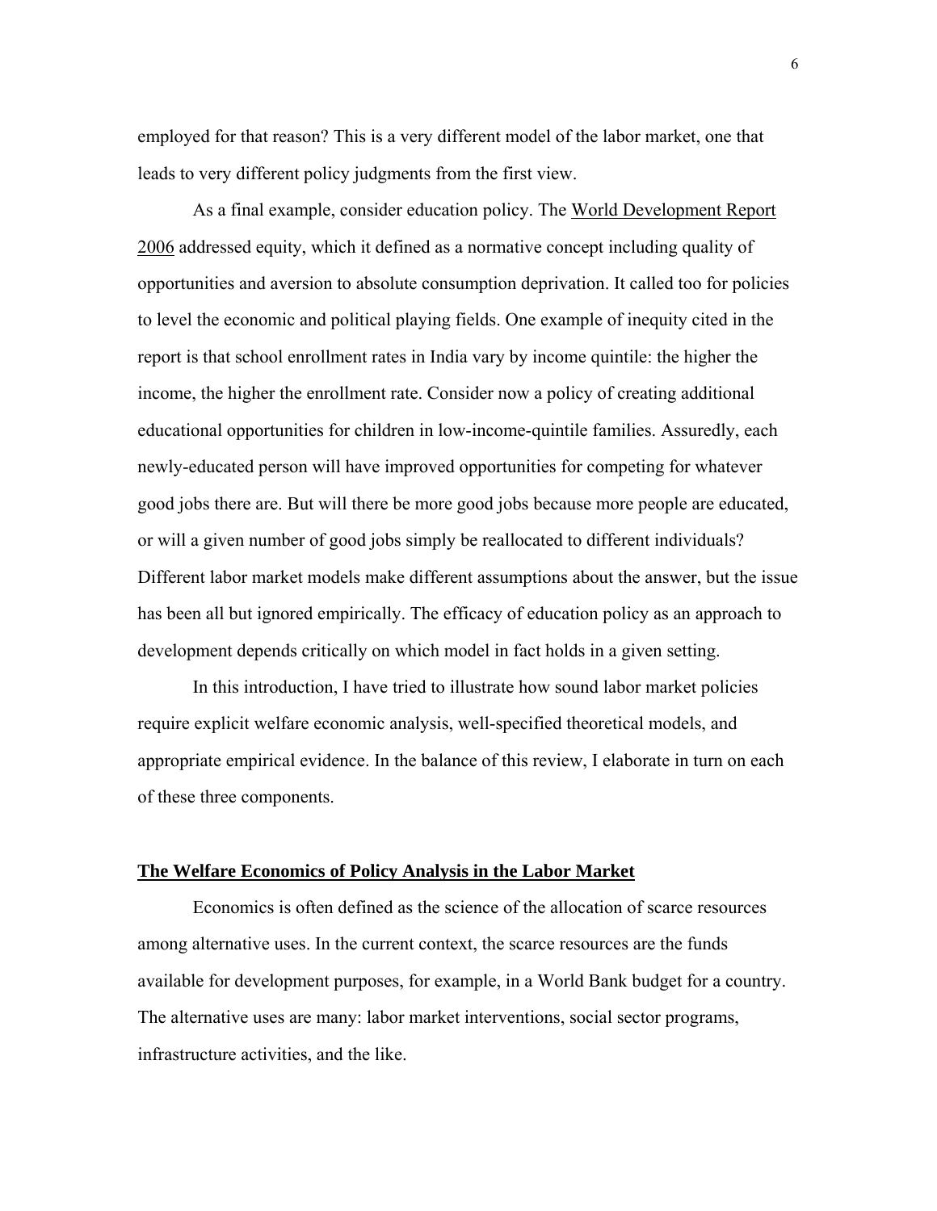employed for that reason? This is a very different model of the labor market, one that leads to very different policy judgments from the first view.

As a final example, consider education policy. The World Development Report 2006 addressed equity, which it defined as a normative concept including quality of opportunities and aversion to absolute consumption deprivation. It called too for policies to level the economic and political playing fields. One example of inequity cited in the report is that school enrollment rates in India vary by income quintile: the higher the income, the higher the enrollment rate. Consider now a policy of creating additional educational opportunities for children in low-income-quintile families. Assuredly, each newly-educated person will have improved opportunities for competing for whatever good jobs there are. But will there be more good jobs because more people are educated, or will a given number of good jobs simply be reallocated to different individuals? Different labor market models make different assumptions about the answer, but the issue has been all but ignored empirically. The efficacy of education policy as an approach to development depends critically on which model in fact holds in a given setting.

In this introduction, I have tried to illustrate how sound labor market policies require explicit welfare economic analysis, well-specified theoretical models, and appropriate empirical evidence. In the balance of this review, I elaborate in turn on each of these three components.

## The Welfare Economics of Policy Analysis in the Labor Market

Economics is often defined as the science of the allocation of scarce resources among alternative uses. In the current context, the scarce resources are the funds available for development purposes, for example, in a World Bank budget for a country. The alternative uses are many: labor market interventions, social sector programs, infrastructure activities, and the like.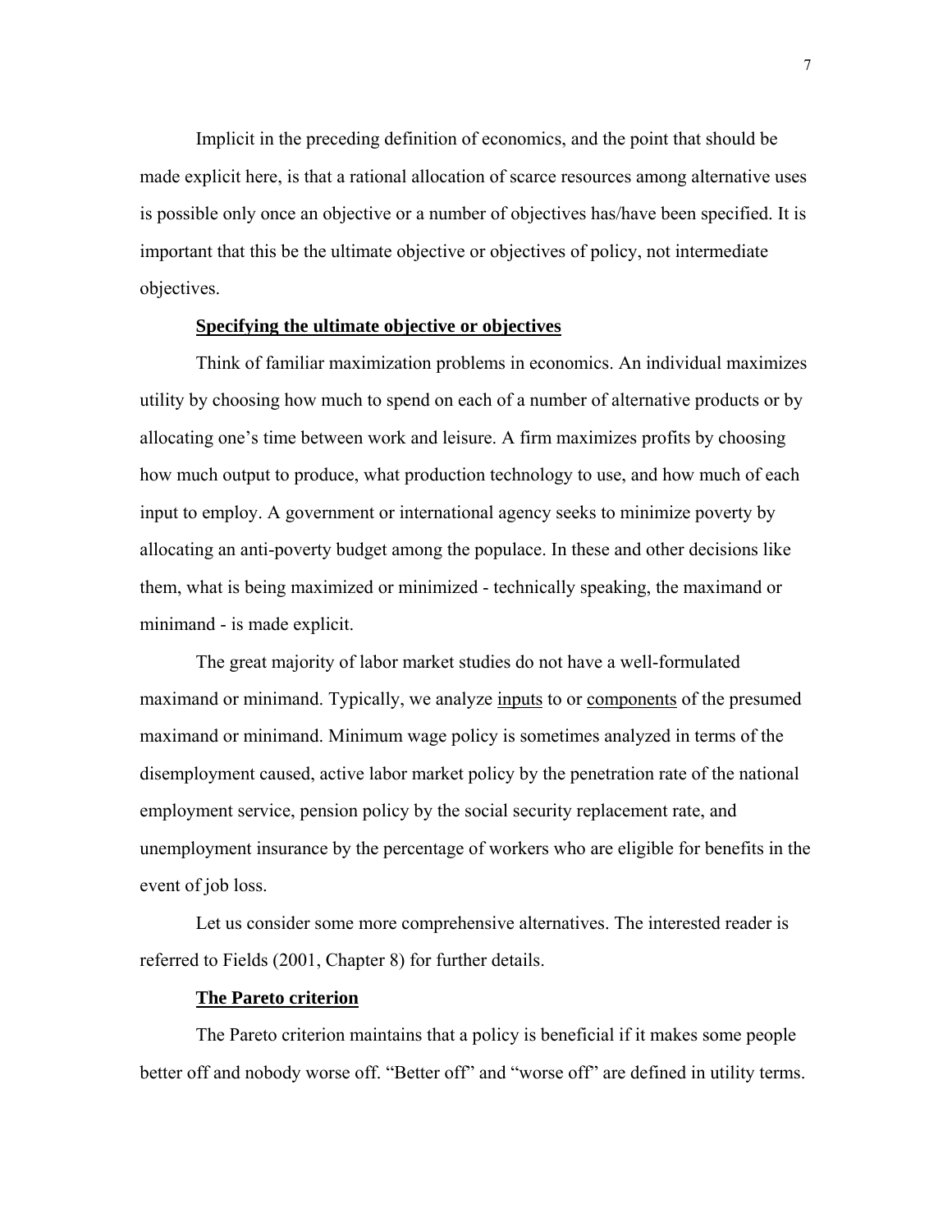Implicit in the preceding definition of economics, and the point that should be made explicit here, is that a rational allocation of scarce resources among alternative uses is possible only once an objective or a number of objectives has/have been specified. It is important that this be the ultimate objective or objectives of policy, not intermediate objectives.

### **Specifying the ultimate objective or objectives**

Think of familiar maximization problems in economics. An individual maximizes utility by choosing how much to spend on each of a number of alternative products or by allocating one's time between work and leisure. A firm maximizes profits by choosing how much output to produce, what production technology to use, and how much of each input to employ. A government or international agency seeks to minimize poverty by allocating an anti-poverty budget among the populace. In these and other decisions like them, what is being maximized or minimized - technically speaking, the maximand or minimand - is made explicit.

The great majority of labor market studies do not have a well-formulated maximand or minimand. Typically, we analyze inputs to or components of the presumed maximand or minimand. Minimum wage policy is sometimes analyzed in terms of the disemployment caused, active labor market policy by the penetration rate of the national employment service, pension policy by the social security replacement rate, and unemployment insurance by the percentage of workers who are eligible for benefits in the event of job loss.

Let us consider some more comprehensive alternatives. The interested reader is referred to Fields (2001, Chapter 8) for further details.

### **The Pareto criterion**

The Pareto criterion maintains that a policy is beneficial if it makes some people better off and nobody worse off. "Better off" and "worse off" are defined in utility terms.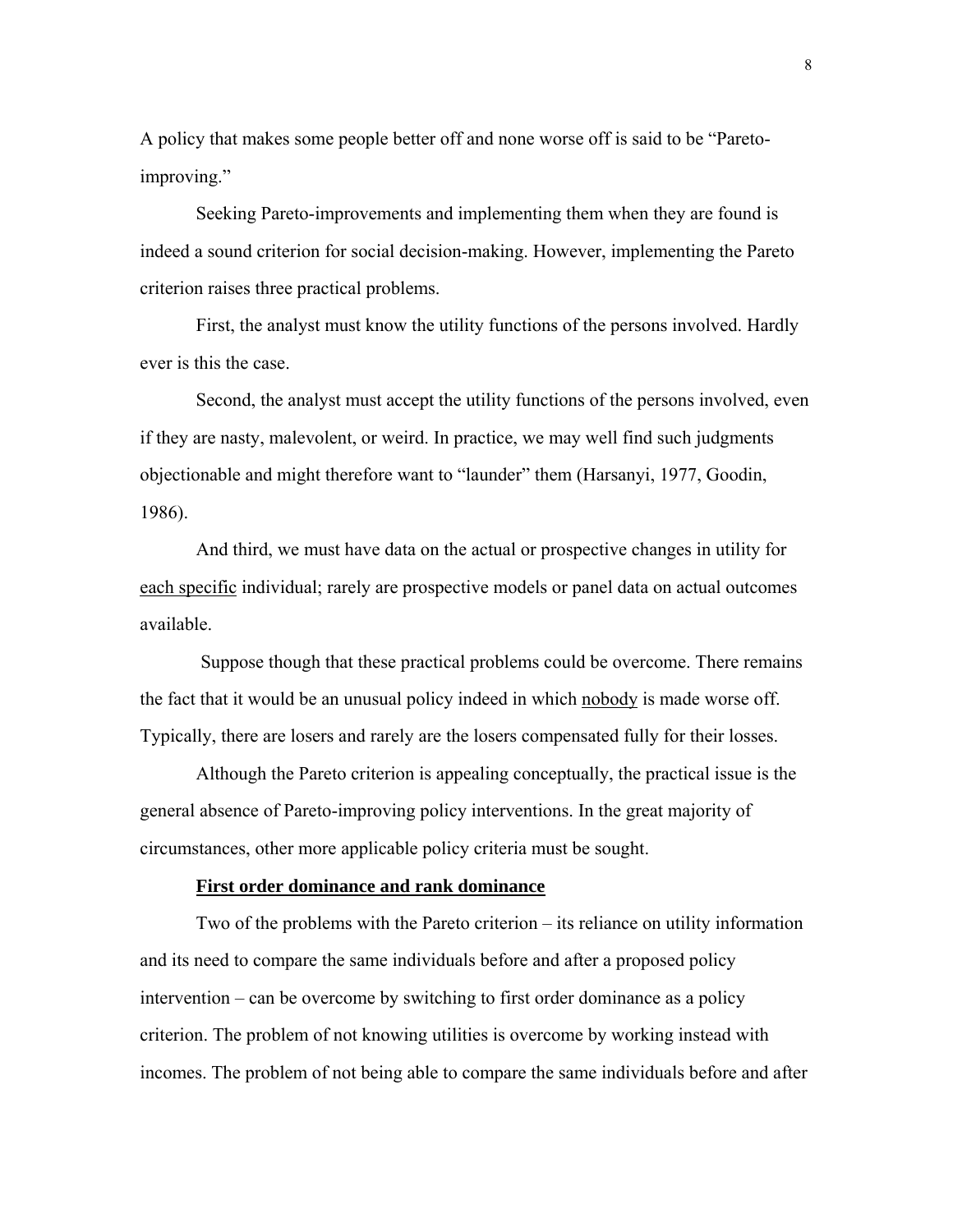A policy that makes some people better off and none worse off is said to be "Pareto-improving."

Seeking Pareto-improvements and implementing them when they are found is indeed a sound criterion for social decision-making. However, implementing the Pareto criterion raises three practical problems.

First, the analyst must know the utility functions of the persons involved. Hardly ever is this the case.

Second, the analyst must accept the utility functions of the persons involved, even if they are nasty, malevolent, or weird. In practice, we may well find such judgments objectionable and might therefore want to "launder" them (Harsanyi, 1977, Goodin, 1986).

And third, we must have data on the actual or prospective changes in utility for <u>each specific</u> individual; rarely are prospective models or panel data on actual outcomes available.

Suppose though that these practical problems could be overcome. There remains the fact that it would be an unusual policy indeed in which <u>nobody</u> is made worse off. Typically, there are losers and rarely are the losers compensated fully for their losses.

Although the Pareto criterion is appealing conceptually, the practical issue is the general absence of Pareto-improving policy interventions. In the great majority of circumstances, other more applicable policy criteria must be sought.

### <u>First order dominance and rank dominance</u>

Two of the problems with the Pareto criterion – its reliance on utility information and its need to compare the same individuals before and after a proposed policy intervention – can be overcome by switching to first order dominance as a policy criterion. The problem of not knowing utilities is overcome by working instead with incomes. The problem of not being able to compare the same individuals before and after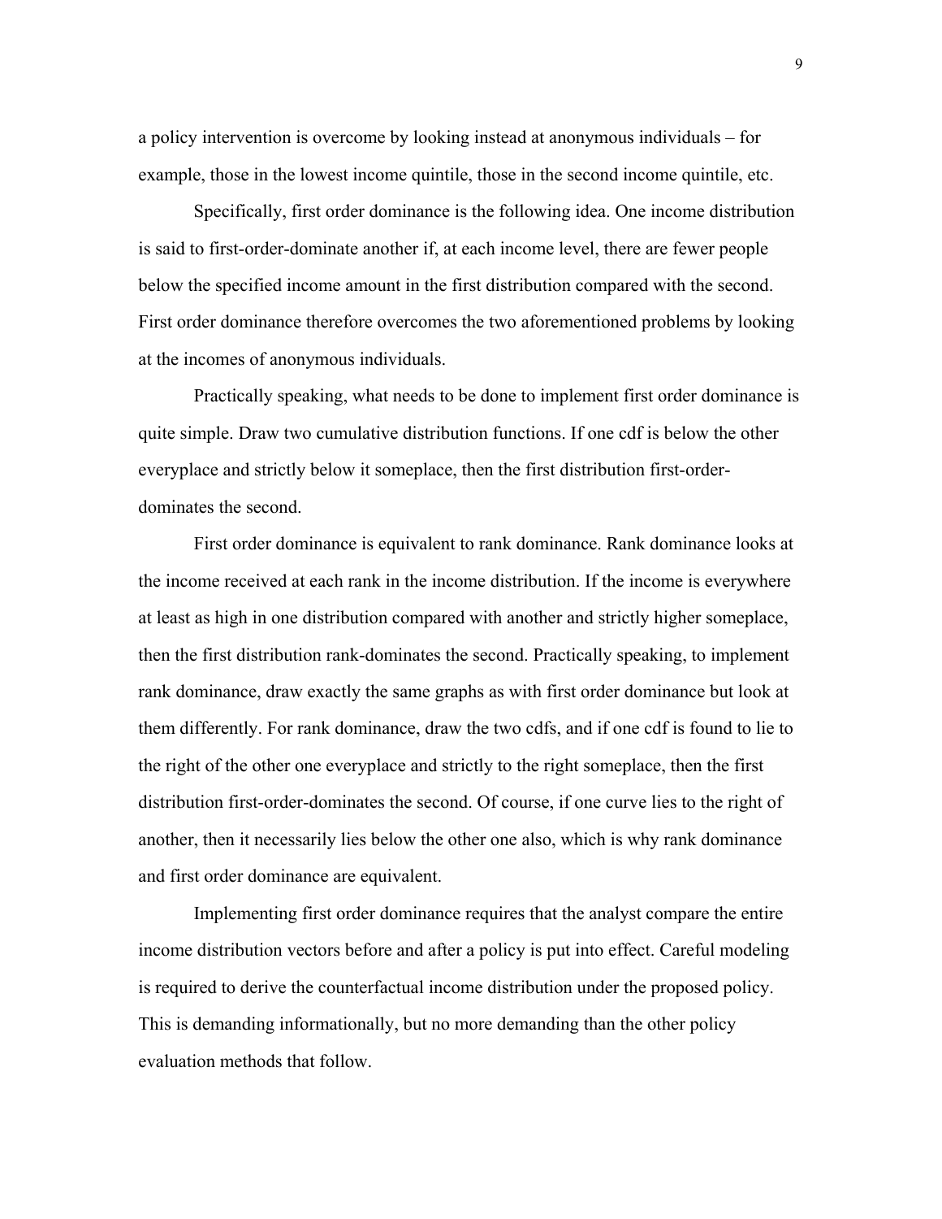a policy intervention is overcome by looking instead at anonymous individuals – for example, those in the lowest income quintile, those in the second income quintile, etc.

Specifically, first order dominance is the following idea. One income distribution is said to first-order-dominate another if, at each income level, there are fewer people below the specified income amount in the first distribution compared with the second. First order dominance therefore overcomes the two aforementioned problems by looking at the incomes of anonymous individuals.

Practically speaking, what needs to be done to implement first order dominance is quite simple. Draw two cumulative distribution functions. If one cdf is below the other everyplace and strictly below it someplace, then the first distribution first-order-dominates the second.

First order dominance is equivalent to rank dominance. Rank dominance looks at the income received at each rank in the income distribution. If the income is everywhere at least as high in one distribution compared with another and strictly higher someplace, then the first distribution rank-dominates the second. Practically speaking, to implement rank dominance, draw exactly the same graphs as with first order dominance but look at them differently. For rank dominance, draw the two cdfs, and if one cdf is found to lie to the right of the other one everyplace and strictly to the right someplace, then the first distribution first-order-dominates the second. Of course, if one curve lies to the right of another, then it necessarily lies below the other one also, which is why rank dominance and first order dominance are equivalent.

Implementing first order dominance requires that the analyst compare the entire income distribution vectors before and after a policy is put into effect. Careful modeling is required to derive the counterfactual income distribution under the proposed policy. This is demanding informationally, but no more demanding than the other policy evaluation methods that follow.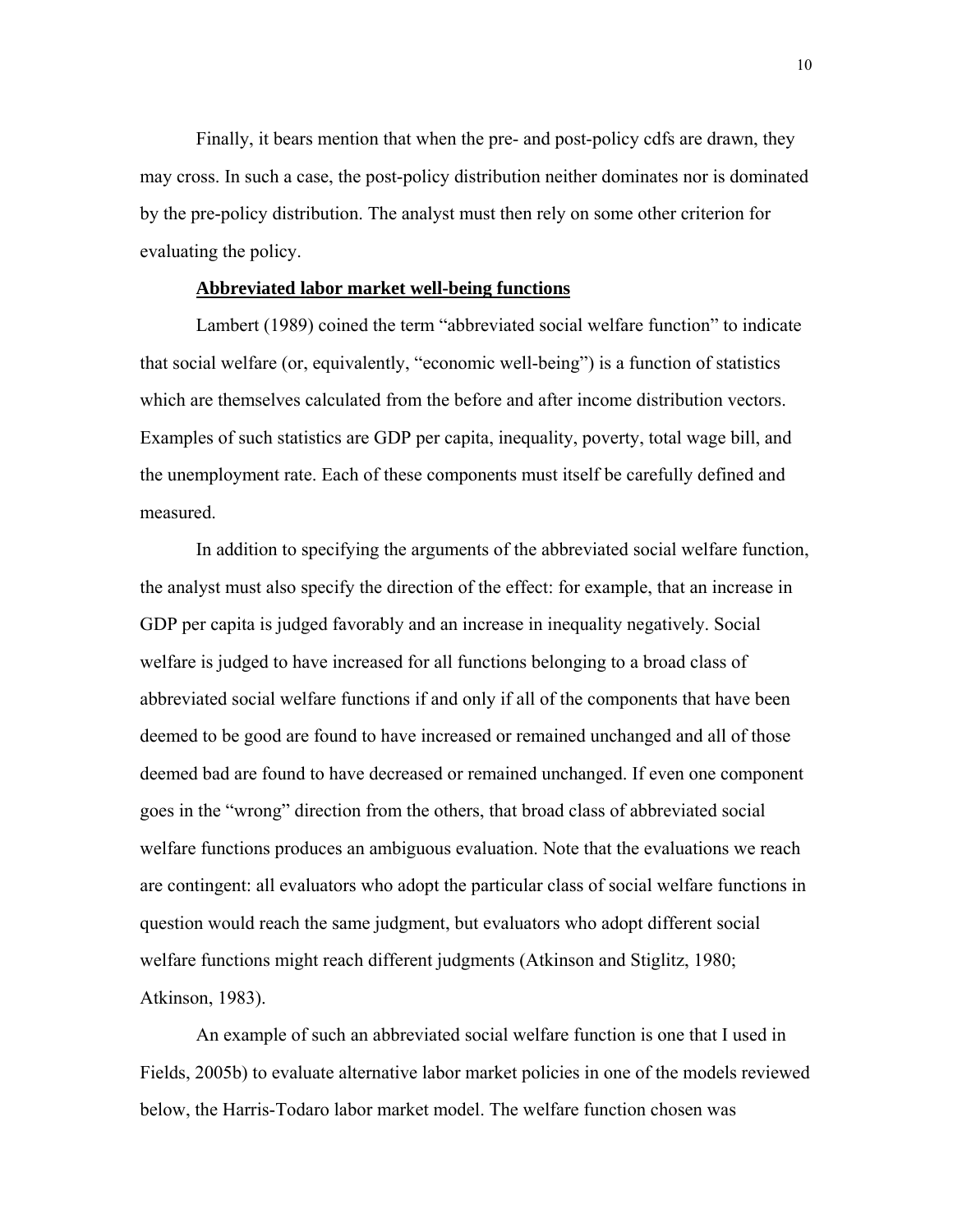Finally, it bears mention that when the pre- and post-policy cdfs are drawn, they may cross. In such a case, the post-policy distribution neither dominates nor is dominated by the pre-policy distribution. The analyst must then rely on some other criterion for evaluating the policy.

**Abbreviated labor market well-being functions**

Lambert (1989) coined the term "abbreviated social welfare function" to indicate that social welfare (or, equivalently, "economic well-being") is a function of statistics which are themselves calculated from the before and after income distribution vectors. Examples of such statistics are GDP per capita, inequality, poverty, total wage bill, and the unemployment rate. Each of these components must itself be carefully defined and measured.

In addition to specifying the arguments of the abbreviated social welfare function, the analyst must also specify the direction of the effect: for example, that an increase in GDP per capita is judged favorably and an increase in inequality negatively. Social welfare is judged to have increased for all functions belonging to a broad class of abbreviated social welfare functions if and only if all of the components that have been deemed to be good are found to have increased or remained unchanged and all of those deemed bad are found to have decreased or remained unchanged. If even one component goes in the "wrong" direction from the others, that broad class of abbreviated social welfare functions produces an ambiguous evaluation. Note that the evaluations we reach are contingent: all evaluators who adopt the particular class of social welfare functions in question would reach the same judgment, but evaluators who adopt different social welfare functions might reach different judgments (Atkinson and Stiglitz, 1980; Atkinson, 1983).

An example of such an abbreviated social welfare function is one that I used in Fields, 2005b) to evaluate alternative labor market policies in one of the models reviewed below, the Harris-Todaro labor market model. The welfare function chosen was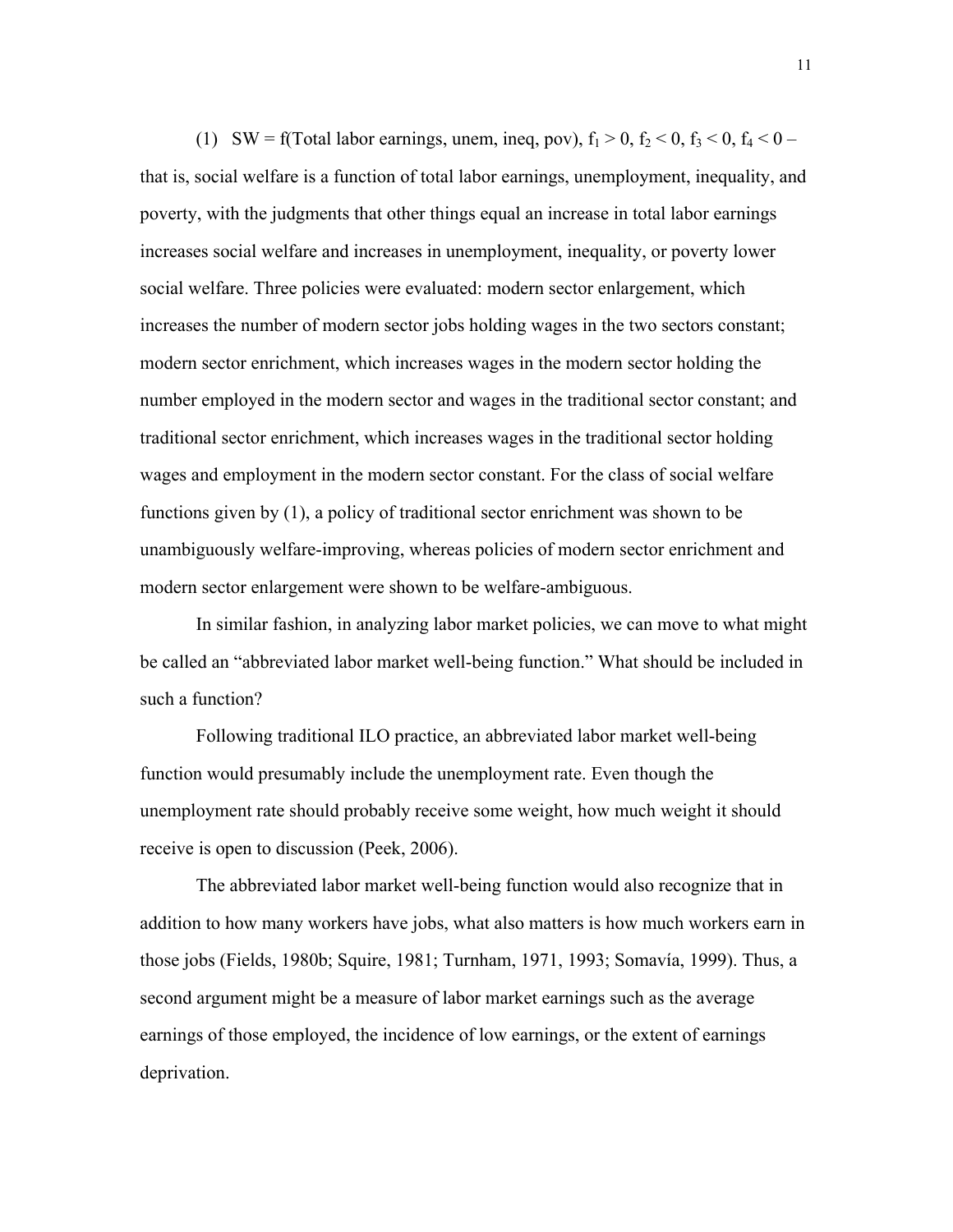(1) $SW = f(\text{Total labor earnings, unem, ineq, pov})$, $f_1 > 0$, $f_2 < 0$, $f_3 < 0$, $f_4 < 0$ – that is, social welfare is a function of total labor earnings, unemployment, inequality, and poverty, with the judgments that other things equal an increase in total labor earnings increases social welfare and increases in unemployment, inequality, or poverty lower social welfare. Three policies were evaluated: modern sector enlargement, which increases the number of modern sector jobs holding wages in the two sectors constant; modern sector enrichment, which increases wages in the modern sector holding the number employed in the modern sector and wages in the traditional sector constant; and traditional sector enrichment, which increases wages in the traditional sector holding wages and employment in the modern sector constant. For the class of social welfare functions given by (1), a policy of traditional sector enrichment was shown to be unambiguously welfare-improving, whereas policies of modern sector enrichment and modern sector enlargement were shown to be welfare-ambiguous.

In similar fashion, in analyzing labor market policies, we can move to what might be called an "abbreviated labor market well-being function." What should be included in such a function?

Following traditional ILO practice, an abbreviated labor market well-being function would presumably include the unemployment rate. Even though the unemployment rate should probably receive some weight, how much weight it should receive is open to discussion (Peek, 2006).

The abbreviated labor market well-being function would also recognize that in addition to how many workers have jobs, what also matters is how much workers earn in those jobs (Fields, 1980b; Squire, 1981; Turnham, 1971, 1993; Somavía, 1999). Thus, a second argument might be a measure of labor market earnings such as the average earnings of those employed, the incidence of low earnings, or the extent of earnings deprivation.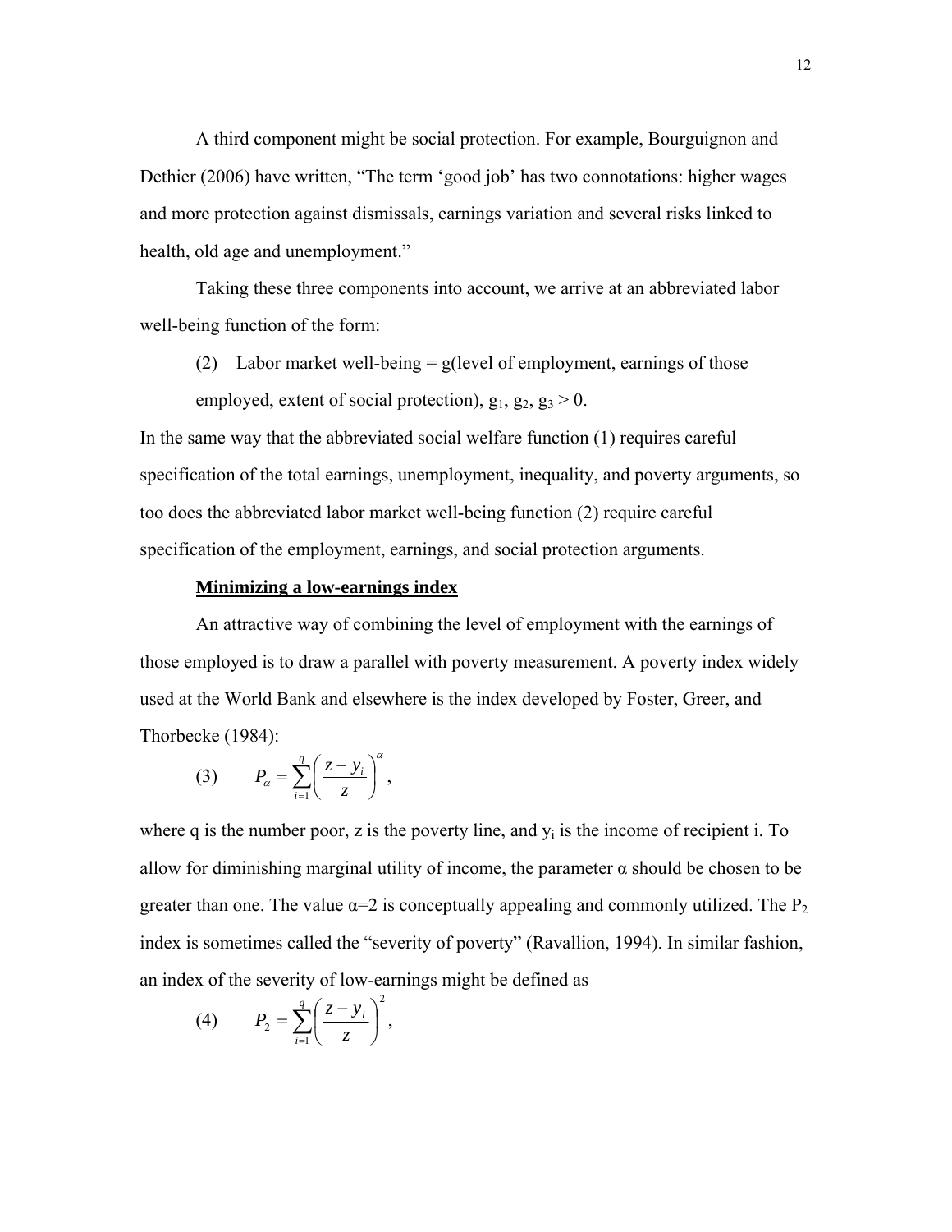A third component might be social protection. For example, Bourguignon and Dethier (2006) have written, "The term 'good job' has two connotations: higher wages and more protection against dismissals, earnings variation and several risks linked to health, old age and unemployment."

Taking these three components into account, we arrive at an abbreviated labor well-being function of the form:

(2) Labor market well-being = g(level of employment, earnings of those employed, extent of social protection), $g_1$, $g_2$, $g_3 > 0$.

In the same way that the abbreviated social welfare function (1) requires careful specification of the total earnings, unemployment, inequality, and poverty arguments, so too does the abbreviated labor market well-being function (2) require careful specification of the employment, earnings, and social protection arguments.

**Minimizing a low-earnings index**

An attractive way of combining the level of employment with the earnings of those employed is to draw a parallel with poverty measurement. A poverty index widely used at the World Bank and elsewhere is the index developed by Foster, Greer, and Thorbecke (1984):

$$(3) \qquad P_\alpha = \sum_{i=1}^{q} \left( \frac{z - y_i}{z} \right)^\alpha ,$$

where q is the number poor, z is the poverty line, and $y_i$ is the income of recipient i. To allow for diminishing marginal utility of income, the parameter α should be chosen to be greater than one. The value α=2 is conceptually appealing and commonly utilized. The $P_2$ index is sometimes called the "severity of poverty" (Ravallion, 1994). In similar fashion, an index of the severity of low-earnings might be defined as

$$(4) \qquad P_2 = \sum_{i=1}^{q} \left( \frac{z - y_i}{z} \right)^2 ,$$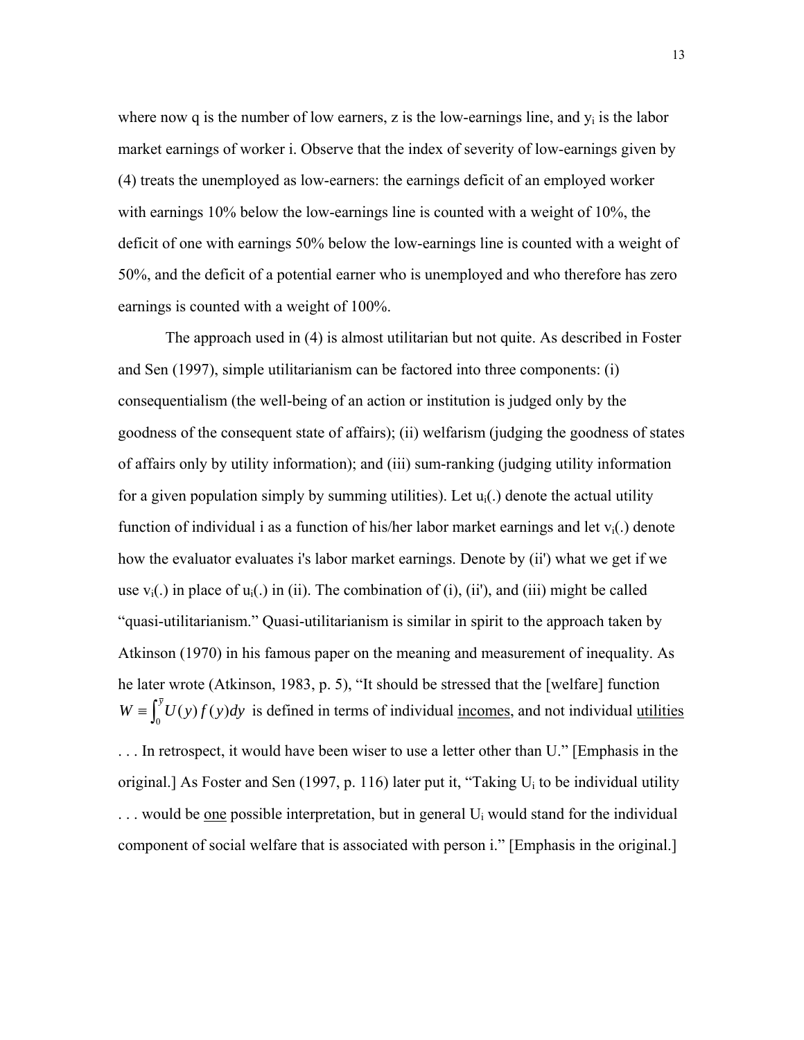where now q is the number of low earners, z is the low-earnings line, and $y_i$ is the labor market earnings of worker i. Observe that the index of severity of low-earnings given by (4) treats the unemployed as low-earners: the earnings deficit of an employed worker with earnings 10% below the low-earnings line is counted with a weight of 10%, the deficit of one with earnings 50% below the low-earnings line is counted with a weight of 50%, and the deficit of a potential earner who is unemployed and who therefore has zero earnings is counted with a weight of 100%.

The approach used in (4) is almost utilitarian but not quite. As described in Foster and Sen (1997), simple utilitarianism can be factored into three components: (i) consequentialism (the well-being of an action or institution is judged only by the goodness of the consequent state of affairs); (ii) welfarism (judging the goodness of states of affairs only by utility information); and (iii) sum-ranking (judging utility information for a given population simply by summing utilities). Let $u_i(.)$ denote the actual utility function of individual i as a function of his/her labor market earnings and let $v_i(.)$ denote how the evaluator evaluates i's labor market earnings. Denote by (ii') what we get if we use $v_i(.)$ in place of $u_i(.)$ in (ii). The combination of (i), (ii'), and (iii) might be called "quasi-utilitarianism." Quasi-utilitarianism is similar in spirit to the approach taken by Atkinson (1970) in his famous paper on the meaning and measurement of inequality. As he later wrote (Atkinson, 1983, p. 5), "It should be stressed that the [welfare] function $W \equiv \int_0^{\bar{y}} U(y) f(y) dy$ is defined in terms of individual <u>incomes</u>, and not individual <u>utilities</u> . . . In retrospect, it would have been wiser to use a letter other than U." [Emphasis in the original.] As Foster and Sen (1997, p. 116) later put it, "Taking $U_i$ to be individual utility . . . would be <u>one</u> possible interpretation, but in general $U_i$ would stand for the individual component of social welfare that is associated with person i." [Emphasis in the original.]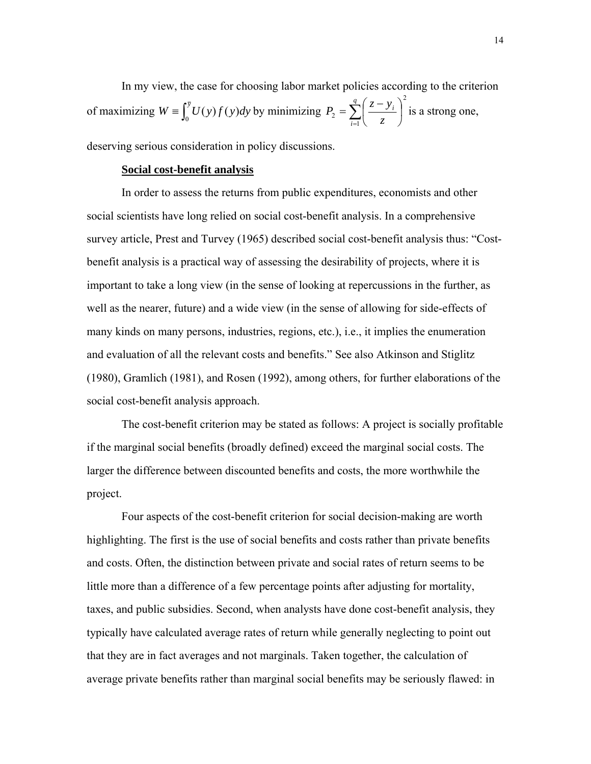In my view, the case for choosing labor market policies according to the criterion of maximizing $W \equiv \int_0^{\bar{y}} U(y) f(y) dy$ by minimizing $P_2 = \sum_{i=1}^{q} \left( \frac{z - y_i}{z} \right)^2$ is a strong one, deserving serious consideration in policy discussions.

**Social cost-benefit analysis**

In order to assess the returns from public expenditures, economists and other social scientists have long relied on social cost-benefit analysis. In a comprehensive survey article, Prest and Turvey (1965) described social cost-benefit analysis thus: "Cost-benefit analysis is a practical way of assessing the desirability of projects, where it is important to take a long view (in the sense of looking at repercussions in the further, as well as the nearer, future) and a wide view (in the sense of allowing for side-effects of many kinds on many persons, industries, regions, etc.), i.e., it implies the enumeration and evaluation of all the relevant costs and benefits." See also Atkinson and Stiglitz (1980), Gramlich (1981), and Rosen (1992), among others, for further elaborations of the social cost-benefit analysis approach.

The cost-benefit criterion may be stated as follows: A project is socially profitable if the marginal social benefits (broadly defined) exceed the marginal social costs. The larger the difference between discounted benefits and costs, the more worthwhile the project.

Four aspects of the cost-benefit criterion for social decision-making are worth highlighting. The first is the use of social benefits and costs rather than private benefits and costs. Often, the distinction between private and social rates of return seems to be little more than a difference of a few percentage points after adjusting for mortality, taxes, and public subsidies. Second, when analysts have done cost-benefit analysis, they typically have calculated average rates of return while generally neglecting to point out that they are in fact averages and not marginals. Taken together, the calculation of average private benefits rather than marginal social benefits may be seriously flawed: in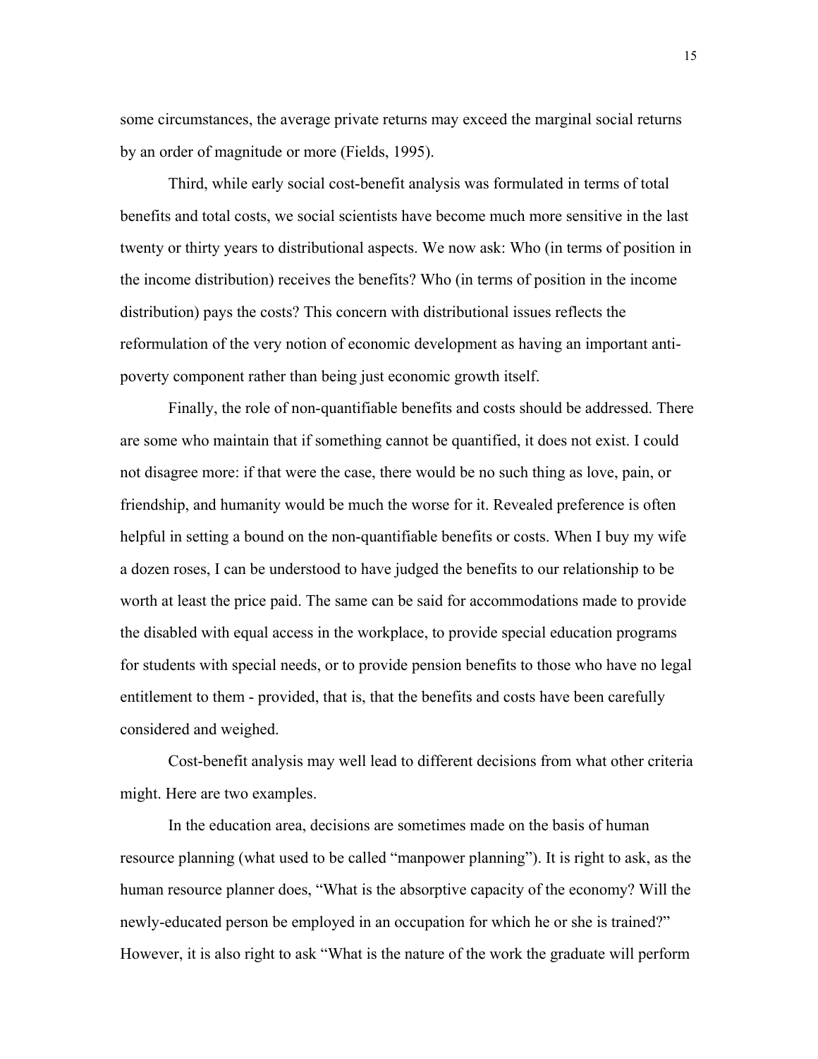some circumstances, the average private returns may exceed the marginal social returns by an order of magnitude or more (Fields, 1995).

Third, while early social cost-benefit analysis was formulated in terms of total benefits and total costs, we social scientists have become much more sensitive in the last twenty or thirty years to distributional aspects. We now ask: Who (in terms of position in the income distribution) receives the benefits? Who (in terms of position in the income distribution) pays the costs? This concern with distributional issues reflects the reformulation of the very notion of economic development as having an important anti-poverty component rather than being just economic growth itself.

Finally, the role of non-quantifiable benefits and costs should be addressed. There are some who maintain that if something cannot be quantified, it does not exist. I could not disagree more: if that were the case, there would be no such thing as love, pain, or friendship, and humanity would be much the worse for it. Revealed preference is often helpful in setting a bound on the non-quantifiable benefits or costs. When I buy my wife a dozen roses, I can be understood to have judged the benefits to our relationship to be worth at least the price paid. The same can be said for accommodations made to provide the disabled with equal access in the workplace, to provide special education programs for students with special needs, or to provide pension benefits to those who have no legal entitlement to them - provided, that is, that the benefits and costs have been carefully considered and weighed.

Cost-benefit analysis may well lead to different decisions from what other criteria might. Here are two examples.

In the education area, decisions are sometimes made on the basis of human resource planning (what used to be called "manpower planning"). It is right to ask, as the human resource planner does, "What is the absorptive capacity of the economy? Will the newly-educated person be employed in an occupation for which he or she is trained?" However, it is also right to ask "What is the nature of the work the graduate will perform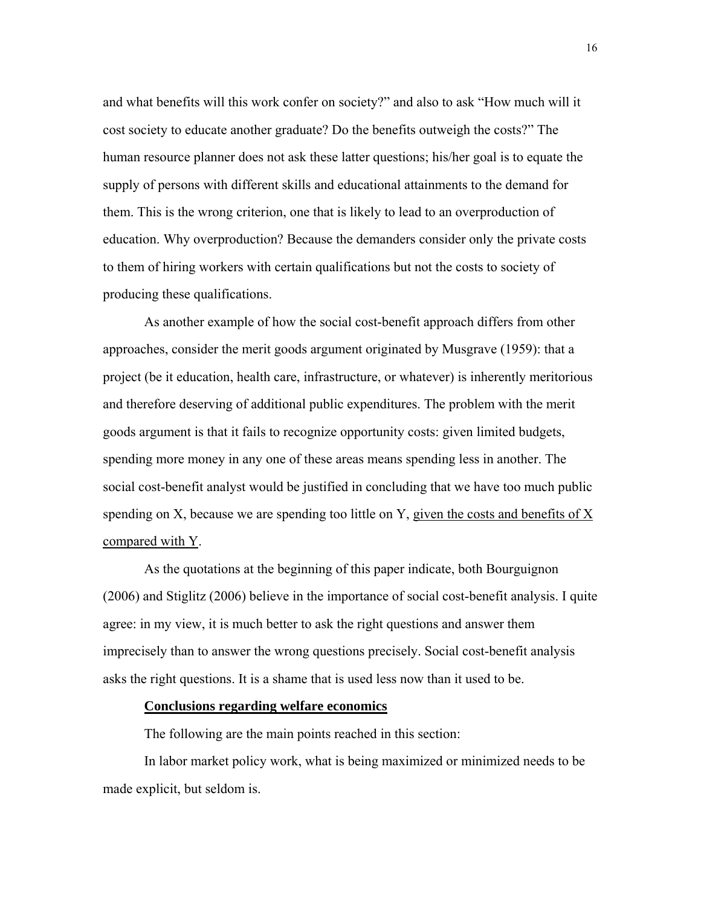and what benefits will this work confer on society?" and also to ask "How much will it cost society to educate another graduate? Do the benefits outweigh the costs?" The human resource planner does not ask these latter questions; his/her goal is to equate the supply of persons with different skills and educational attainments to the demand for them. This is the wrong criterion, one that is likely to lead to an overproduction of education. Why overproduction? Because the demanders consider only the private costs to them of hiring workers with certain qualifications but not the costs to society of producing these qualifications.

As another example of how the social cost-benefit approach differs from other approaches, consider the merit goods argument originated by Musgrave (1959): that a project (be it education, health care, infrastructure, or whatever) is inherently meritorious and therefore deserving of additional public expenditures. The problem with the merit goods argument is that it fails to recognize opportunity costs: given limited budgets, spending more money in any one of these areas means spending less in another. The social cost-benefit analyst would be justified in concluding that we have too much public spending on X, because we are spending too little on Y, <u>given the costs and benefits of X compared with Y</u>.

As the quotations at the beginning of this paper indicate, both Bourguignon (2006) and Stiglitz (2006) believe in the importance of social cost-benefit analysis. I quite agree: in my view, it is much better to ask the right questions and answer them imprecisely than to answer the wrong questions precisely. Social cost-benefit analysis asks the right questions. It is a shame that is used less now than it used to be.

**<u>Conclusions regarding welfare economics</u>**

The following are the main points reached in this section:

In labor market policy work, what is being maximized or minimized needs to be made explicit, but seldom is.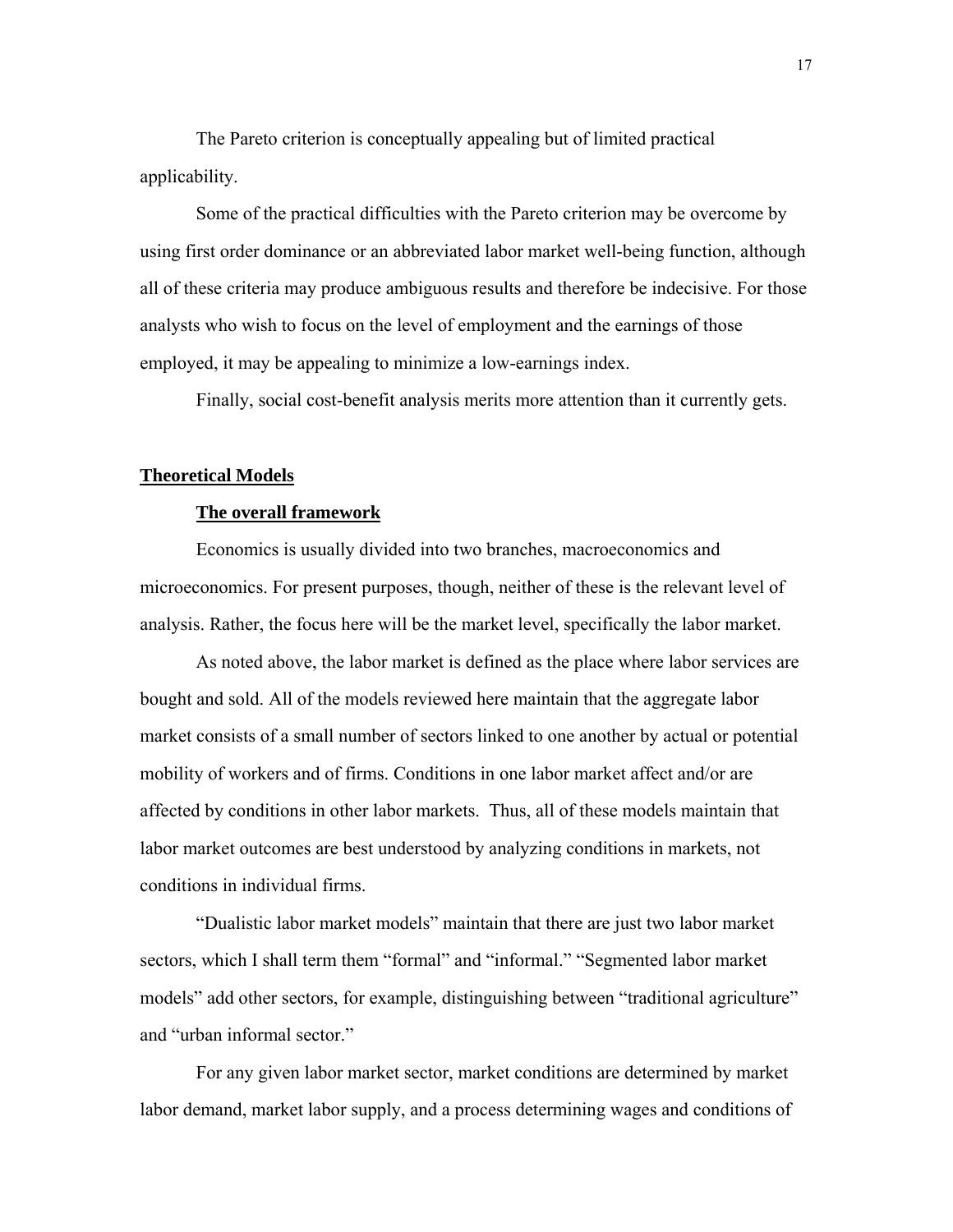The Pareto criterion is conceptually appealing but of limited practical applicability.

Some of the practical difficulties with the Pareto criterion may be overcome by using first order dominance or an abbreviated labor market well-being function, although all of these criteria may produce ambiguous results and therefore be indecisive. For those analysts who wish to focus on the level of employment and the earnings of those employed, it may be appealing to minimize a low-earnings index.

Finally, social cost-benefit analysis merits more attention than it currently gets.

## Theoretical Models

### The overall framework

Economics is usually divided into two branches, macroeconomics and microeconomics. For present purposes, though, neither of these is the relevant level of analysis. Rather, the focus here will be the market level, specifically the labor market.

As noted above, the labor market is defined as the place where labor services are bought and sold. All of the models reviewed here maintain that the aggregate labor market consists of a small number of sectors linked to one another by actual or potential mobility of workers and of firms. Conditions in one labor market affect and/or are affected by conditions in other labor markets. Thus, all of these models maintain that labor market outcomes are best understood by analyzing conditions in markets, not conditions in individual firms.

"Dualistic labor market models" maintain that there are just two labor market sectors, which I shall term them "formal" and "informal." "Segmented labor market models" add other sectors, for example, distinguishing between "traditional agriculture" and "urban informal sector."

For any given labor market sector, market conditions are determined by market labor demand, market labor supply, and a process determining wages and conditions of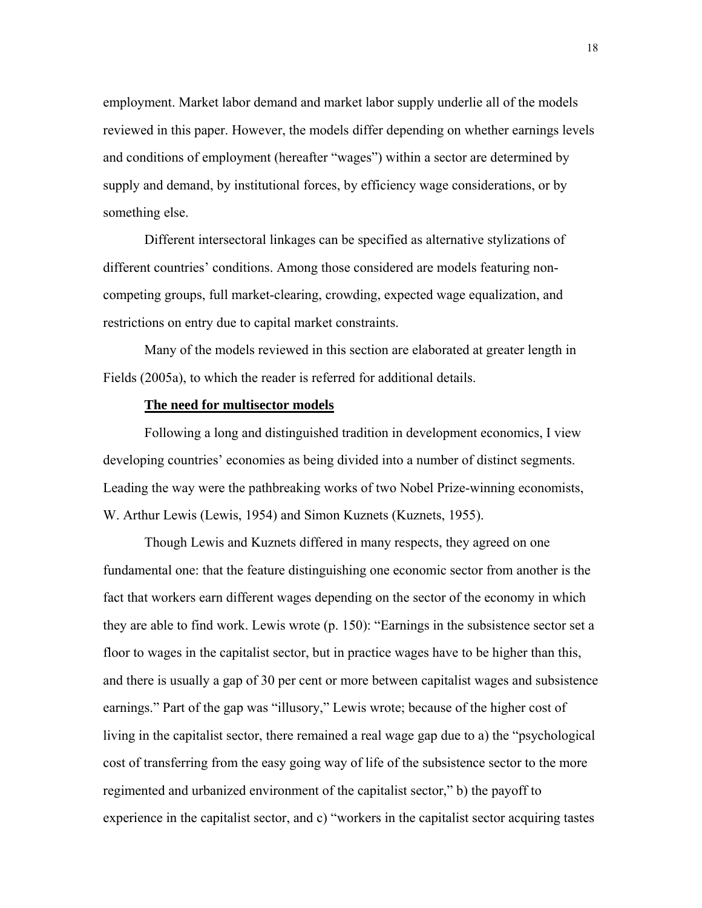employment. Market labor demand and market labor supply underlie all of the models reviewed in this paper. However, the models differ depending on whether earnings levels and conditions of employment (hereafter "wages") within a sector are determined by supply and demand, by institutional forces, by efficiency wage considerations, or by something else.

Different intersectoral linkages can be specified as alternative stylizations of different countries' conditions. Among those considered are models featuring non-competing groups, full market-clearing, crowding, expected wage equalization, and restrictions on entry due to capital market constraints.

Many of the models reviewed in this section are elaborated at greater length in Fields (2005a), to which the reader is referred for additional details.

**The need for multisector models**

Following a long and distinguished tradition in development economics, I view developing countries' economies as being divided into a number of distinct segments. Leading the way were the pathbreaking works of two Nobel Prize-winning economists, W. Arthur Lewis (Lewis, 1954) and Simon Kuznets (Kuznets, 1955).

Though Lewis and Kuznets differed in many respects, they agreed on one fundamental one: that the feature distinguishing one economic sector from another is the fact that workers earn different wages depending on the sector of the economy in which they are able to find work. Lewis wrote (p. 150): "Earnings in the subsistence sector set a floor to wages in the capitalist sector, but in practice wages have to be higher than this, and there is usually a gap of 30 per cent or more between capitalist wages and subsistence earnings." Part of the gap was "illusory," Lewis wrote; because of the higher cost of living in the capitalist sector, there remained a real wage gap due to a) the "psychological cost of transferring from the easy going way of life of the subsistence sector to the more regimented and urbanized environment of the capitalist sector," b) the payoff to experience in the capitalist sector, and c) "workers in the capitalist sector acquiring tastes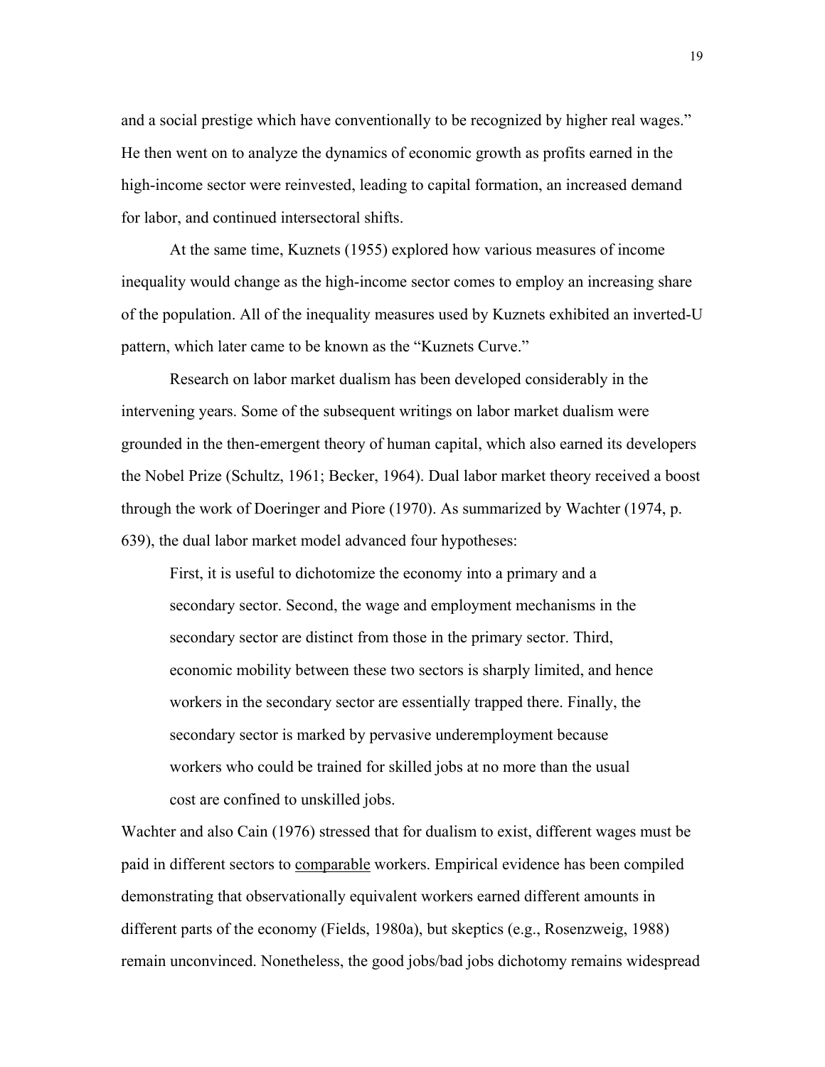and a social prestige which have conventionally to be recognized by higher real wages." He then went on to analyze the dynamics of economic growth as profits earned in the high-income sector were reinvested, leading to capital formation, an increased demand for labor, and continued intersectoral shifts.

At the same time, Kuznets (1955) explored how various measures of income inequality would change as the high-income sector comes to employ an increasing share of the population. All of the inequality measures used by Kuznets exhibited an inverted-U pattern, which later came to be known as the "Kuznets Curve."

Research on labor market dualism has been developed considerably in the intervening years. Some of the subsequent writings on labor market dualism were grounded in the then-emergent theory of human capital, which also earned its developers the Nobel Prize (Schultz, 1961; Becker, 1964). Dual labor market theory received a boost through the work of Doeringer and Piore (1970). As summarized by Wachter (1974, p. 639), the dual labor market model advanced four hypotheses:

> First, it is useful to dichotomize the economy into a primary and a secondary sector. Second, the wage and employment mechanisms in the secondary sector are distinct from those in the primary sector. Third, economic mobility between these two sectors is sharply limited, and hence workers in the secondary sector are essentially trapped there. Finally, the secondary sector is marked by pervasive underemployment because workers who could be trained for skilled jobs at no more than the usual cost are confined to unskilled jobs.

Wachter and also Cain (1976) stressed that for dualism to exist, different wages must be paid in different sectors to <u>comparable</u> workers. Empirical evidence has been compiled demonstrating that observationally equivalent workers earned different amounts in different parts of the economy (Fields, 1980a), but skeptics (e.g., Rosenzweig, 1988) remain unconvinced. Nonetheless, the good jobs/bad jobs dichotomy remains widespread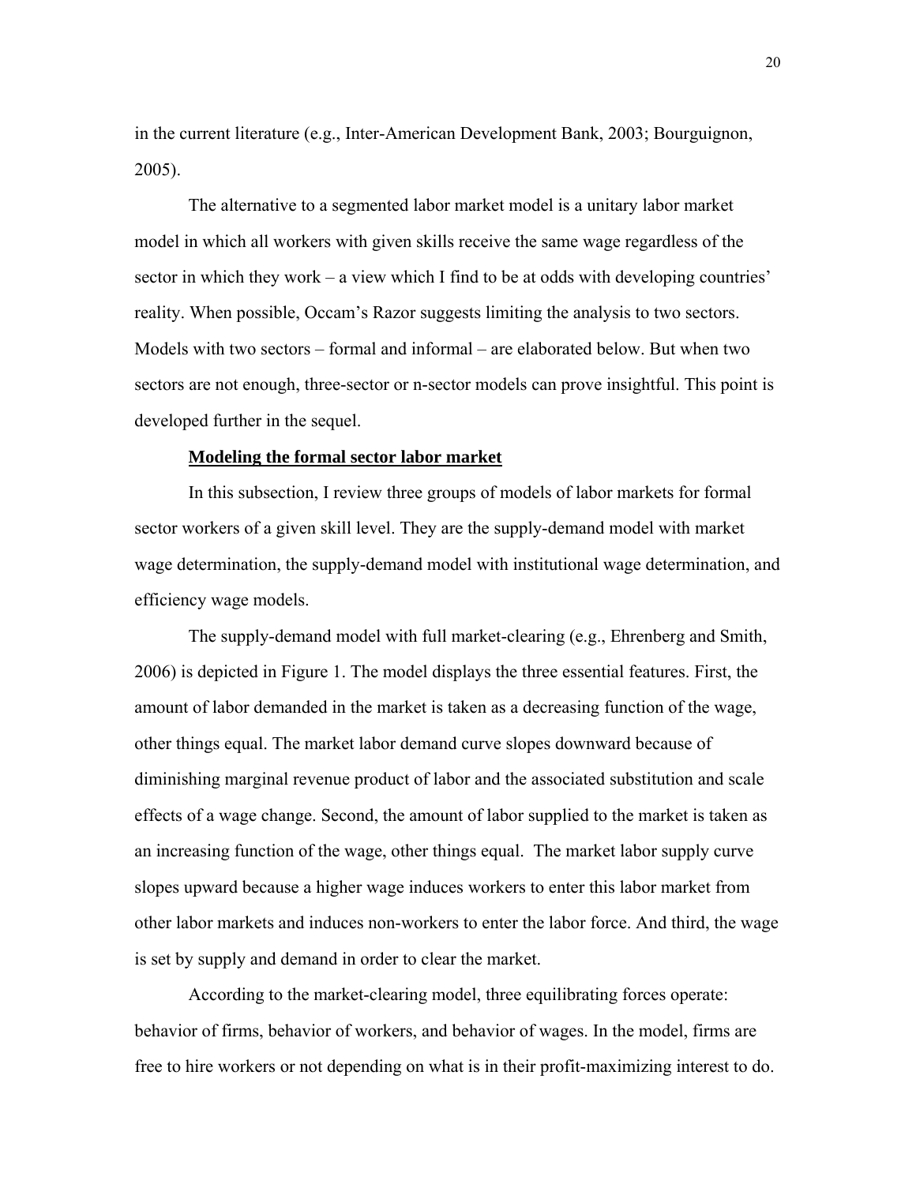in the current literature (e.g., Inter-American Development Bank, 2003; Bourguignon, 2005).

The alternative to a segmented labor market model is a unitary labor market model in which all workers with given skills receive the same wage regardless of the sector in which they work – a view which I find to be at odds with developing countries' reality. When possible, Occam's Razor suggests limiting the analysis to two sectors. Models with two sectors – formal and informal – are elaborated below. But when two sectors are not enough, three-sector or n-sector models can prove insightful. This point is developed further in the sequel.

**Modeling the formal sector labor market**

In this subsection, I review three groups of models of labor markets for formal sector workers of a given skill level. They are the supply-demand model with market wage determination, the supply-demand model with institutional wage determination, and efficiency wage models.

The supply-demand model with full market-clearing (e.g., Ehrenberg and Smith, 2006) is depicted in Figure 1. The model displays the three essential features. First, the amount of labor demanded in the market is taken as a decreasing function of the wage, other things equal. The market labor demand curve slopes downward because of diminishing marginal revenue product of labor and the associated substitution and scale effects of a wage change. Second, the amount of labor supplied to the market is taken as an increasing function of the wage, other things equal. The market labor supply curve slopes upward because a higher wage induces workers to enter this labor market from other labor markets and induces non-workers to enter the labor force. And third, the wage is set by supply and demand in order to clear the market.

According to the market-clearing model, three equilibrating forces operate: behavior of firms, behavior of workers, and behavior of wages. In the model, firms are free to hire workers or not depending on what is in their profit-maximizing interest to do.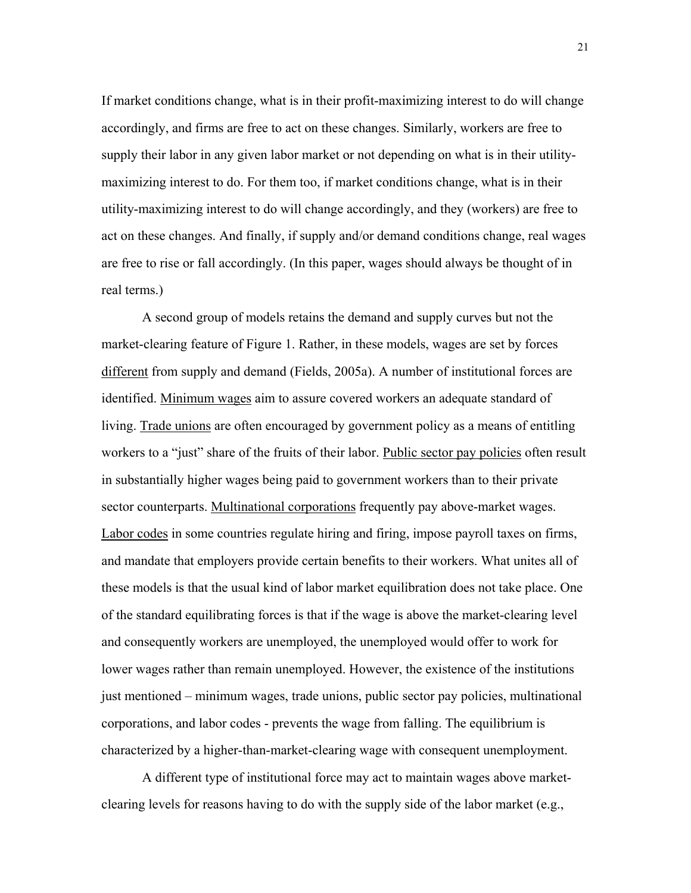If market conditions change, what is in their profit-maximizing interest to do will change accordingly, and firms are free to act on these changes. Similarly, workers are free to supply their labor in any given labor market or not depending on what is in their utility-maximizing interest to do. For them too, if market conditions change, what is in their utility-maximizing interest to do will change accordingly, and they (workers) are free to act on these changes. And finally, if supply and/or demand conditions change, real wages are free to rise or fall accordingly. (In this paper, wages should always be thought of in real terms.)

A second group of models retains the demand and supply curves but not the market-clearing feature of Figure 1. Rather, in these models, wages are set by forces different from supply and demand (Fields, 2005a). A number of institutional forces are identified. Minimum wages aim to assure covered workers an adequate standard of living. Trade unions are often encouraged by government policy as a means of entitling workers to a "just" share of the fruits of their labor. Public sector pay policies often result in substantially higher wages being paid to government workers than to their private sector counterparts. Multinational corporations frequently pay above-market wages. Labor codes in some countries regulate hiring and firing, impose payroll taxes on firms, and mandate that employers provide certain benefits to their workers. What unites all of these models is that the usual kind of labor market equilibration does not take place. One of the standard equilibrating forces is that if the wage is above the market-clearing level and consequently workers are unemployed, the unemployed would offer to work for lower wages rather than remain unemployed. However, the existence of the institutions just mentioned – minimum wages, trade unions, public sector pay policies, multinational corporations, and labor codes - prevents the wage from falling. The equilibrium is characterized by a higher-than-market-clearing wage with consequent unemployment.

A different type of institutional force may act to maintain wages above market-clearing levels for reasons having to do with the supply side of the labor market (e.g.,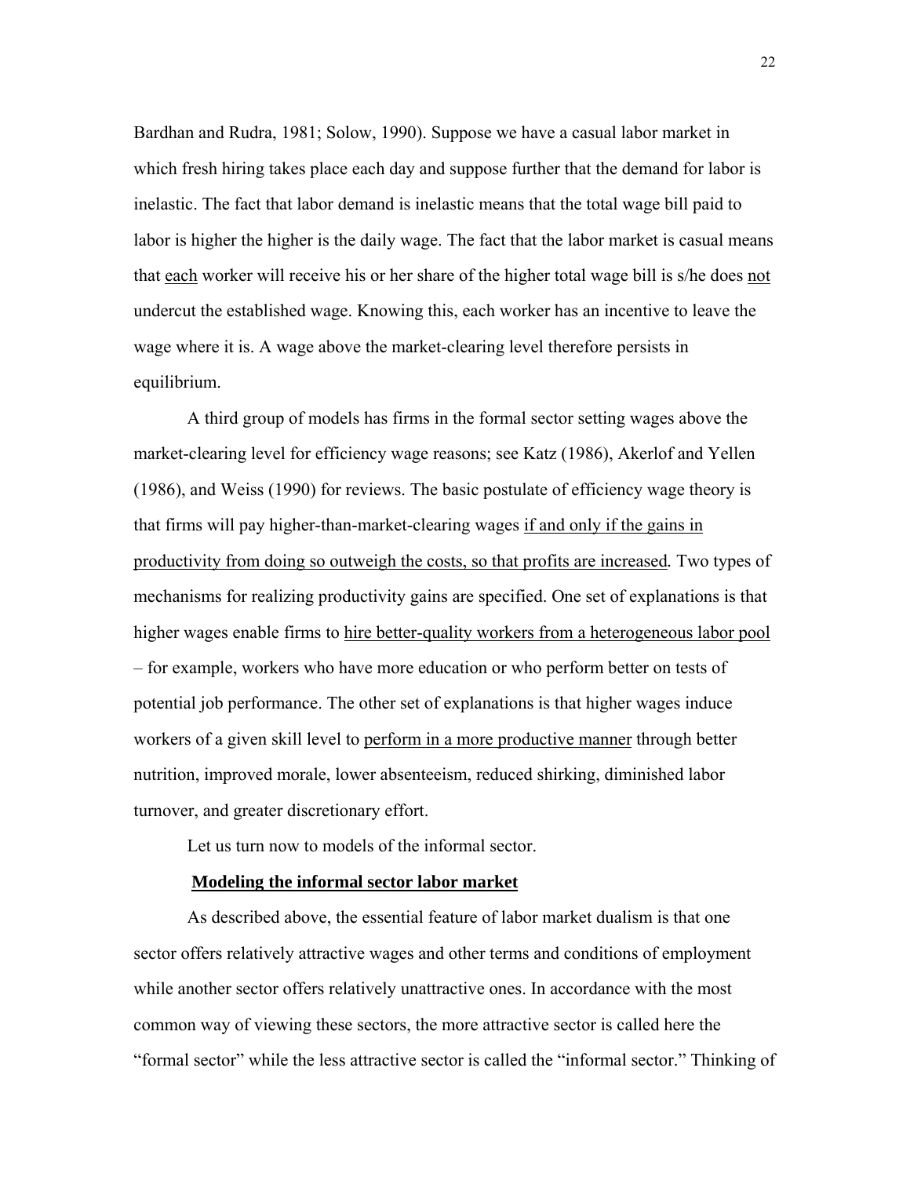Bardhan and Rudra, 1981; Solow, 1990). Suppose we have a casual labor market in which fresh hiring takes place each day and suppose further that the demand for labor is inelastic. The fact that labor demand is inelastic means that the total wage bill paid to labor is higher the higher is the daily wage. The fact that the labor market is casual means that <u>each</u> worker will receive his or her share of the higher total wage bill is s/he does <u>not</u> undercut the established wage. Knowing this, each worker has an incentive to leave the wage where it is. A wage above the market-clearing level therefore persists in equilibrium.

A third group of models has firms in the formal sector setting wages above the market-clearing level for efficiency wage reasons; see Katz (1986), Akerlof and Yellen (1986), and Weiss (1990) for reviews. The basic postulate of efficiency wage theory is that firms will pay higher-than-market-clearing wages <u>if and only if the gains in productivity from doing so outweigh the costs, so that profits are increased</u>. Two types of mechanisms for realizing productivity gains are specified. One set of explanations is that higher wages enable firms to <u>hire better-quality workers from a heterogeneous labor pool</u> – for example, workers who have more education or who perform better on tests of potential job performance. The other set of explanations is that higher wages induce workers of a given skill level to <u>perform in a more productive manner</u> through better nutrition, improved morale, lower absenteeism, reduced shirking, diminished labor turnover, and greater discretionary effort.

Let us turn now to models of the informal sector.

## Modeling the informal sector labor market

As described above, the essential feature of labor market dualism is that one sector offers relatively attractive wages and other terms and conditions of employment while another sector offers relatively unattractive ones. In accordance with the most common way of viewing these sectors, the more attractive sector is called here the "formal sector" while the less attractive sector is called the "informal sector." Thinking of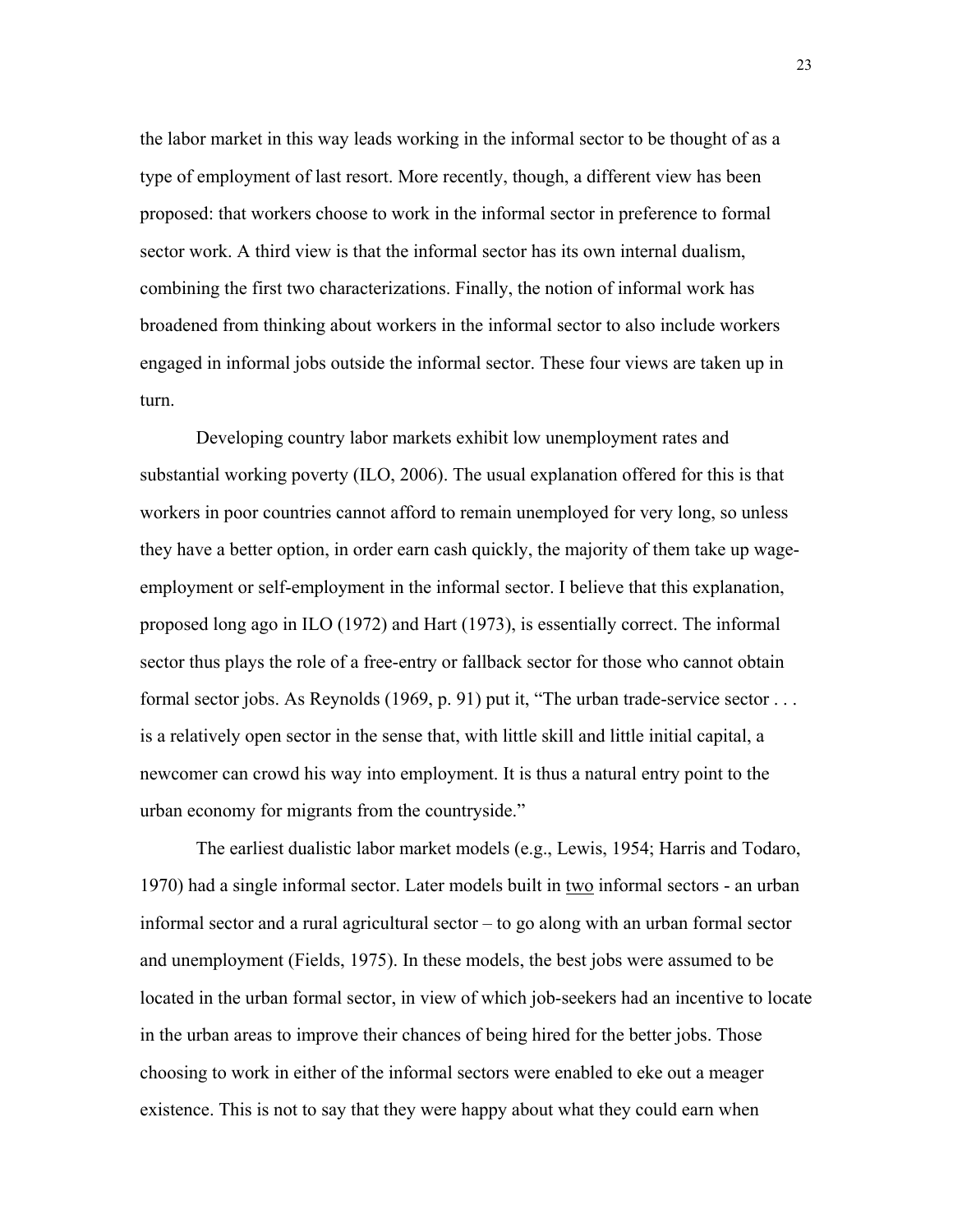the labor market in this way leads working in the informal sector to be thought of as a type of employment of last resort. More recently, though, a different view has been proposed: that workers choose to work in the informal sector in preference to formal sector work. A third view is that the informal sector has its own internal dualism, combining the first two characterizations. Finally, the notion of informal work has broadened from thinking about workers in the informal sector to also include workers engaged in informal jobs outside the informal sector. These four views are taken up in turn.

Developing country labor markets exhibit low unemployment rates and substantial working poverty (ILO, 2006). The usual explanation offered for this is that workers in poor countries cannot afford to remain unemployed for very long, so unless they have a better option, in order earn cash quickly, the majority of them take up wage-employment or self-employment in the informal sector. I believe that this explanation, proposed long ago in ILO (1972) and Hart (1973), is essentially correct. The informal sector thus plays the role of a free-entry or fallback sector for those who cannot obtain formal sector jobs. As Reynolds (1969, p. 91) put it, "The urban trade-service sector . . . is a relatively open sector in the sense that, with little skill and little initial capital, a newcomer can crowd his way into employment. It is thus a natural entry point to the urban economy for migrants from the countryside."

The earliest dualistic labor market models (e.g., Lewis, 1954; Harris and Todaro, 1970) had a single informal sector. Later models built in <u>two</u> informal sectors - an urban informal sector and a rural agricultural sector – to go along with an urban formal sector and unemployment (Fields, 1975). In these models, the best jobs were assumed to be located in the urban formal sector, in view of which job-seekers had an incentive to locate in the urban areas to improve their chances of being hired for the better jobs. Those choosing to work in either of the informal sectors were enabled to eke out a meager existence. This is not to say that they were happy about what they could earn when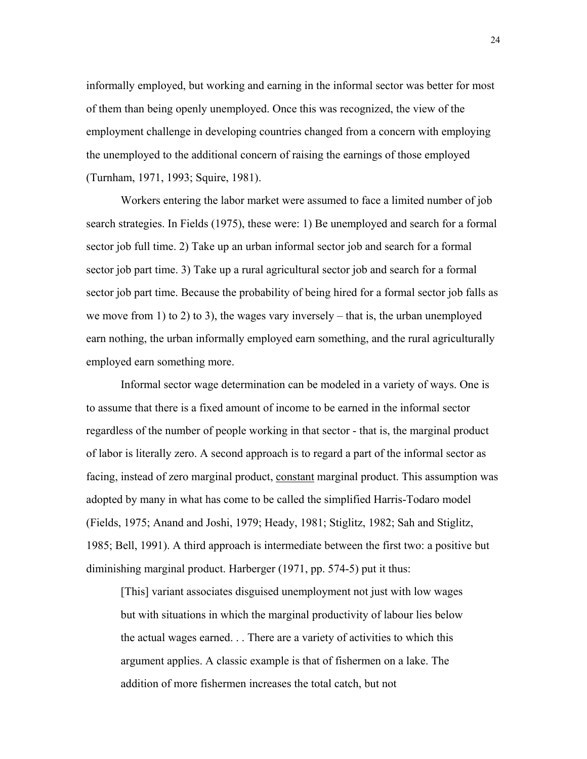informally employed, but working and earning in the informal sector was better for most of them than being openly unemployed. Once this was recognized, the view of the employment challenge in developing countries changed from a concern with employing the unemployed to the additional concern of raising the earnings of those employed (Turnham, 1971, 1993; Squire, 1981).

Workers entering the labor market were assumed to face a limited number of job search strategies. In Fields (1975), these were: 1) Be unemployed and search for a formal sector job full time. 2) Take up an urban informal sector job and search for a formal sector job part time. 3) Take up a rural agricultural sector job and search for a formal sector job part time. Because the probability of being hired for a formal sector job falls as we move from 1) to 2) to 3), the wages vary inversely – that is, the urban unemployed earn nothing, the urban informally employed earn something, and the rural agriculturally employed earn something more.

Informal sector wage determination can be modeled in a variety of ways. One is to assume that there is a fixed amount of income to be earned in the informal sector regardless of the number of people working in that sector - that is, the marginal product of labor is literally zero. A second approach is to regard a part of the informal sector as facing, instead of zero marginal product, <u>constant</u> marginal product. This assumption was adopted by many in what has come to be called the simplified Harris-Todaro model (Fields, 1975; Anand and Joshi, 1979; Heady, 1981; Stiglitz, 1982; Sah and Stiglitz, 1985; Bell, 1991). A third approach is intermediate between the first two: a positive but diminishing marginal product. Harberger (1971, pp. 574-5) put it thus:

> [This] variant associates disguised unemployment not just with low wages but with situations in which the marginal productivity of labour lies below the actual wages earned. . . There are a variety of activities to which this argument applies. A classic example is that of fishermen on a lake. The addition of more fishermen increases the total catch, but not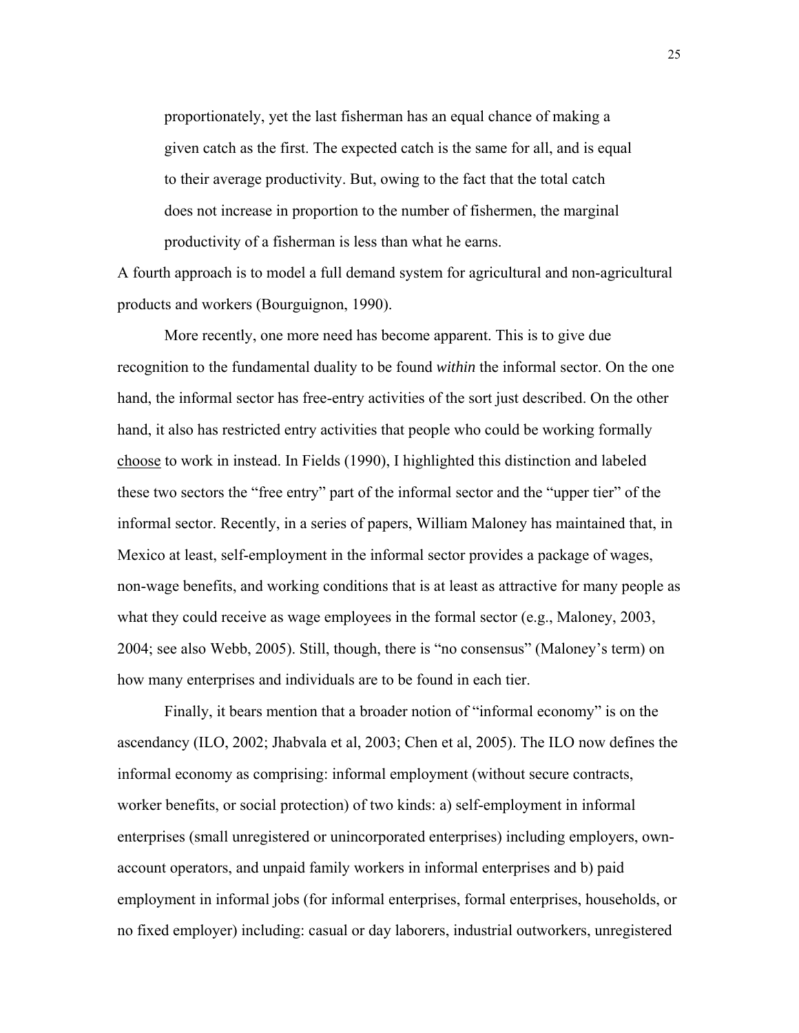> proportionately, yet the last fisherman has an equal chance of making a given catch as the first. The expected catch is the same for all, and is equal to their average productivity. But, owing to the fact that the total catch does not increase in proportion to the number of fishermen, the marginal productivity of a fisherman is less than what he earns.

A fourth approach is to model a full demand system for agricultural and non-agricultural products and workers (Bourguignon, 1990).

More recently, one more need has become apparent. This is to give due recognition to the fundamental duality to be found *within* the informal sector. On the one hand, the informal sector has free-entry activities of the sort just described. On the other hand, it also has restricted entry activities that people who could be working formally <u>choose</u> to work in instead. In Fields (1990), I highlighted this distinction and labeled these two sectors the "free entry" part of the informal sector and the "upper tier" of the informal sector. Recently, in a series of papers, William Maloney has maintained that, in Mexico at least, self-employment in the informal sector provides a package of wages, non-wage benefits, and working conditions that is at least as attractive for many people as what they could receive as wage employees in the formal sector (e.g., Maloney, 2003, 2004; see also Webb, 2005). Still, though, there is "no consensus" (Maloney's term) on how many enterprises and individuals are to be found in each tier.

Finally, it bears mention that a broader notion of "informal economy" is on the ascendancy (ILO, 2002; Jhabvala et al, 2003; Chen et al, 2005). The ILO now defines the informal economy as comprising: informal employment (without secure contracts, worker benefits, or social protection) of two kinds: a) self-employment in informal enterprises (small unregistered or unincorporated enterprises) including employers, own-account operators, and unpaid family workers in informal enterprises and b) paid employment in informal jobs (for informal enterprises, formal enterprises, households, or no fixed employer) including: casual or day laborers, industrial outworkers, unregistered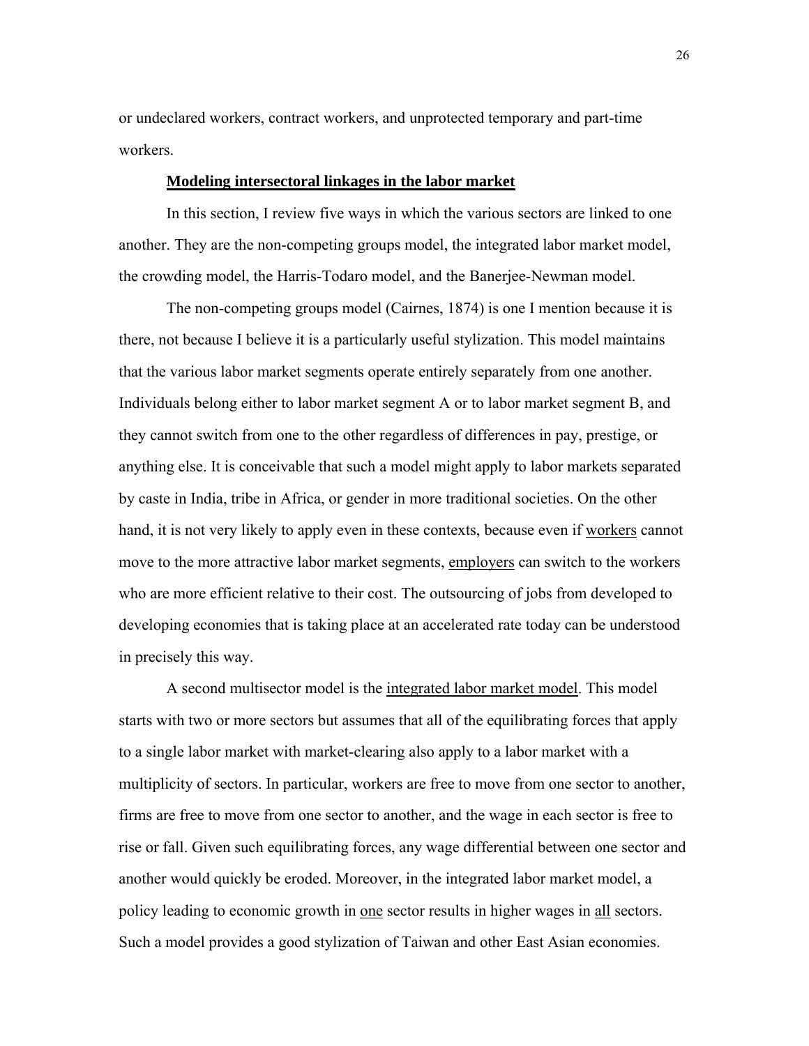or undeclared workers, contract workers, and unprotected temporary and part-time workers.

**<u>Modeling intersectoral linkages in the labor market</u>**

In this section, I review five ways in which the various sectors are linked to one another. They are the non-competing groups model, the integrated labor market model, the crowding model, the Harris-Todaro model, and the Banerjee-Newman model.

The non-competing groups model (Cairnes, 1874) is one I mention because it is there, not because I believe it is a particularly useful stylization. This model maintains that the various labor market segments operate entirely separately from one another. Individuals belong either to labor market segment A or to labor market segment B, and they cannot switch from one to the other regardless of differences in pay, prestige, or anything else. It is conceivable that such a model might apply to labor markets separated by caste in India, tribe in Africa, or gender in more traditional societies. On the other hand, it is not very likely to apply even in these contexts, because even if <u>workers</u> cannot move to the more attractive labor market segments, <u>employers</u> can switch to the workers who are more efficient relative to their cost. The outsourcing of jobs from developed to developing economies that is taking place at an accelerated rate today can be understood in precisely this way.

A second multisector model is the <u>integrated labor market model</u>. This model starts with two or more sectors but assumes that all of the equilibrating forces that apply to a single labor market with market-clearing also apply to a labor market with a multiplicity of sectors. In particular, workers are free to move from one sector to another, firms are free to move from one sector to another, and the wage in each sector is free to rise or fall. Given such equilibrating forces, any wage differential between one sector and another would quickly be eroded. Moreover, in the integrated labor market model, a policy leading to economic growth in <u>one</u> sector results in higher wages in <u>all</u> sectors. Such a model provides a good stylization of Taiwan and other East Asian economies.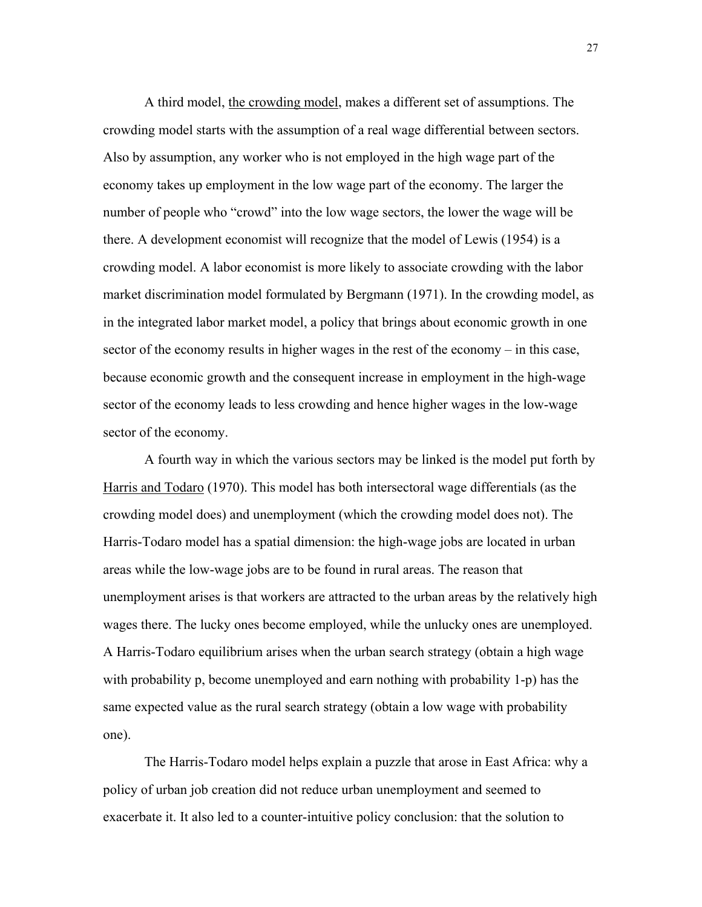A third model, <u>the crowding model</u>, makes a different set of assumptions. The crowding model starts with the assumption of a real wage differential between sectors. Also by assumption, any worker who is not employed in the high wage part of the economy takes up employment in the low wage part of the economy. The larger the number of people who "crowd" into the low wage sectors, the lower the wage will be there. A development economist will recognize that the model of Lewis (1954) is a crowding model. A labor economist is more likely to associate crowding with the labor market discrimination model formulated by Bergmann (1971). In the crowding model, as in the integrated labor market model, a policy that brings about economic growth in one sector of the economy results in higher wages in the rest of the economy – in this case, because economic growth and the consequent increase in employment in the high-wage sector of the economy leads to less crowding and hence higher wages in the low-wage sector of the economy.

A fourth way in which the various sectors may be linked is the model put forth by <u>Harris and Todaro</u> (1970). This model has both intersectoral wage differentials (as the crowding model does) and unemployment (which the crowding model does not). The Harris-Todaro model has a spatial dimension: the high-wage jobs are located in urban areas while the low-wage jobs are to be found in rural areas. The reason that unemployment arises is that workers are attracted to the urban areas by the relatively high wages there. The lucky ones become employed, while the unlucky ones are unemployed. A Harris-Todaro equilibrium arises when the urban search strategy (obtain a high wage with probability p, become unemployed and earn nothing with probability 1-p) has the same expected value as the rural search strategy (obtain a low wage with probability one).

The Harris-Todaro model helps explain a puzzle that arose in East Africa: why a policy of urban job creation did not reduce urban unemployment and seemed to exacerbate it. It also led to a counter-intuitive policy conclusion: that the solution to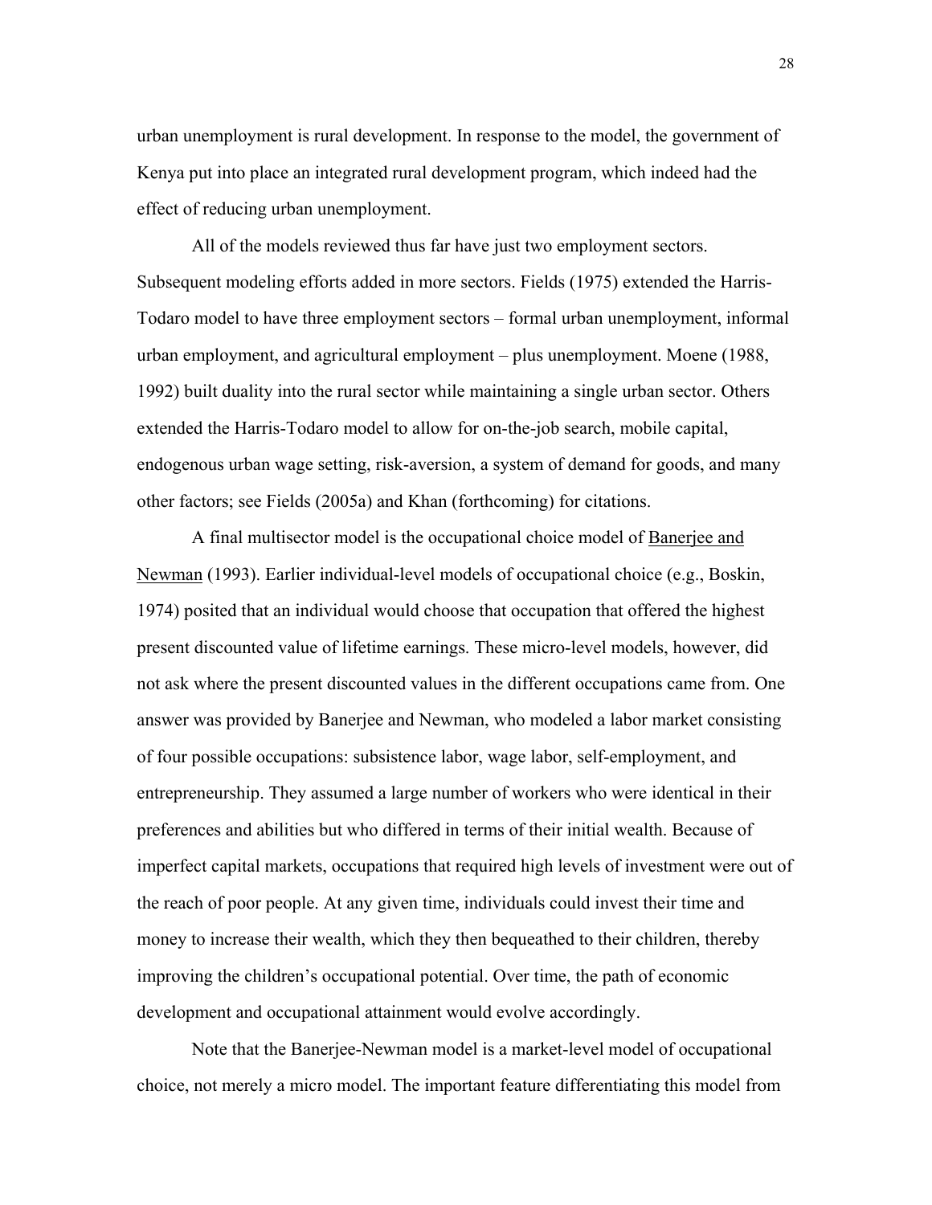urban unemployment is rural development. In response to the model, the government of Kenya put into place an integrated rural development program, which indeed had the effect of reducing urban unemployment.

All of the models reviewed thus far have just two employment sectors. Subsequent modeling efforts added in more sectors. Fields (1975) extended the Harris-Todaro model to have three employment sectors – formal urban unemployment, informal urban employment, and agricultural employment – plus unemployment. Moene (1988, 1992) built duality into the rural sector while maintaining a single urban sector. Others extended the Harris-Todaro model to allow for on-the-job search, mobile capital, endogenous urban wage setting, risk-aversion, a system of demand for goods, and many other factors; see Fields (2005a) and Khan (forthcoming) for citations.

A final multisector model is the occupational choice model of Banerjee and Newman (1993). Earlier individual-level models of occupational choice (e.g., Boskin, 1974) posited that an individual would choose that occupation that offered the highest present discounted value of lifetime earnings. These micro-level models, however, did not ask where the present discounted values in the different occupations came from. One answer was provided by Banerjee and Newman, who modeled a labor market consisting of four possible occupations: subsistence labor, wage labor, self-employment, and entrepreneurship. They assumed a large number of workers who were identical in their preferences and abilities but who differed in terms of their initial wealth. Because of imperfect capital markets, occupations that required high levels of investment were out of the reach of poor people. At any given time, individuals could invest their time and money to increase their wealth, which they then bequeathed to their children, thereby improving the children's occupational potential. Over time, the path of economic development and occupational attainment would evolve accordingly.

Note that the Banerjee-Newman model is a market-level model of occupational choice, not merely a micro model. The important feature differentiating this model from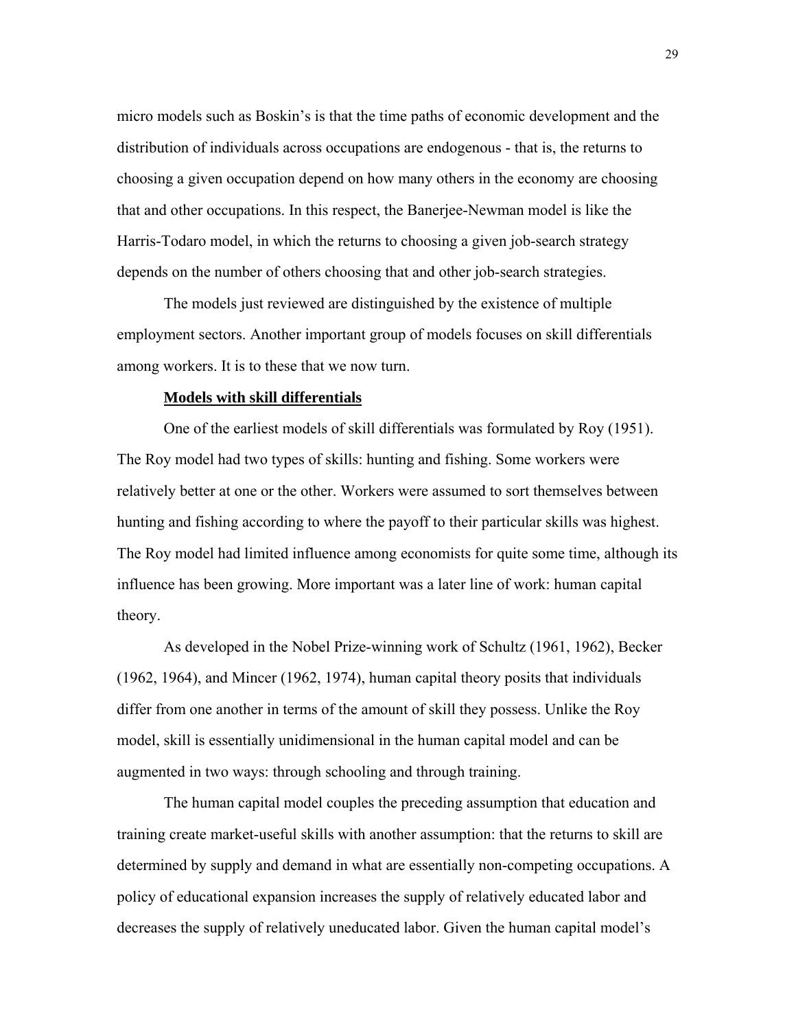micro models such as Boskin's is that the time paths of economic development and the distribution of individuals across occupations are endogenous - that is, the returns to choosing a given occupation depend on how many others in the economy are choosing that and other occupations. In this respect, the Banerjee-Newman model is like the Harris-Todaro model, in which the returns to choosing a given job-search strategy depends on the number of others choosing that and other job-search strategies.

The models just reviewed are distinguished by the existence of multiple employment sectors. Another important group of models focuses on skill differentials among workers. It is to these that we now turn.

**Models with skill differentials**

One of the earliest models of skill differentials was formulated by Roy (1951). The Roy model had two types of skills: hunting and fishing. Some workers were relatively better at one or the other. Workers were assumed to sort themselves between hunting and fishing according to where the payoff to their particular skills was highest. The Roy model had limited influence among economists for quite some time, although its influence has been growing. More important was a later line of work: human capital theory.

As developed in the Nobel Prize-winning work of Schultz (1961, 1962), Becker (1962, 1964), and Mincer (1962, 1974), human capital theory posits that individuals differ from one another in terms of the amount of skill they possess. Unlike the Roy model, skill is essentially unidimensional in the human capital model and can be augmented in two ways: through schooling and through training.

The human capital model couples the preceding assumption that education and training create market-useful skills with another assumption: that the returns to skill are determined by supply and demand in what are essentially non-competing occupations. A policy of educational expansion increases the supply of relatively educated labor and decreases the supply of relatively uneducated labor. Given the human capital model's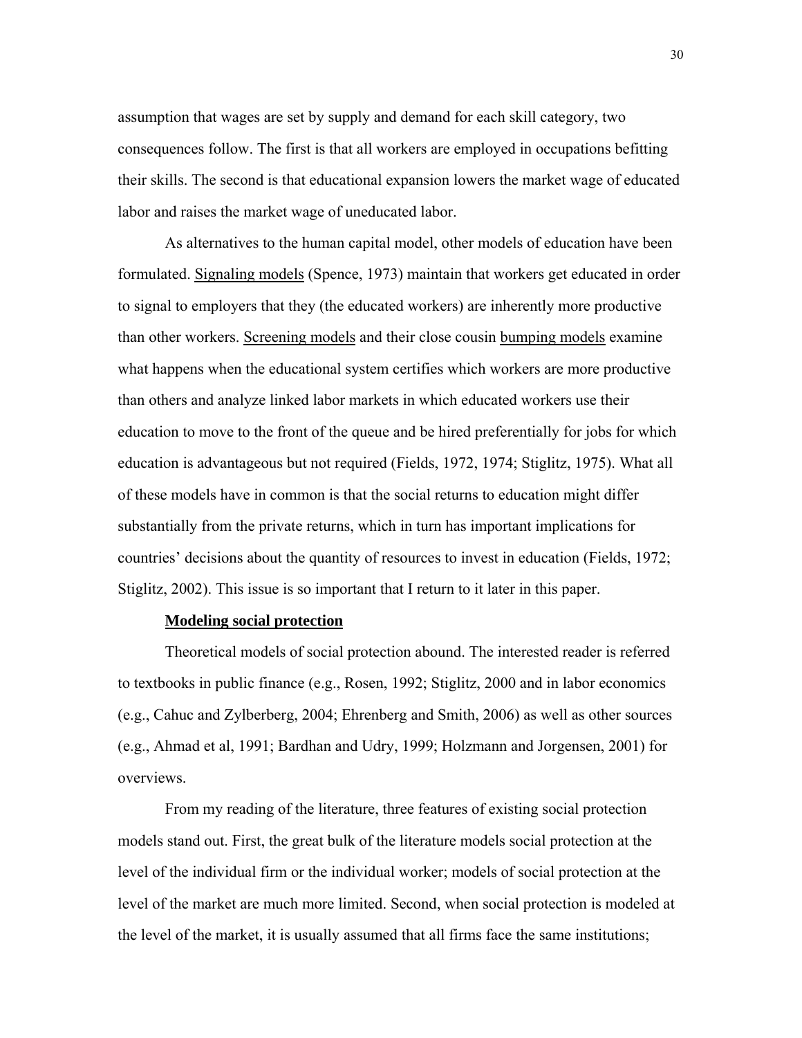assumption that wages are set by supply and demand for each skill category, two consequences follow. The first is that all workers are employed in occupations befitting their skills. The second is that educational expansion lowers the market wage of educated labor and raises the market wage of uneducated labor.

As alternatives to the human capital model, other models of education have been formulated. Signaling models (Spence, 1973) maintain that workers get educated in order to signal to employers that they (the educated workers) are inherently more productive than other workers. Screening models and their close cousin bumping models examine what happens when the educational system certifies which workers are more productive than others and analyze linked labor markets in which educated workers use their education to move to the front of the queue and be hired preferentially for jobs for which education is advantageous but not required (Fields, 1972, 1974; Stiglitz, 1975). What all of these models have in common is that the social returns to education might differ substantially from the private returns, which in turn has important implications for countries' decisions about the quantity of resources to invest in education (Fields, 1972; Stiglitz, 2002). This issue is so important that I return to it later in this paper.

**Modeling social protection**

Theoretical models of social protection abound. The interested reader is referred to textbooks in public finance (e.g., Rosen, 1992; Stiglitz, 2000 and in labor economics (e.g., Cahuc and Zylberberg, 2004; Ehrenberg and Smith, 2006) as well as other sources (e.g., Ahmad et al, 1991; Bardhan and Udry, 1999; Holzmann and Jorgensen, 2001) for overviews.

From my reading of the literature, three features of existing social protection models stand out. First, the great bulk of the literature models social protection at the level of the individual firm or the individual worker; models of social protection at the level of the market are much more limited. Second, when social protection is modeled at the level of the market, it is usually assumed that all firms face the same institutions;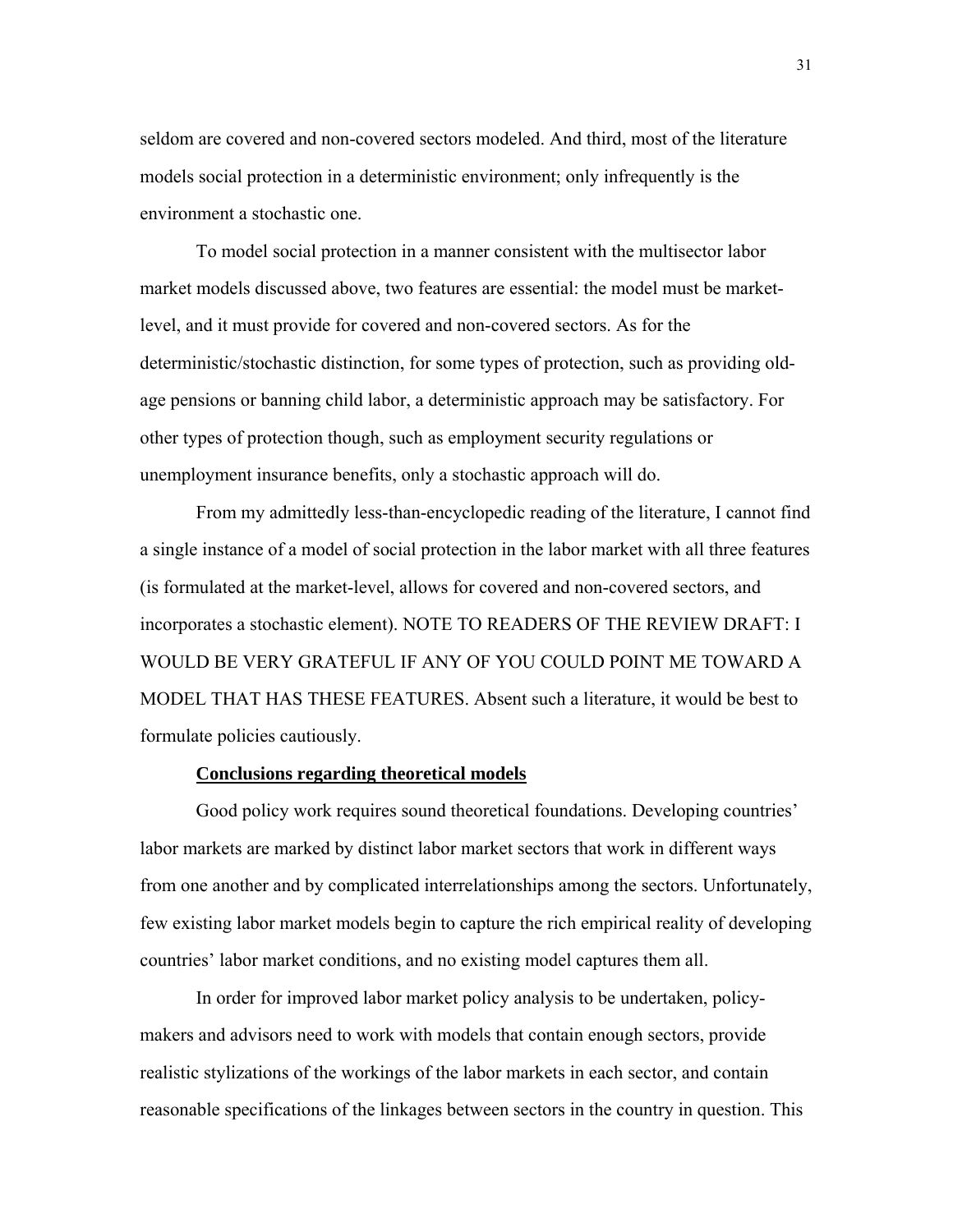seldom are covered and non-covered sectors modeled. And third, most of the literature models social protection in a deterministic environment; only infrequently is the environment a stochastic one.

To model social protection in a manner consistent with the multisector labor market models discussed above, two features are essential: the model must be market-level, and it must provide for covered and non-covered sectors. As for the deterministic/stochastic distinction, for some types of protection, such as providing old-age pensions or banning child labor, a deterministic approach may be satisfactory. For other types of protection though, such as employment security regulations or unemployment insurance benefits, only a stochastic approach will do.

From my admittedly less-than-encyclopedic reading of the literature, I cannot find a single instance of a model of social protection in the labor market with all three features (is formulated at the market-level, allows for covered and non-covered sectors, and incorporates a stochastic element). NOTE TO READERS OF THE REVIEW DRAFT: I WOULD BE VERY GRATEFUL IF ANY OF YOU COULD POINT ME TOWARD A MODEL THAT HAS THESE FEATURES. Absent such a literature, it would be best to formulate policies cautiously.

### Conclusions regarding theoretical models

Good policy work requires sound theoretical foundations. Developing countries' labor markets are marked by distinct labor market sectors that work in different ways from one another and by complicated interrelationships among the sectors. Unfortunately, few existing labor market models begin to capture the rich empirical reality of developing countries' labor market conditions, and no existing model captures them all.

In order for improved labor market policy analysis to be undertaken, policy-makers and advisors need to work with models that contain enough sectors, provide realistic stylizations of the workings of the labor markets in each sector, and contain reasonable specifications of the linkages between sectors in the country in question. This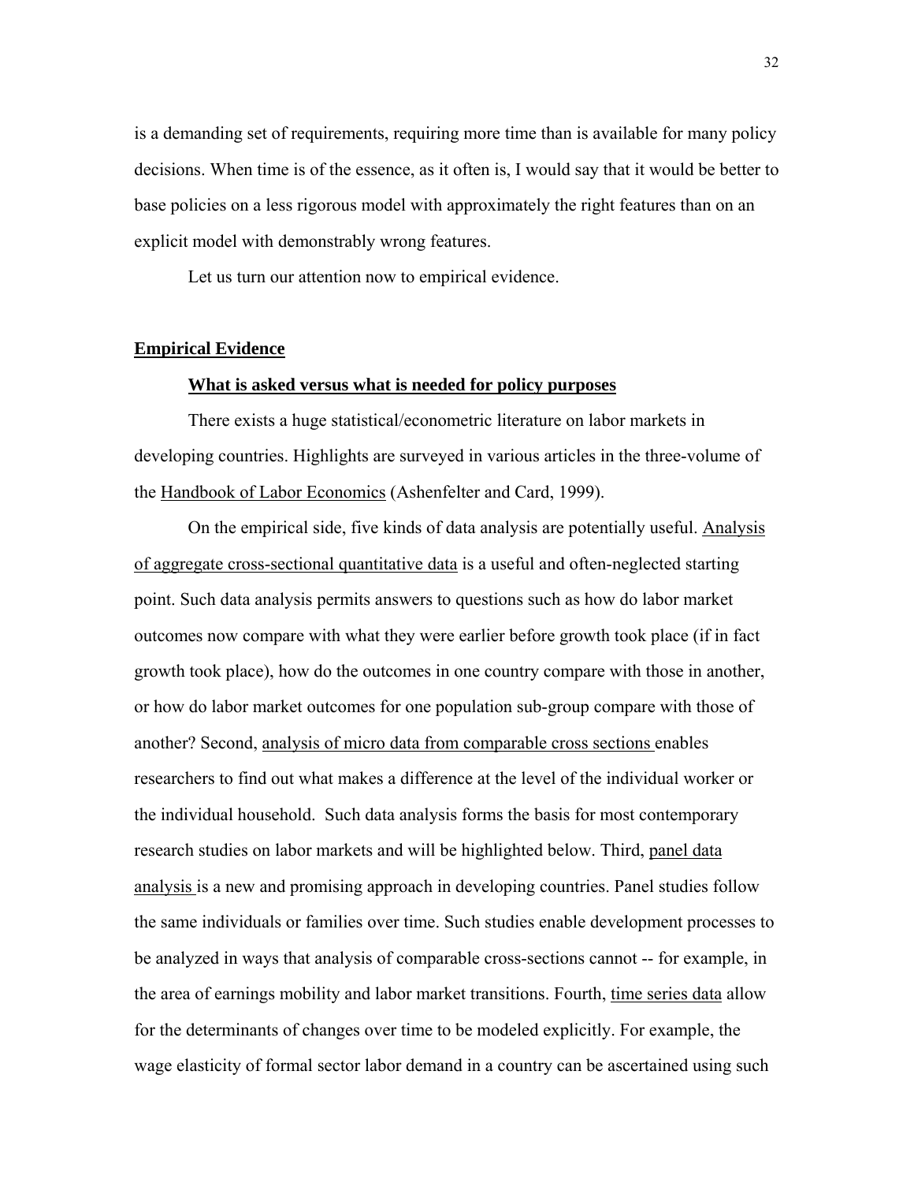is a demanding set of requirements, requiring more time than is available for many policy decisions. When time is of the essence, as it often is, I would say that it would be better to base policies on a less rigorous model with approximately the right features than on an explicit model with demonstrably wrong features.

Let us turn our attention now to empirical evidence.

## Empirical Evidence

### What is asked versus what is needed for policy purposes

There exists a huge statistical/econometric literature on labor markets in developing countries. Highlights are surveyed in various articles in the three-volume of the Handbook of Labor Economics (Ashenfelter and Card, 1999).

On the empirical side, five kinds of data analysis are potentially useful. Analysis of aggregate cross-sectional quantitative data is a useful and often-neglected starting point. Such data analysis permits answers to questions such as how do labor market outcomes now compare with what they were earlier before growth took place (if in fact growth took place), how do the outcomes in one country compare with those in another, or how do labor market outcomes for one population sub-group compare with those of another? Second, analysis of micro data from comparable cross sections enables researchers to find out what makes a difference at the level of the individual worker or the individual household. Such data analysis forms the basis for most contemporary research studies on labor markets and will be highlighted below. Third, panel data analysis is a new and promising approach in developing countries. Panel studies follow the same individuals or families over time. Such studies enable development processes to be analyzed in ways that analysis of comparable cross-sections cannot -- for example, in the area of earnings mobility and labor market transitions. Fourth, time series data allow for the determinants of changes over time to be modeled explicitly. For example, the wage elasticity of formal sector labor demand in a country can be ascertained using such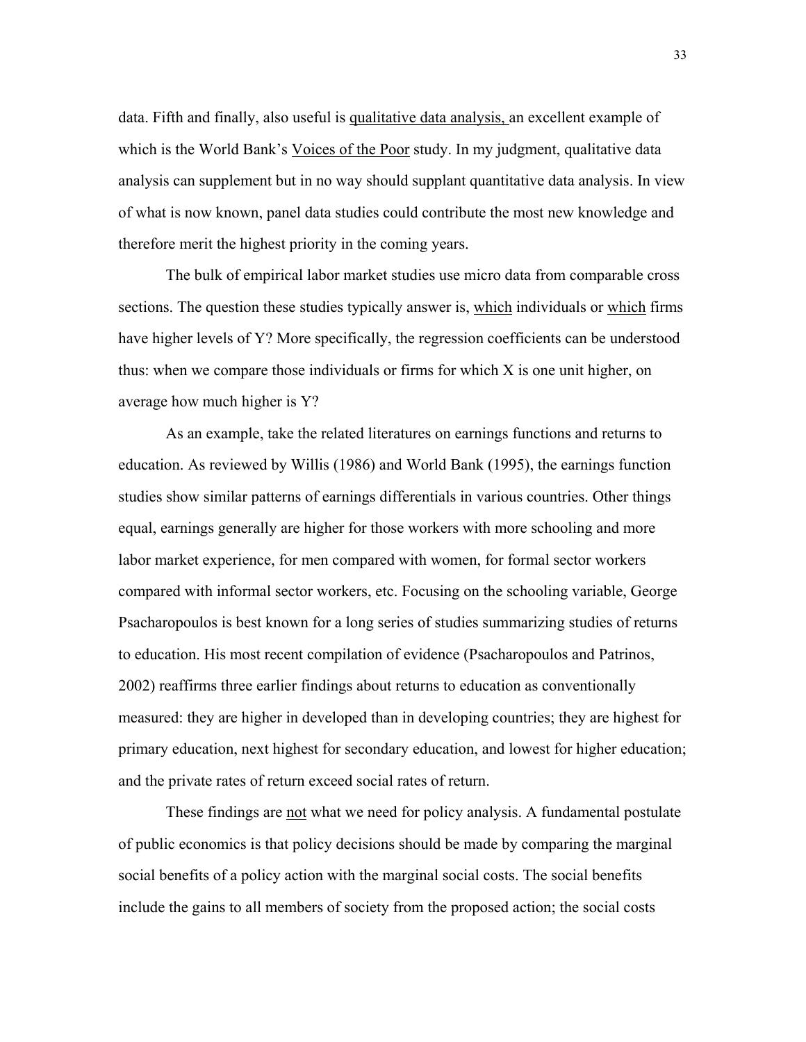data. Fifth and finally, also useful is <u>qualitative data analysis,</u> an excellent example of which is the World Bank's <u>Voices of the Poor</u> study. In my judgment, qualitative data analysis can supplement but in no way should supplant quantitative data analysis. In view of what is now known, panel data studies could contribute the most new knowledge and therefore merit the highest priority in the coming years.

The bulk of empirical labor market studies use micro data from comparable cross sections. The question these studies typically answer is, <u>which</u> individuals or <u>which</u> firms have higher levels of Y? More specifically, the regression coefficients can be understood thus: when we compare those individuals or firms for which X is one unit higher, on average how much higher is Y?

As an example, take the related literatures on earnings functions and returns to education. As reviewed by Willis (1986) and World Bank (1995), the earnings function studies show similar patterns of earnings differentials in various countries. Other things equal, earnings generally are higher for those workers with more schooling and more labor market experience, for men compared with women, for formal sector workers compared with informal sector workers, etc. Focusing on the schooling variable, George Psacharopoulos is best known for a long series of studies summarizing studies of returns to education. His most recent compilation of evidence (Psacharopoulos and Patrinos, 2002) reaffirms three earlier findings about returns to education as conventionally measured: they are higher in developed than in developing countries; they are highest for primary education, next highest for secondary education, and lowest for higher education; and the private rates of return exceed social rates of return.

These findings are <u>not</u> what we need for policy analysis. A fundamental postulate of public economics is that policy decisions should be made by comparing the marginal social benefits of a policy action with the marginal social costs. The social benefits include the gains to all members of society from the proposed action; the social costs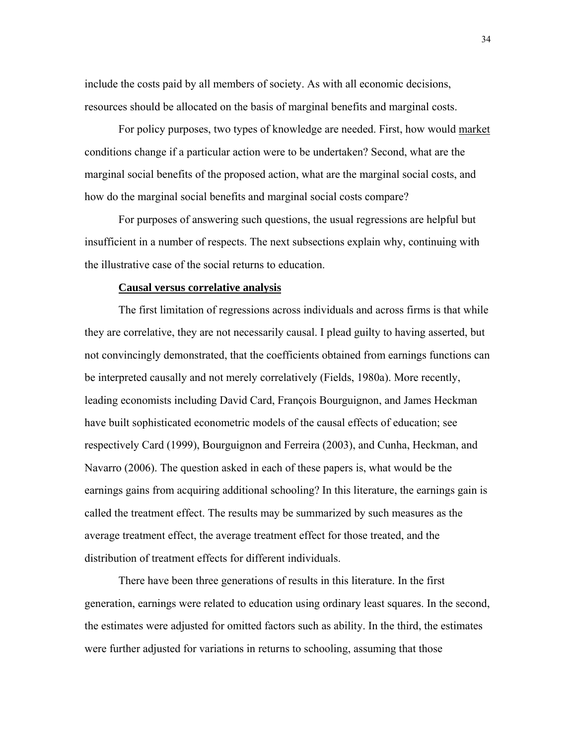include the costs paid by all members of society. As with all economic decisions, resources should be allocated on the basis of marginal benefits and marginal costs.

For policy purposes, two types of knowledge are needed. First, how would market conditions change if a particular action were to be undertaken? Second, what are the marginal social benefits of the proposed action, what are the marginal social costs, and how do the marginal social benefits and marginal social costs compare?

For purposes of answering such questions, the usual regressions are helpful but insufficient in a number of respects. The next subsections explain why, continuing with the illustrative case of the social returns to education.

### Causal versus correlative analysis

The first limitation of regressions across individuals and across firms is that while they are correlative, they are not necessarily causal. I plead guilty to having asserted, but not convincingly demonstrated, that the coefficients obtained from earnings functions can be interpreted causally and not merely correlatively (Fields, 1980a). More recently, leading economists including David Card, François Bourguignon, and James Heckman have built sophisticated econometric models of the causal effects of education; see respectively Card (1999), Bourguignon and Ferreira (2003), and Cunha, Heckman, and Navarro (2006). The question asked in each of these papers is, what would be the earnings gains from acquiring additional schooling? In this literature, the earnings gain is called the treatment effect. The results may be summarized by such measures as the average treatment effect, the average treatment effect for those treated, and the distribution of treatment effects for different individuals.

There have been three generations of results in this literature. In the first generation, earnings were related to education using ordinary least squares. In the second, the estimates were adjusted for omitted factors such as ability. In the third, the estimates were further adjusted for variations in returns to schooling, assuming that those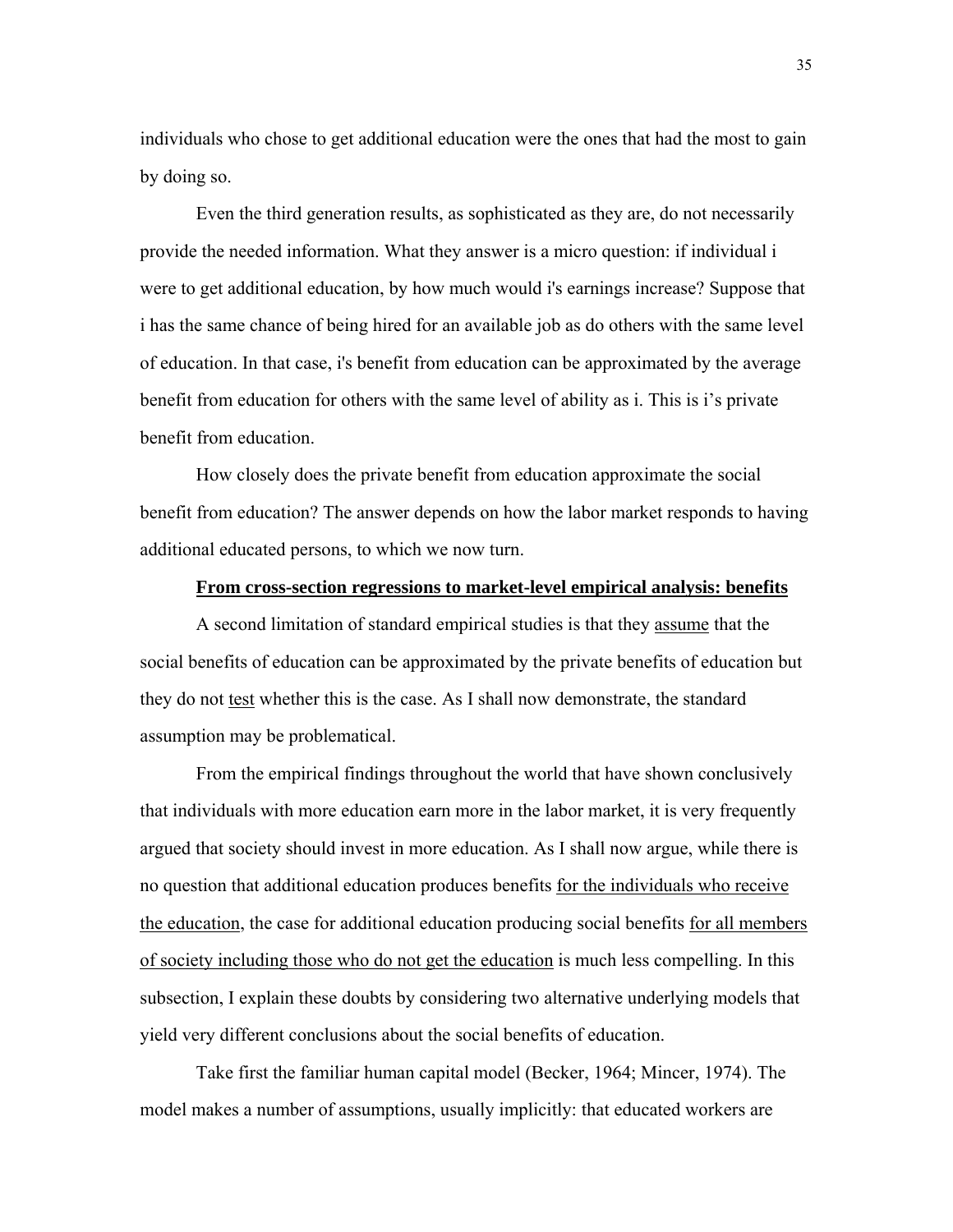individuals who chose to get additional education were the ones that had the most to gain by doing so.

Even the third generation results, as sophisticated as they are, do not necessarily provide the needed information. What they answer is a micro question: if individual i were to get additional education, by how much would i's earnings increase? Suppose that i has the same chance of being hired for an available job as do others with the same level of education. In that case, i's benefit from education can be approximated by the average benefit from education for others with the same level of ability as i. This is i's private benefit from education.

How closely does the private benefit from education approximate the social benefit from education? The answer depends on how the labor market responds to having additional educated persons, to which we now turn.

### From cross-section regressions to market-level empirical analysis: benefits

A second limitation of standard empirical studies is that they assume that the social benefits of education can be approximated by the private benefits of education but they do not test whether this is the case. As I shall now demonstrate, the standard assumption may be problematical.

From the empirical findings throughout the world that have shown conclusively that individuals with more education earn more in the labor market, it is very frequently argued that society should invest in more education. As I shall now argue, while there is no question that additional education produces benefits for the individuals who receive the education, the case for additional education producing social benefits for all members of society including those who do not get the education is much less compelling. In this subsection, I explain these doubts by considering two alternative underlying models that yield very different conclusions about the social benefits of education.

Take first the familiar human capital model (Becker, 1964; Mincer, 1974). The model makes a number of assumptions, usually implicitly: that educated workers are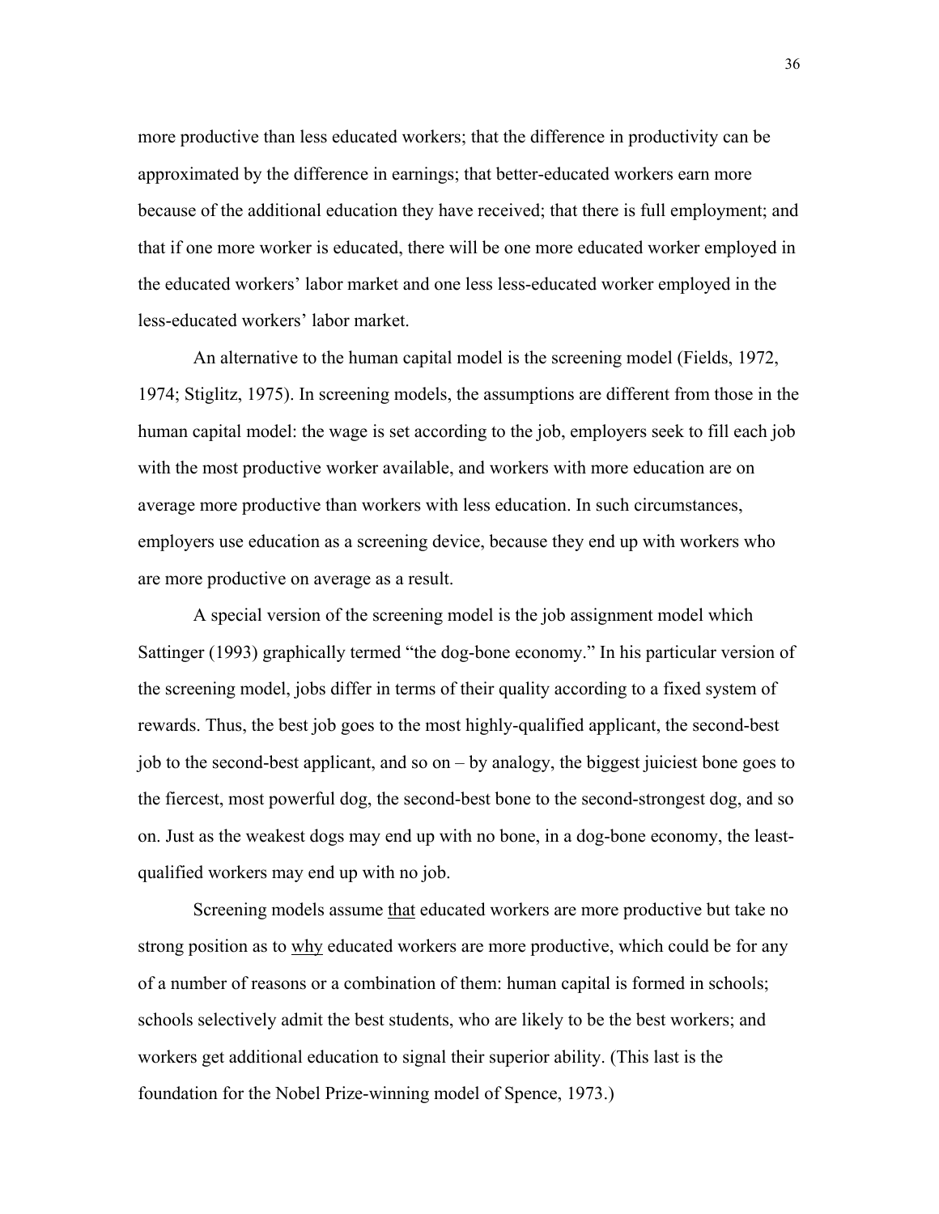more productive than less educated workers; that the difference in productivity can be approximated by the difference in earnings; that better-educated workers earn more because of the additional education they have received; that there is full employment; and that if one more worker is educated, there will be one more educated worker employed in the educated workers' labor market and one less less-educated worker employed in the less-educated workers' labor market.

An alternative to the human capital model is the screening model (Fields, 1972, 1974; Stiglitz, 1975). In screening models, the assumptions are different from those in the human capital model: the wage is set according to the job, employers seek to fill each job with the most productive worker available, and workers with more education are on average more productive than workers with less education. In such circumstances, employers use education as a screening device, because they end up with workers who are more productive on average as a result.

A special version of the screening model is the job assignment model which Sattinger (1993) graphically termed "the dog-bone economy." In his particular version of the screening model, jobs differ in terms of their quality according to a fixed system of rewards. Thus, the best job goes to the most highly-qualified applicant, the second-best job to the second-best applicant, and so on – by analogy, the biggest juiciest bone goes to the fiercest, most powerful dog, the second-best bone to the second-strongest dog, and so on. Just as the weakest dogs may end up with no bone, in a dog-bone economy, the least-qualified workers may end up with no job.

Screening models assume <u>that</u> educated workers are more productive but take no strong position as to <u>why</u> educated workers are more productive, which could be for any of a number of reasons or a combination of them: human capital is formed in schools; schools selectively admit the best students, who are likely to be the best workers; and workers get additional education to signal their superior ability. (This last is the foundation for the Nobel Prize-winning model of Spence, 1973.)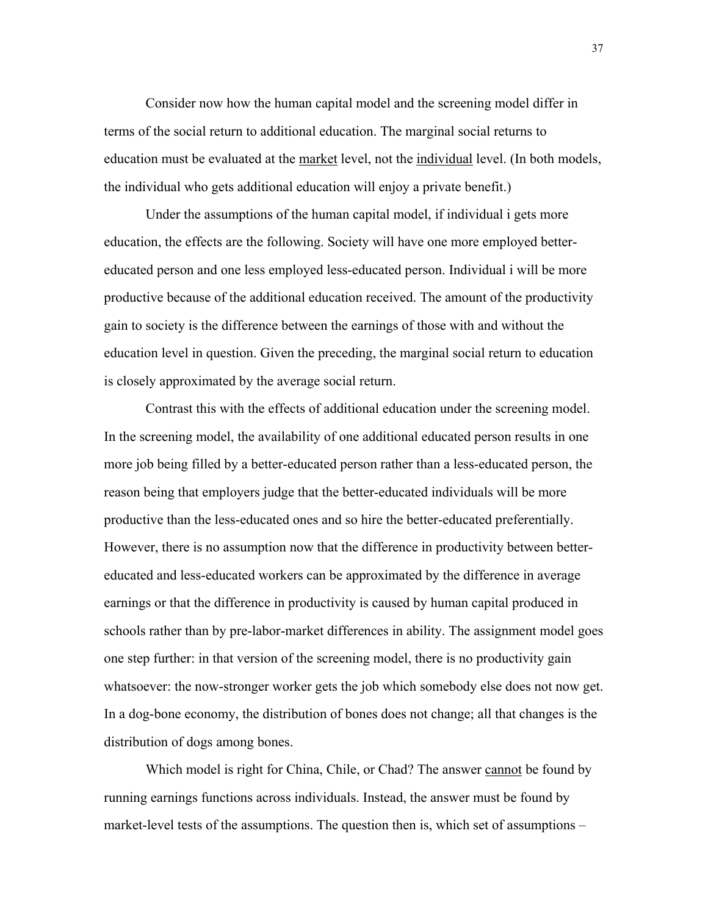Consider now how the human capital model and the screening model differ in terms of the social return to additional education. The marginal social returns to education must be evaluated at the <u>market</u> level, not the <u>individual</u> level. (In both models, the individual who gets additional education will enjoy a private benefit.)

Under the assumptions of the human capital model, if individual i gets more education, the effects are the following. Society will have one more employed better-educated person and one less employed less-educated person. Individual i will be more productive because of the additional education received. The amount of the productivity gain to society is the difference between the earnings of those with and without the education level in question. Given the preceding, the marginal social return to education is closely approximated by the average social return.

Contrast this with the effects of additional education under the screening model. In the screening model, the availability of one additional educated person results in one more job being filled by a better-educated person rather than a less-educated person, the reason being that employers judge that the better-educated individuals will be more productive than the less-educated ones and so hire the better-educated preferentially. However, there is no assumption now that the difference in productivity between better-educated and less-educated workers can be approximated by the difference in average earnings or that the difference in productivity is caused by human capital produced in schools rather than by pre-labor-market differences in ability. The assignment model goes one step further: in that version of the screening model, there is no productivity gain whatsoever: the now-stronger worker gets the job which somebody else does not now get. In a dog-bone economy, the distribution of bones does not change; all that changes is the distribution of dogs among bones.

Which model is right for China, Chile, or Chad? The answer <u>cannot</u> be found by running earnings functions across individuals. Instead, the answer must be found by market-level tests of the assumptions. The question then is, which set of assumptions –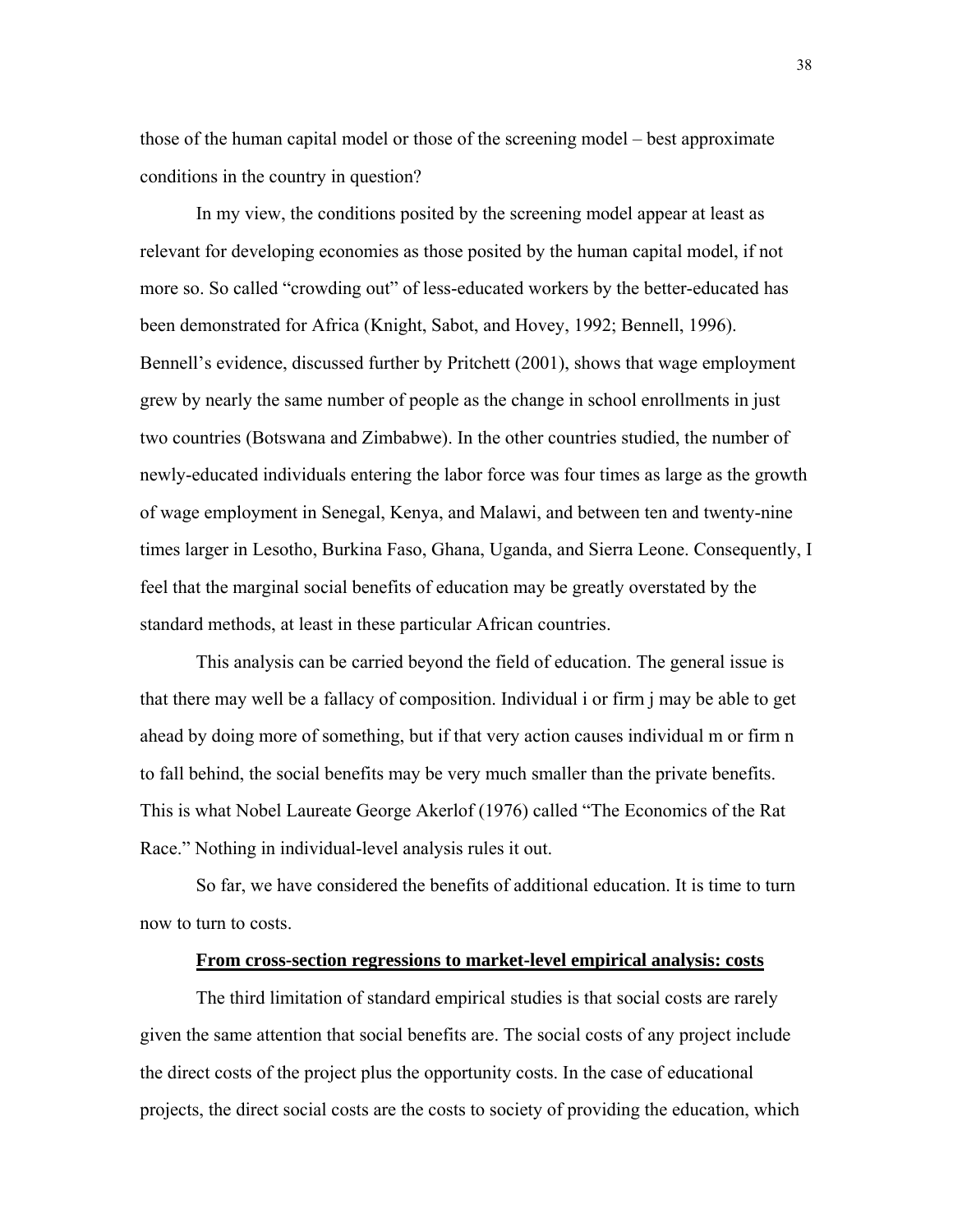those of the human capital model or those of the screening model – best approximate conditions in the country in question?

In my view, the conditions posited by the screening model appear at least as relevant for developing economies as those posited by the human capital model, if not more so. So called "crowding out" of less-educated workers by the better-educated has been demonstrated for Africa (Knight, Sabot, and Hovey, 1992; Bennell, 1996). Bennell's evidence, discussed further by Pritchett (2001), shows that wage employment grew by nearly the same number of people as the change in school enrollments in just two countries (Botswana and Zimbabwe). In the other countries studied, the number of newly-educated individuals entering the labor force was four times as large as the growth of wage employment in Senegal, Kenya, and Malawi, and between ten and twenty-nine times larger in Lesotho, Burkina Faso, Ghana, Uganda, and Sierra Leone. Consequently, I feel that the marginal social benefits of education may be greatly overstated by the standard methods, at least in these particular African countries.

This analysis can be carried beyond the field of education. The general issue is that there may well be a fallacy of composition. Individual i or firm j may be able to get ahead by doing more of something, but if that very action causes individual m or firm n to fall behind, the social benefits may be very much smaller than the private benefits. This is what Nobel Laureate George Akerlof (1976) called "The Economics of the Rat Race." Nothing in individual-level analysis rules it out.

So far, we have considered the benefits of additional education. It is time to turn now to turn to costs.

## From cross-section regressions to market-level empirical analysis: costs

The third limitation of standard empirical studies is that social costs are rarely given the same attention that social benefits are. The social costs of any project include the direct costs of the project plus the opportunity costs. In the case of educational projects, the direct social costs are the costs to society of providing the education, which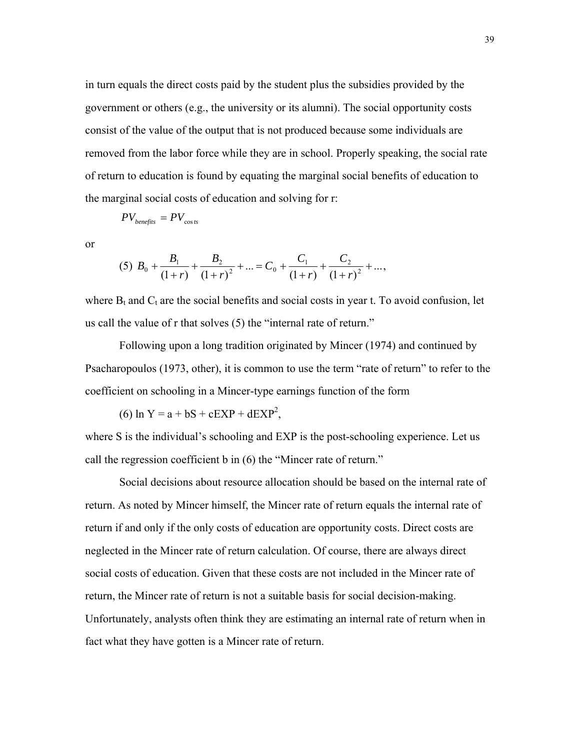in turn equals the direct costs paid by the student plus the subsidies provided by the government or others (e.g., the university or its alumni). The social opportunity costs consist of the value of the output that is not produced because some individuals are removed from the labor force while they are in school. Properly speaking, the social rate of return to education is found by equating the marginal social benefits of education to the marginal social costs of education and solving for r:

$$PV_{benefits} = PV_{costs}$$

or

$$(5)\ B_0 + \frac{B_1}{(1+r)} + \frac{B_2}{(1+r)^2} + ... = C_0 + \frac{C_1}{(1+r)} + \frac{C_2}{(1+r)^2} + ...,$$

where $B_t$ and $C_t$ are the social benefits and social costs in year t. To avoid confusion, let us call the value of r that solves (5) the "internal rate of return."

Following upon a long tradition originated by Mincer (1974) and continued by Psacharopoulos (1973, other), it is common to use the term "rate of return" to refer to the coefficient on schooling in a Mincer-type earnings function of the form

$$(6)\ \ln Y = a + bS + cEXP + dEXP^2,$$

where S is the individual's schooling and EXP is the post-schooling experience. Let us call the regression coefficient b in (6) the "Mincer rate of return."

Social decisions about resource allocation should be based on the internal rate of return. As noted by Mincer himself, the Mincer rate of return equals the internal rate of return if and only if the only costs of education are opportunity costs. Direct costs are neglected in the Mincer rate of return calculation. Of course, there are always direct social costs of education. Given that these costs are not included in the Mincer rate of return, the Mincer rate of return is not a suitable basis for social decision-making. Unfortunately, analysts often think they are estimating an internal rate of return when in fact what they have gotten is a Mincer rate of return.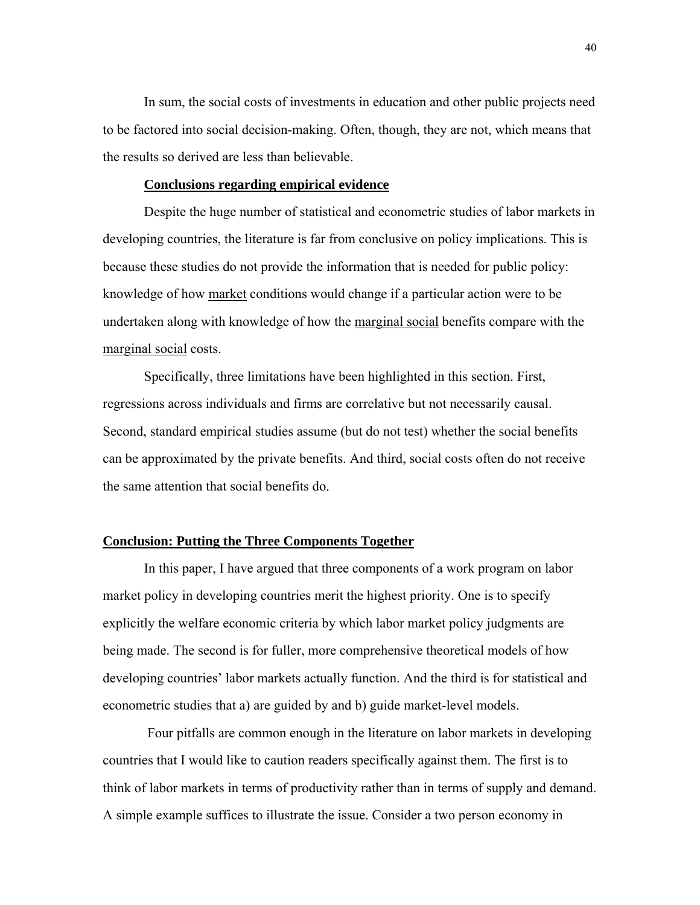In sum, the social costs of investments in education and other public projects need to be factored into social decision-making. Often, though, they are not, which means that the results so derived are less than believable.

### Conclusions regarding empirical evidence

Despite the huge number of statistical and econometric studies of labor markets in developing countries, the literature is far from conclusive on policy implications. This is because these studies do not provide the information that is needed for public policy: knowledge of how <u>market</u> conditions would change if a particular action were to be undertaken along with knowledge of how the <u>marginal social</u> benefits compare with the <u>marginal social</u> costs.

Specifically, three limitations have been highlighted in this section. First, regressions across individuals and firms are correlative but not necessarily causal. Second, standard empirical studies assume (but do not test) whether the social benefits can be approximated by the private benefits. And third, social costs often do not receive the same attention that social benefits do.

## Conclusion: Putting the Three Components Together

In this paper, I have argued that three components of a work program on labor market policy in developing countries merit the highest priority. One is to specify explicitly the welfare economic criteria by which labor market policy judgments are being made. The second is for fuller, more comprehensive theoretical models of how developing countries' labor markets actually function. And the third is for statistical and econometric studies that a) are guided by and b) guide market-level models.

Four pitfalls are common enough in the literature on labor markets in developing countries that I would like to caution readers specifically against them. The first is to think of labor markets in terms of productivity rather than in terms of supply and demand. A simple example suffices to illustrate the issue. Consider a two person economy in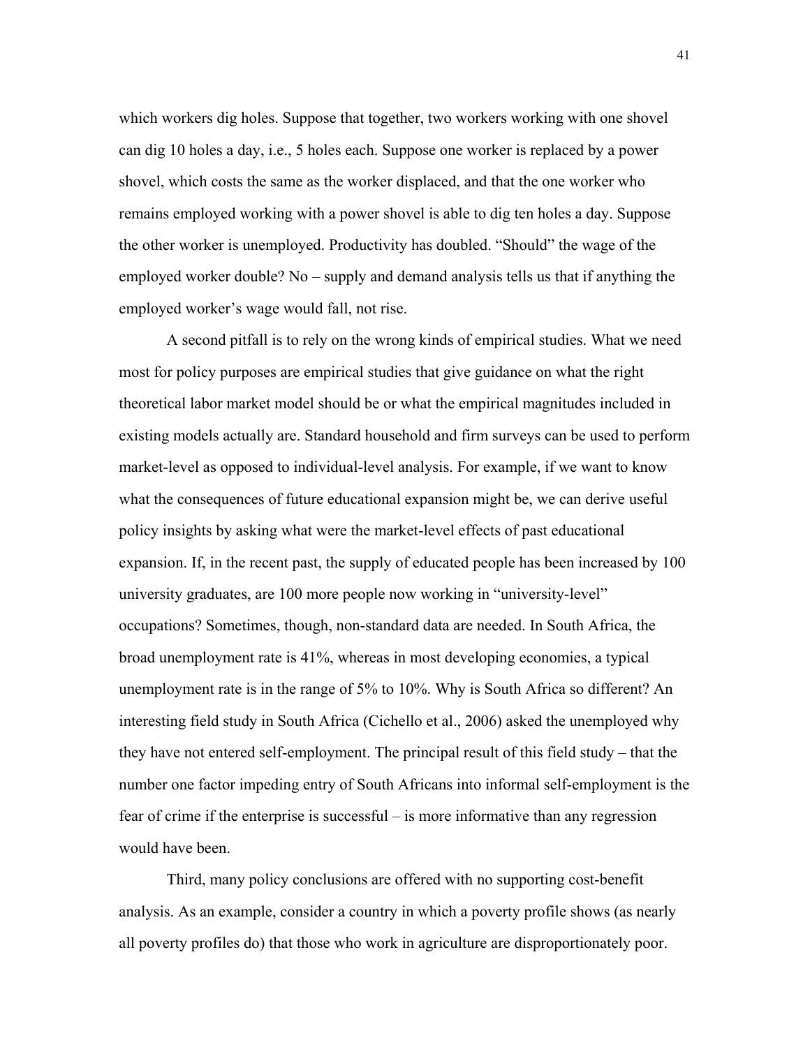which workers dig holes. Suppose that together, two workers working with one shovel can dig 10 holes a day, i.e., 5 holes each. Suppose one worker is replaced by a power shovel, which costs the same as the worker displaced, and that the one worker who remains employed working with a power shovel is able to dig ten holes a day. Suppose the other worker is unemployed. Productivity has doubled. "Should" the wage of the employed worker double? No – supply and demand analysis tells us that if anything the employed worker's wage would fall, not rise.

A second pitfall is to rely on the wrong kinds of empirical studies. What we need most for policy purposes are empirical studies that give guidance on what the right theoretical labor market model should be or what the empirical magnitudes included in existing models actually are. Standard household and firm surveys can be used to perform market-level as opposed to individual-level analysis. For example, if we want to know what the consequences of future educational expansion might be, we can derive useful policy insights by asking what were the market-level effects of past educational expansion. If, in the recent past, the supply of educated people has been increased by 100 university graduates, are 100 more people now working in "university-level" occupations? Sometimes, though, non-standard data are needed. In South Africa, the broad unemployment rate is 41%, whereas in most developing economies, a typical unemployment rate is in the range of 5% to 10%. Why is South Africa so different? An interesting field study in South Africa (Cichello et al., 2006) asked the unemployed why they have not entered self-employment. The principal result of this field study – that the number one factor impeding entry of South Africans into informal self-employment is the fear of crime if the enterprise is successful – is more informative than any regression would have been.

Third, many policy conclusions are offered with no supporting cost-benefit analysis. As an example, consider a country in which a poverty profile shows (as nearly all poverty profiles do) that those who work in agriculture are disproportionately poor.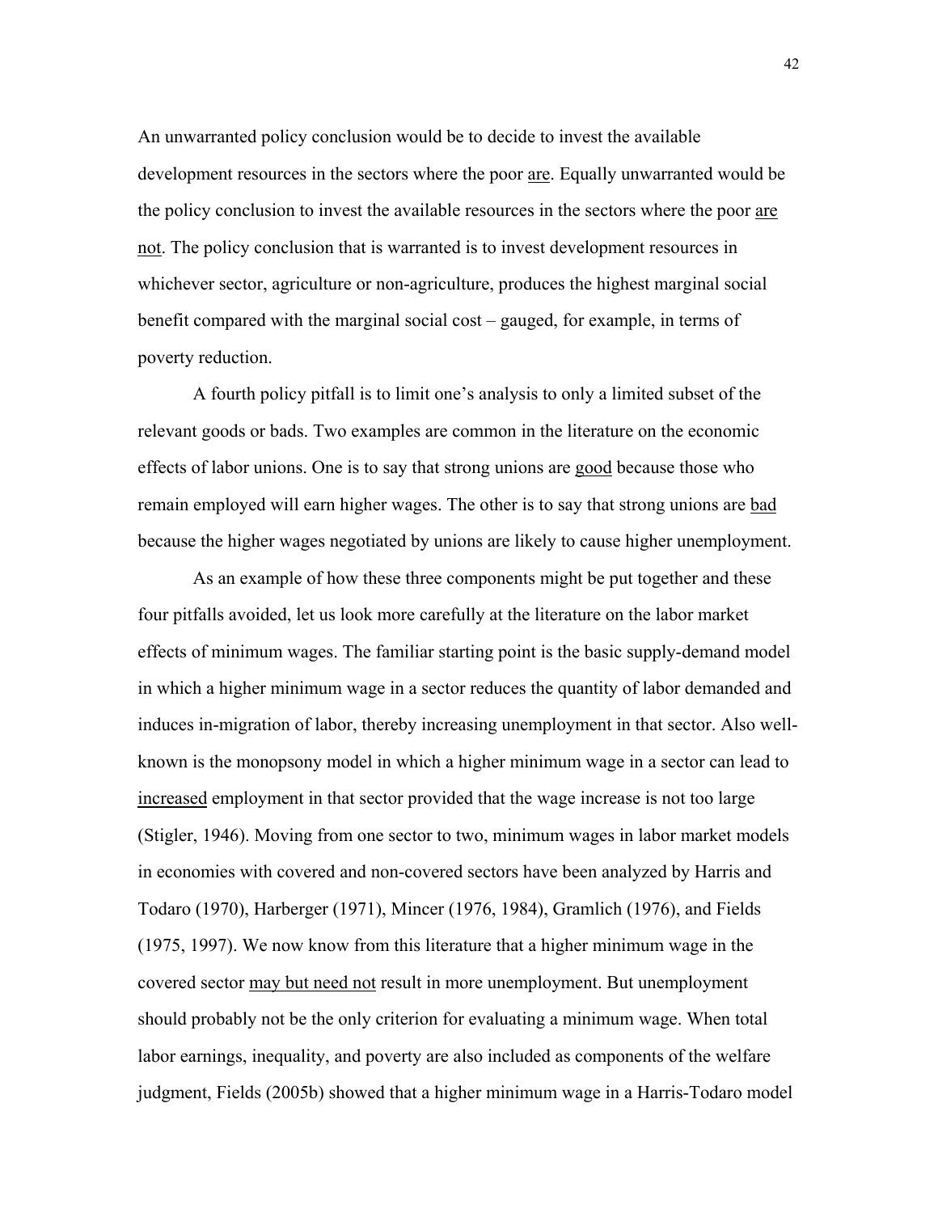An unwarranted policy conclusion would be to decide to invest the available development resources in the sectors where the poor <u>are</u>. Equally unwarranted would be the policy conclusion to invest the available resources in the sectors where the poor <u>are not</u>. The policy conclusion that is warranted is to invest development resources in whichever sector, agriculture or non-agriculture, produces the highest marginal social benefit compared with the marginal social cost – gauged, for example, in terms of poverty reduction.

A fourth policy pitfall is to limit one's analysis to only a limited subset of the relevant goods or bads. Two examples are common in the literature on the economic effects of labor unions. One is to say that strong unions are <u>good</u> because those who remain employed will earn higher wages. The other is to say that strong unions are <u>bad</u> because the higher wages negotiated by unions are likely to cause higher unemployment.

As an example of how these three components might be put together and these four pitfalls avoided, let us look more carefully at the literature on the labor market effects of minimum wages. The familiar starting point is the basic supply-demand model in which a higher minimum wage in a sector reduces the quantity of labor demanded and induces in-migration of labor, thereby increasing unemployment in that sector. Also well-known is the monopsony model in which a higher minimum wage in a sector can lead to <u>increased</u> employment in that sector provided that the wage increase is not too large (Stigler, 1946). Moving from one sector to two, minimum wages in labor market models in economies with covered and non-covered sectors have been analyzed by Harris and Todaro (1970), Harberger (1971), Mincer (1976, 1984), Gramlich (1976), and Fields (1975, 1997). We now know from this literature that a higher minimum wage in the covered sector <u>may but need not</u> result in more unemployment. But unemployment should probably not be the only criterion for evaluating a minimum wage. When total labor earnings, inequality, and poverty are also included as components of the welfare judgment, Fields (2005b) showed that a higher minimum wage in a Harris-Todaro model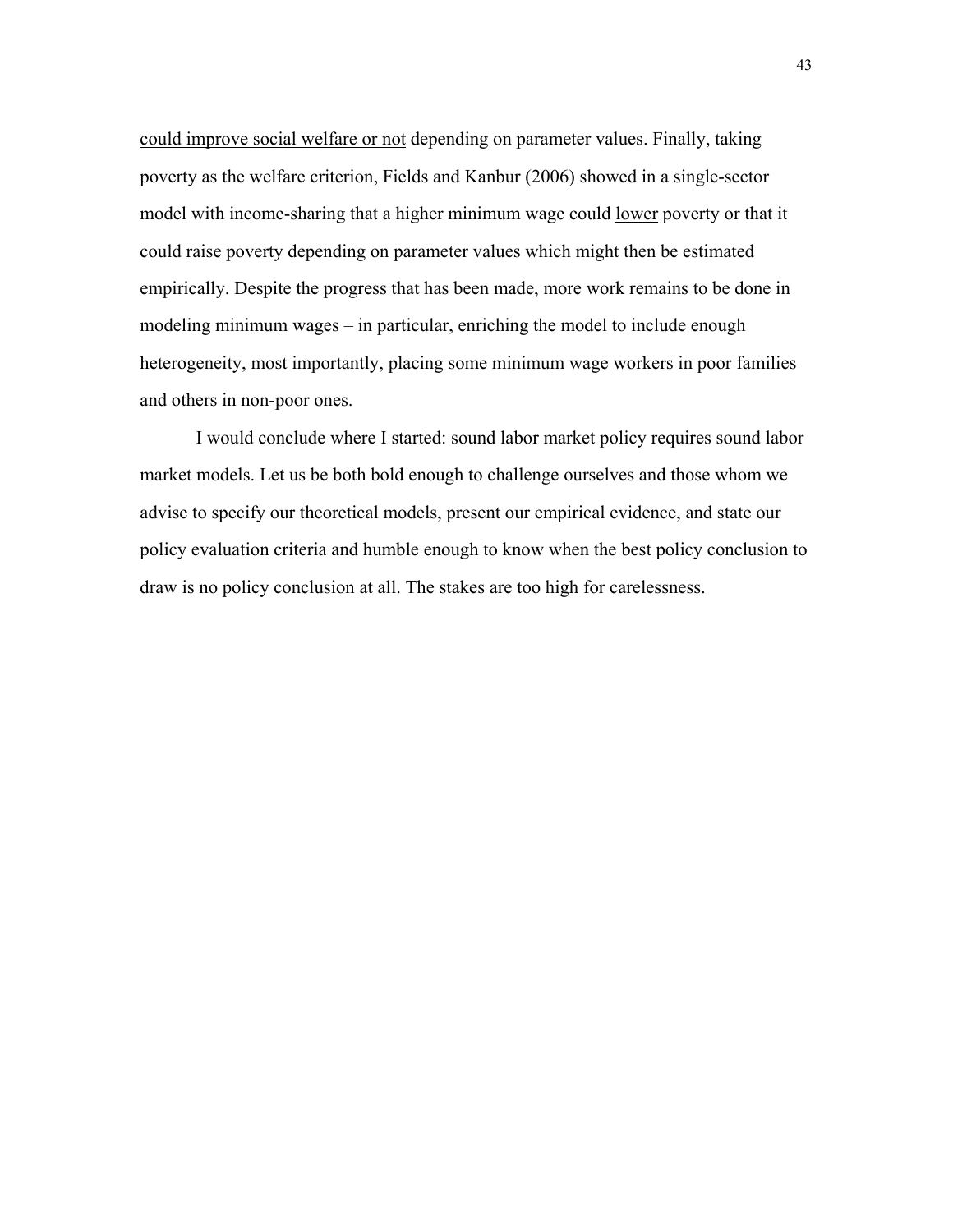could improve social welfare or not depending on parameter values. Finally, taking poverty as the welfare criterion, Fields and Kanbur (2006) showed in a single-sector model with income-sharing that a higher minimum wage could lower poverty or that it could raise poverty depending on parameter values which might then be estimated empirically. Despite the progress that has been made, more work remains to be done in modeling minimum wages – in particular, enriching the model to include enough heterogeneity, most importantly, placing some minimum wage workers in poor families and others in non-poor ones.

I would conclude where I started: sound labor market policy requires sound labor market models. Let us be both bold enough to challenge ourselves and those whom we advise to specify our theoretical models, present our empirical evidence, and state our policy evaluation criteria and humble enough to know when the best policy conclusion to draw is no policy conclusion at all. The stakes are too high for carelessness.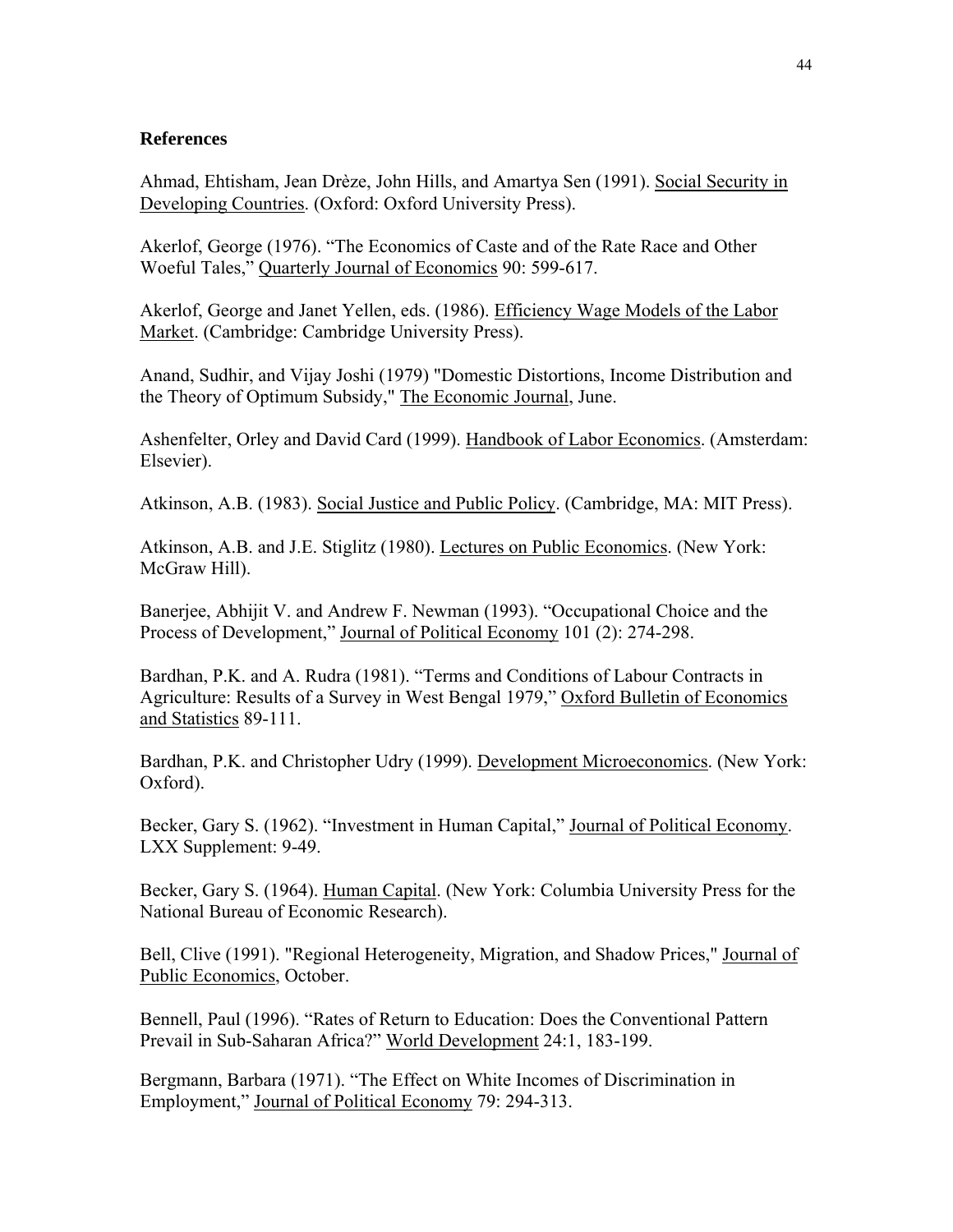## References

Ahmad, Ehtisham, Jean Drèze, John Hills, and Amartya Sen (1991). Social Security in Developing Countries. (Oxford: Oxford University Press).

Akerlof, George (1976). "The Economics of Caste and of the Rate Race and Other Woeful Tales," Quarterly Journal of Economics 90: 599-617.

Akerlof, George and Janet Yellen, eds. (1986). Efficiency Wage Models of the Labor Market. (Cambridge: Cambridge University Press).

Anand, Sudhir, and Vijay Joshi (1979) "Domestic Distortions, Income Distribution and the Theory of Optimum Subsidy," The Economic Journal, June.

Ashenfelter, Orley and David Card (1999). Handbook of Labor Economics. (Amsterdam: Elsevier).

Atkinson, A.B. (1983). Social Justice and Public Policy. (Cambridge, MA: MIT Press).

Atkinson, A.B. and J.E. Stiglitz (1980). Lectures on Public Economics. (New York: McGraw Hill).

Banerjee, Abhijit V. and Andrew F. Newman (1993). "Occupational Choice and the Process of Development," Journal of Political Economy 101 (2): 274-298.

Bardhan, P.K. and A. Rudra (1981). "Terms and Conditions of Labour Contracts in Agriculture: Results of a Survey in West Bengal 1979," Oxford Bulletin of Economics and Statistics 89-111.

Bardhan, P.K. and Christopher Udry (1999). Development Microeconomics. (New York: Oxford).

Becker, Gary S. (1962). "Investment in Human Capital," Journal of Political Economy. LXX Supplement: 9-49.

Becker, Gary S. (1964). Human Capital. (New York: Columbia University Press for the National Bureau of Economic Research).

Bell, Clive (1991). "Regional Heterogeneity, Migration, and Shadow Prices," Journal of Public Economics, October.

Bennell, Paul (1996). "Rates of Return to Education: Does the Conventional Pattern Prevail in Sub-Saharan Africa?" World Development 24:1, 183-199.

Bergmann, Barbara (1971). "The Effect on White Incomes of Discrimination in Employment," Journal of Political Economy 79: 294-313.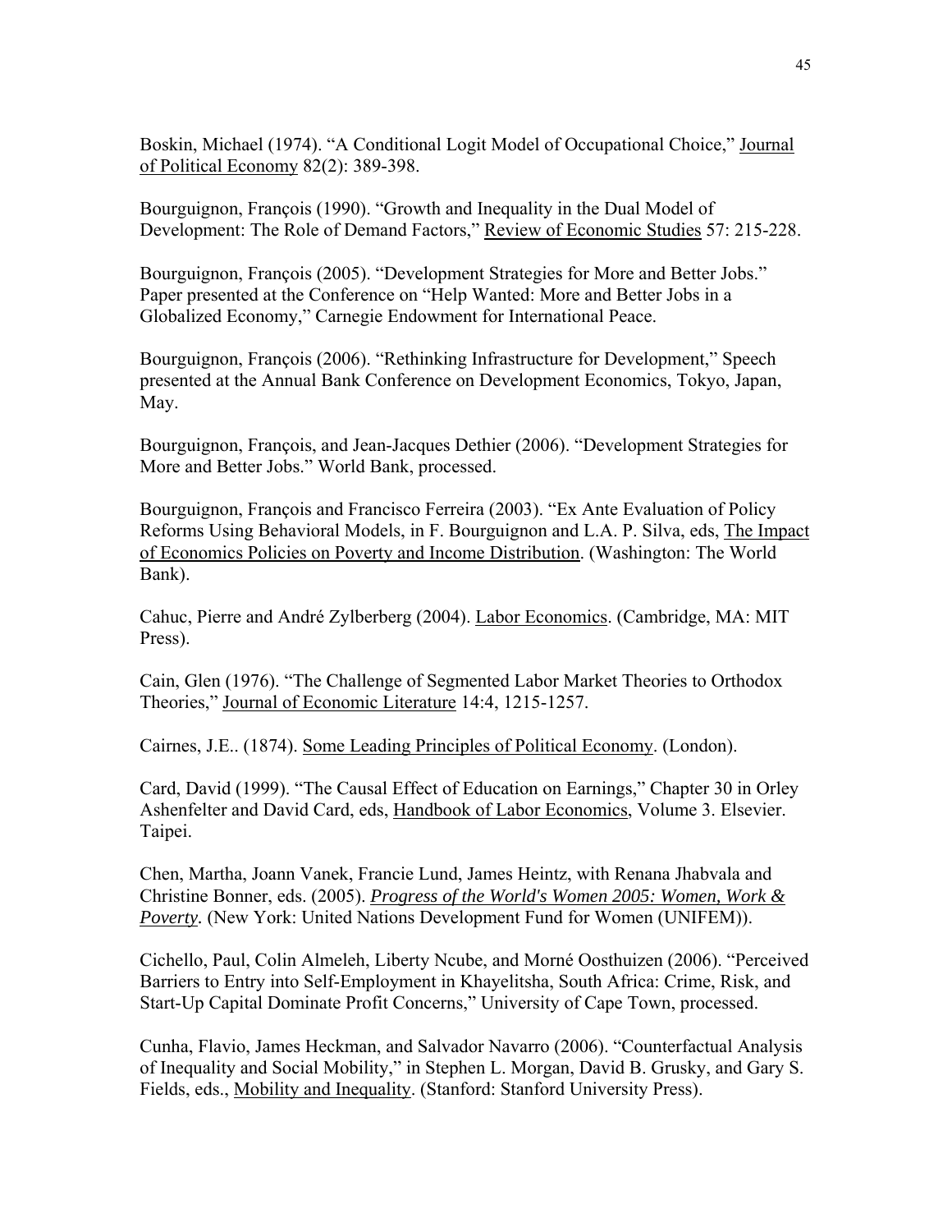Boskin, Michael (1974). "A Conditional Logit Model of Occupational Choice," <u>Journal of Political Economy</u> 82(2): 389-398.

Bourguignon, François (1990). "Growth and Inequality in the Dual Model of Development: The Role of Demand Factors," <u>Review of Economic Studies</u> 57: 215-228.

Bourguignon, François (2005). "Development Strategies for More and Better Jobs." Paper presented at the Conference on "Help Wanted: More and Better Jobs in a Globalized Economy," Carnegie Endowment for International Peace.

Bourguignon, François (2006). "Rethinking Infrastructure for Development," Speech presented at the Annual Bank Conference on Development Economics, Tokyo, Japan, May.

Bourguignon, François, and Jean-Jacques Dethier (2006). "Development Strategies for More and Better Jobs." World Bank, processed.

Bourguignon, François and Francisco Ferreira (2003). "Ex Ante Evaluation of Policy Reforms Using Behavioral Models, in F. Bourguignon and L.A. P. Silva, eds, <u>The Impact of Economics Policies on Poverty and Income Distribution</u>. (Washington: The World Bank).

Cahuc, Pierre and André Zylberberg (2004). <u>Labor Economics</u>. (Cambridge, MA: MIT Press).

Cain, Glen (1976). "The Challenge of Segmented Labor Market Theories to Orthodox Theories," <u>Journal of Economic Literature</u> 14:4, 1215-1257.

Cairnes, J.E.. (1874). <u>Some Leading Principles of Political Economy</u>. (London).

Card, David (1999). "The Causal Effect of Education on Earnings," Chapter 30 in Orley Ashenfelter and David Card, eds, <u>Handbook of Labor Economics</u>, Volume 3. Elsevier. Taipei.

Chen, Martha, Joann Vanek, Francie Lund, James Heintz, with Renana Jhabvala and Christine Bonner, eds. (2005). *<u>Progress of the World's Women 2005: Women, Work & Poverty</u>.* (New York: United Nations Development Fund for Women (UNIFEM)).

Cichello, Paul, Colin Almeleh, Liberty Ncube, and Morné Oosthuizen (2006). "Perceived Barriers to Entry into Self-Employment in Khayelitsha, South Africa: Crime, Risk, and Start-Up Capital Dominate Profit Concerns," University of Cape Town, processed.

Cunha, Flavio, James Heckman, and Salvador Navarro (2006). "Counterfactual Analysis of Inequality and Social Mobility," in Stephen L. Morgan, David B. Grusky, and Gary S. Fields, eds., <u>Mobility and Inequality</u>. (Stanford: Stanford University Press).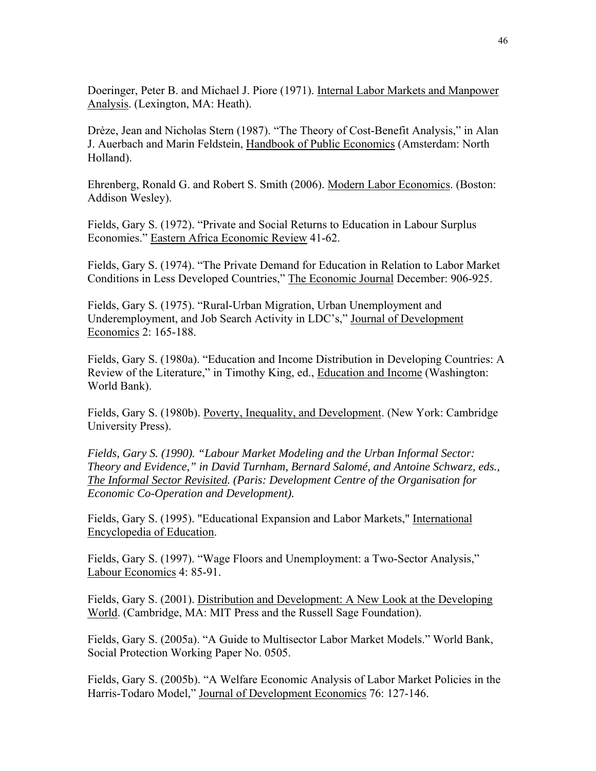Doeringer, Peter B. and Michael J. Piore (1971). Internal Labor Markets and Manpower Analysis. (Lexington, MA: Heath).

Drèze, Jean and Nicholas Stern (1987). "The Theory of Cost-Benefit Analysis," in Alan J. Auerbach and Marin Feldstein, Handbook of Public Economics (Amsterdam: North Holland).

Ehrenberg, Ronald G. and Robert S. Smith (2006). Modern Labor Economics. (Boston: Addison Wesley).

Fields, Gary S. (1972). "Private and Social Returns to Education in Labour Surplus Economies." Eastern Africa Economic Review 41-62.

Fields, Gary S. (1974). "The Private Demand for Education in Relation to Labor Market Conditions in Less Developed Countries," The Economic Journal December: 906-925.

Fields, Gary S. (1975). "Rural-Urban Migration, Urban Unemployment and Underemployment, and Job Search Activity in LDC's," Journal of Development Economics 2: 165-188.

Fields, Gary S. (1980a). "Education and Income Distribution in Developing Countries: A Review of the Literature," in Timothy King, ed., Education and Income (Washington: World Bank).

Fields, Gary S. (1980b). Poverty, Inequality, and Development. (New York: Cambridge University Press).

*Fields, Gary S. (1990). "Labour Market Modeling and the Urban Informal Sector: Theory and Evidence," in David Turnham, Bernard Salomé, and Antoine Schwarz, eds., The Informal Sector Revisited. (Paris: Development Centre of the Organisation for Economic Co-Operation and Development).*

Fields, Gary S. (1995). "Educational Expansion and Labor Markets," International Encyclopedia of Education.

Fields, Gary S. (1997). "Wage Floors and Unemployment: a Two-Sector Analysis," Labour Economics 4: 85-91.

Fields, Gary S. (2001). Distribution and Development: A New Look at the Developing World. (Cambridge, MA: MIT Press and the Russell Sage Foundation).

Fields, Gary S. (2005a). "A Guide to Multisector Labor Market Models." World Bank, Social Protection Working Paper No. 0505.

Fields, Gary S. (2005b). "A Welfare Economic Analysis of Labor Market Policies in the Harris-Todaro Model," Journal of Development Economics 76: 127-146.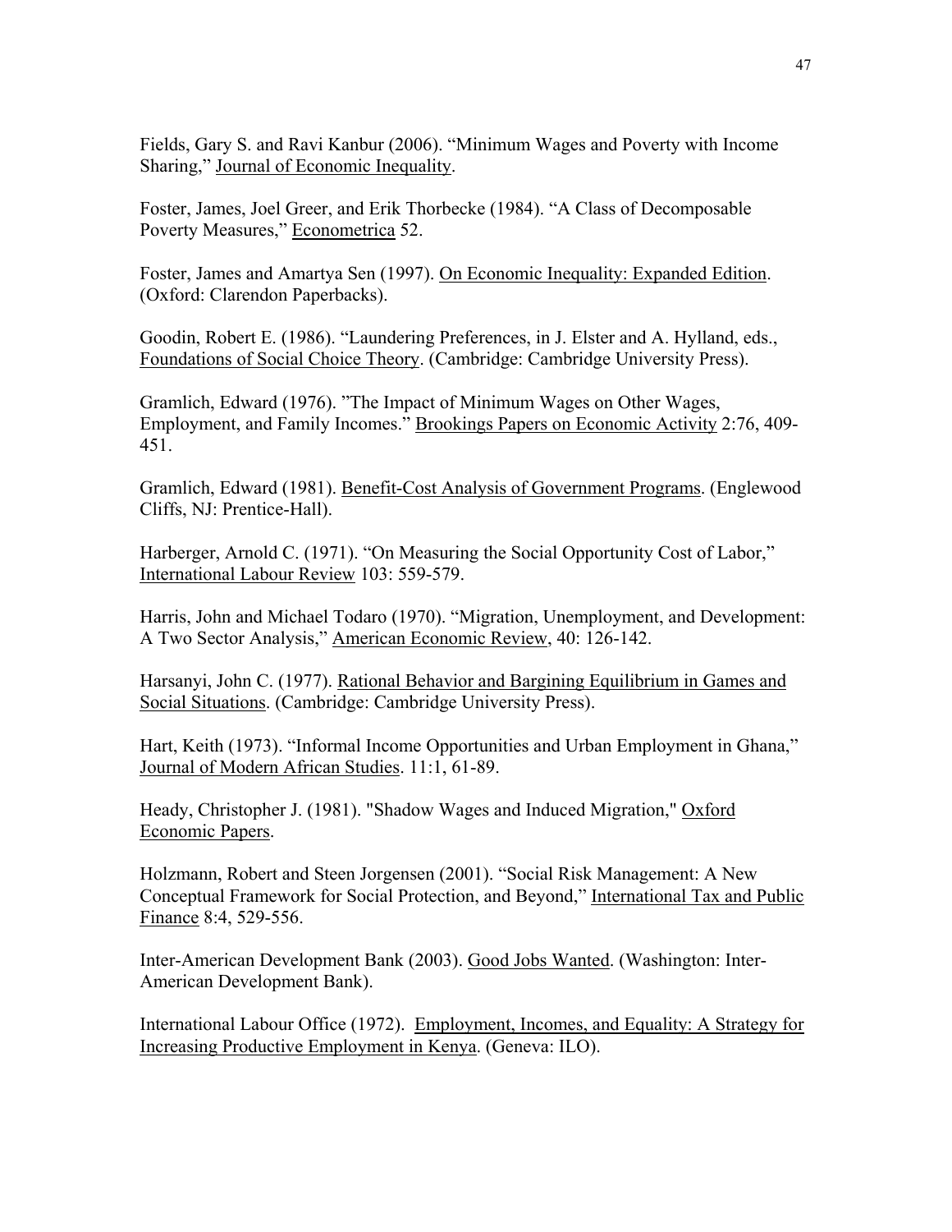Fields, Gary S. and Ravi Kanbur (2006). "Minimum Wages and Poverty with Income Sharing," Journal of Economic Inequality.

Foster, James, Joel Greer, and Erik Thorbecke (1984). "A Class of Decomposable Poverty Measures," Econometrica 52.

Foster, James and Amartya Sen (1997). On Economic Inequality: Expanded Edition. (Oxford: Clarendon Paperbacks).

Goodin, Robert E. (1986). "Laundering Preferences, in J. Elster and A. Hylland, eds., Foundations of Social Choice Theory. (Cambridge: Cambridge University Press).

Gramlich, Edward (1976). "The Impact of Minimum Wages on Other Wages, Employment, and Family Incomes." Brookings Papers on Economic Activity 2:76, 409-451.

Gramlich, Edward (1981). Benefit-Cost Analysis of Government Programs. (Englewood Cliffs, NJ: Prentice-Hall).

Harberger, Arnold C. (1971). "On Measuring the Social Opportunity Cost of Labor," International Labour Review 103: 559-579.

Harris, John and Michael Todaro (1970). "Migration, Unemployment, and Development: A Two Sector Analysis," American Economic Review, 40: 126-142.

Harsanyi, John C. (1977). Rational Behavior and Bargining Equilibrium in Games and Social Situations. (Cambridge: Cambridge University Press).

Hart, Keith (1973). "Informal Income Opportunities and Urban Employment in Ghana," Journal of Modern African Studies. 11:1, 61-89.

Heady, Christopher J. (1981). "Shadow Wages and Induced Migration," Oxford Economic Papers.

Holzmann, Robert and Steen Jorgensen (2001). "Social Risk Management: A New Conceptual Framework for Social Protection, and Beyond," International Tax and Public Finance 8:4, 529-556.

Inter-American Development Bank (2003). Good Jobs Wanted. (Washington: Inter-American Development Bank).

International Labour Office (1972). Employment, Incomes, and Equality: A Strategy for Increasing Productive Employment in Kenya. (Geneva: ILO).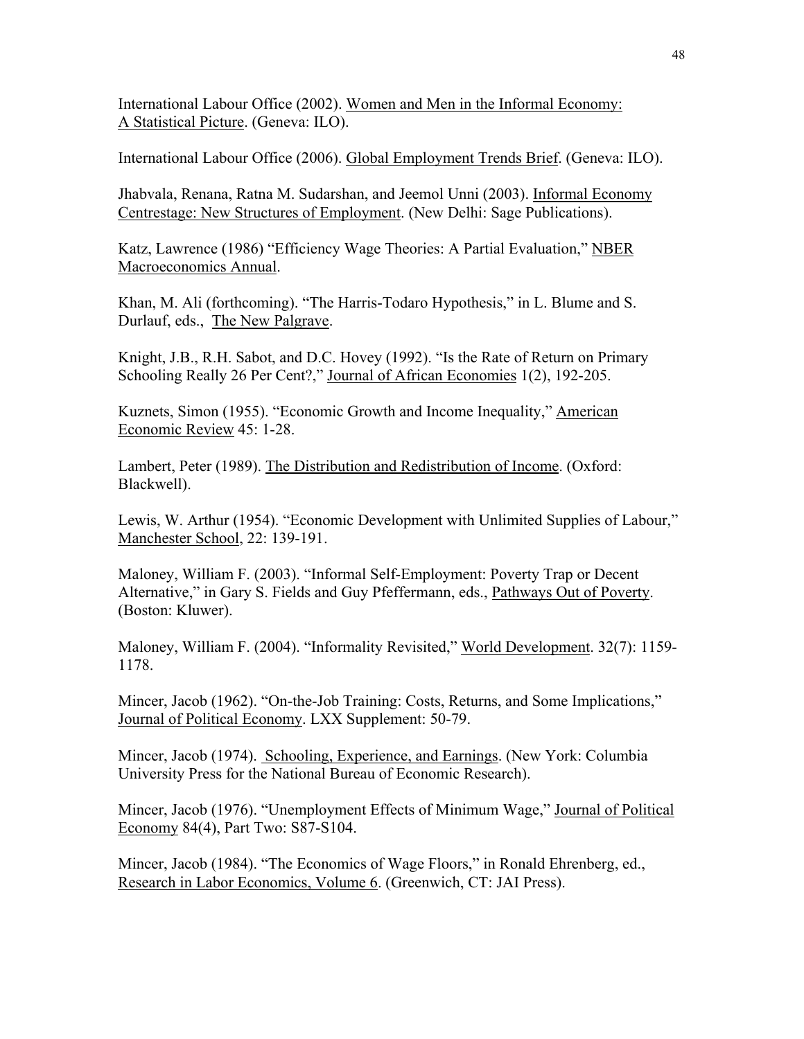International Labour Office (2002). Women and Men in the Informal Economy: A Statistical Picture. (Geneva: ILO).

International Labour Office (2006). Global Employment Trends Brief. (Geneva: ILO).

Jhabvala, Renana, Ratna M. Sudarshan, and Jeemol Unni (2003). Informal Economy Centrestage: New Structures of Employment. (New Delhi: Sage Publications).

Katz, Lawrence (1986) "Efficiency Wage Theories: A Partial Evaluation," NBER Macroeconomics Annual.

Khan, M. Ali (forthcoming). "The Harris-Todaro Hypothesis," in L. Blume and S. Durlauf, eds., The New Palgrave.

Knight, J.B., R.H. Sabot, and D.C. Hovey (1992). "Is the Rate of Return on Primary Schooling Really 26 Per Cent?," Journal of African Economies 1(2), 192-205.

Kuznets, Simon (1955). "Economic Growth and Income Inequality," American Economic Review 45: 1-28.

Lambert, Peter (1989). The Distribution and Redistribution of Income. (Oxford: Blackwell).

Lewis, W. Arthur (1954). "Economic Development with Unlimited Supplies of Labour," Manchester School, 22: 139-191.

Maloney, William F. (2003). "Informal Self-Employment: Poverty Trap or Decent Alternative," in Gary S. Fields and Guy Pfeffermann, eds., Pathways Out of Poverty. (Boston: Kluwer).

Maloney, William F. (2004). "Informality Revisited," World Development. 32(7): 1159-1178.

Mincer, Jacob (1962). "On-the-Job Training: Costs, Returns, and Some Implications," Journal of Political Economy. LXX Supplement: 50-79.

Mincer, Jacob (1974). Schooling, Experience, and Earnings. (New York: Columbia University Press for the National Bureau of Economic Research).

Mincer, Jacob (1976). "Unemployment Effects of Minimum Wage," Journal of Political Economy 84(4), Part Two: S87-S104.

Mincer, Jacob (1984). "The Economics of Wage Floors," in Ronald Ehrenberg, ed., Research in Labor Economics, Volume 6. (Greenwich, CT: JAI Press).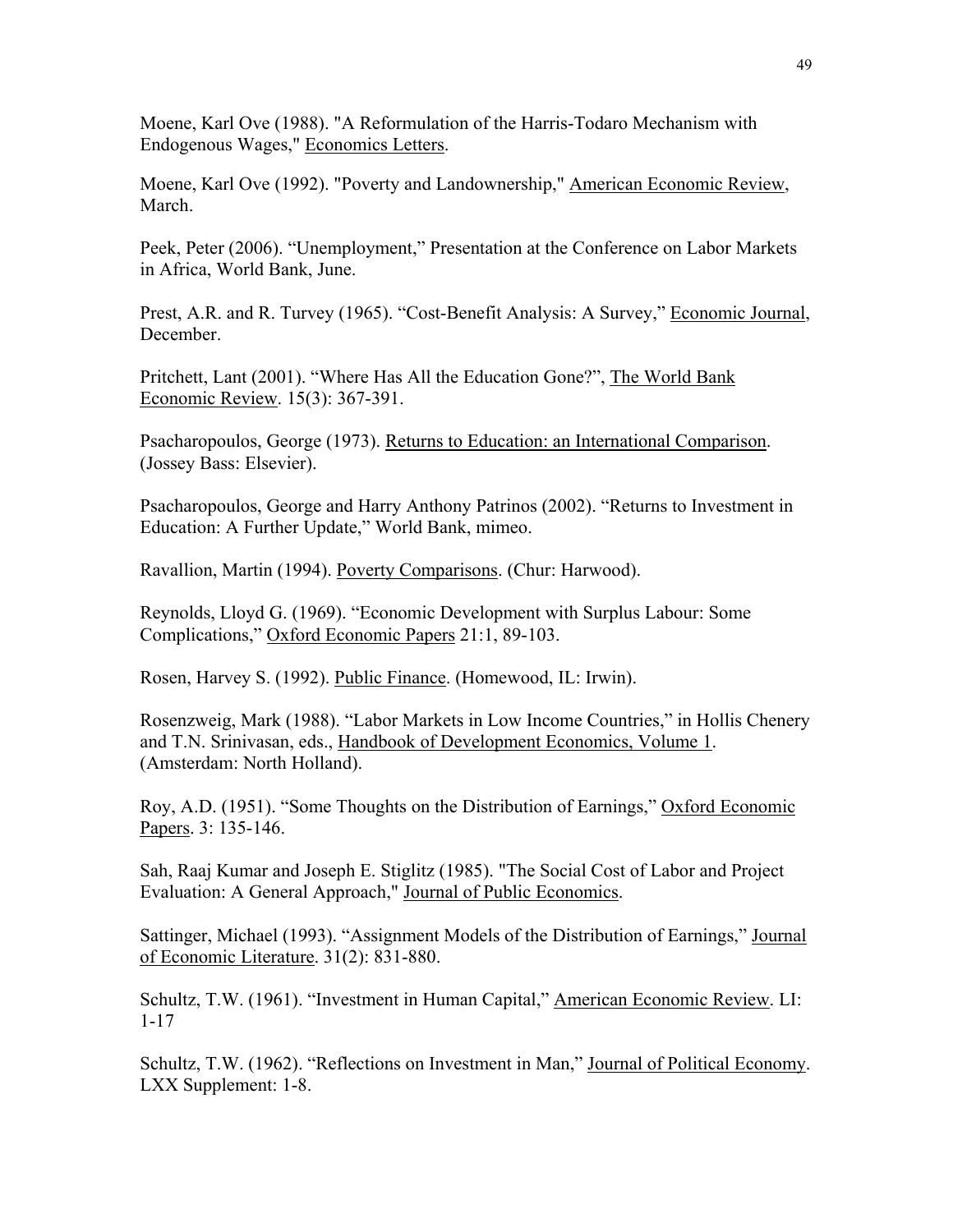Moene, Karl Ove (1988). "A Reformulation of the Harris-Todaro Mechanism with Endogenous Wages," Economics Letters.

Moene, Karl Ove (1992). "Poverty and Landownership," American Economic Review, March.

Peek, Peter (2006). "Unemployment," Presentation at the Conference on Labor Markets in Africa, World Bank, June.

Prest, A.R. and R. Turvey (1965). "Cost-Benefit Analysis: A Survey," Economic Journal, December.

Pritchett, Lant (2001). "Where Has All the Education Gone?", The World Bank Economic Review. 15(3): 367-391.

Psacharopoulos, George (1973). Returns to Education: an International Comparison. (Jossey Bass: Elsevier).

Psacharopoulos, George and Harry Anthony Patrinos (2002). "Returns to Investment in Education: A Further Update," World Bank, mimeo.

Ravallion, Martin (1994). Poverty Comparisons. (Chur: Harwood).

Reynolds, Lloyd G. (1969). "Economic Development with Surplus Labour: Some Complications," Oxford Economic Papers 21:1, 89-103.

Rosen, Harvey S. (1992). Public Finance. (Homewood, IL: Irwin).

Rosenzweig, Mark (1988). "Labor Markets in Low Income Countries," in Hollis Chenery and T.N. Srinivasan, eds., Handbook of Development Economics, Volume 1. (Amsterdam: North Holland).

Roy, A.D. (1951). "Some Thoughts on the Distribution of Earnings," Oxford Economic Papers. 3: 135-146.

Sah, Raaj Kumar and Joseph E. Stiglitz (1985). "The Social Cost of Labor and Project Evaluation: A General Approach," Journal of Public Economics.

Sattinger, Michael (1993). "Assignment Models of the Distribution of Earnings," Journal of Economic Literature. 31(2): 831-880.

Schultz, T.W. (1961). "Investment in Human Capital," American Economic Review. LI: 1-17

Schultz, T.W. (1962). "Reflections on Investment in Man," Journal of Political Economy. LXX Supplement: 1-8.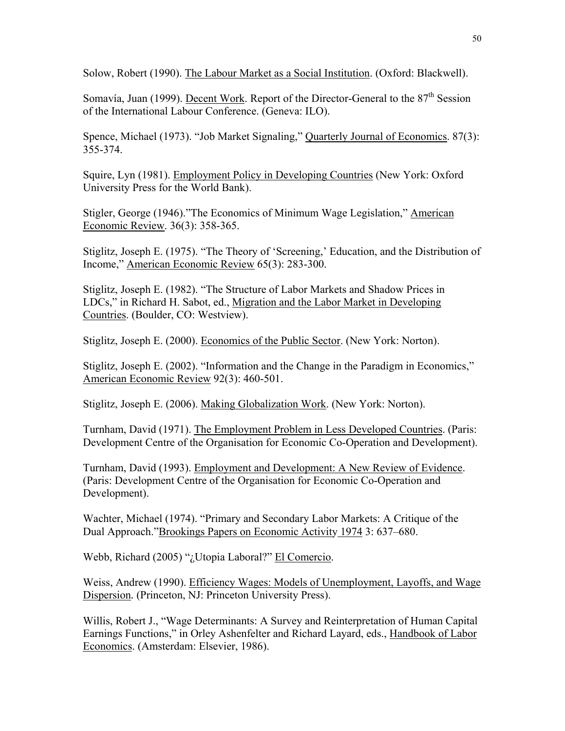Solow, Robert (1990). The Labour Market as a Social Institution. (Oxford: Blackwell).

Somavía, Juan (1999). Decent Work. Report of the Director-General to the 87th Session of the International Labour Conference. (Geneva: ILO).

Spence, Michael (1973). "Job Market Signaling," Quarterly Journal of Economics. 87(3): 355-374.

Squire, Lyn (1981). Employment Policy in Developing Countries (New York: Oxford University Press for the World Bank).

Stigler, George (1946)."The Economics of Minimum Wage Legislation," American Economic Review. 36(3): 358-365.

Stiglitz, Joseph E. (1975). "The Theory of 'Screening,' Education, and the Distribution of Income," American Economic Review 65(3): 283-300.

Stiglitz, Joseph E. (1982). "The Structure of Labor Markets and Shadow Prices in LDCs," in Richard H. Sabot, ed., Migration and the Labor Market in Developing Countries. (Boulder, CO: Westview).

Stiglitz, Joseph E. (2000). Economics of the Public Sector. (New York: Norton).

Stiglitz, Joseph E. (2002). "Information and the Change in the Paradigm in Economics," American Economic Review 92(3): 460-501.

Stiglitz, Joseph E. (2006). Making Globalization Work. (New York: Norton).

Turnham, David (1971). The Employment Problem in Less Developed Countries. (Paris: Development Centre of the Organisation for Economic Co-Operation and Development).

Turnham, David (1993). Employment and Development: A New Review of Evidence. (Paris: Development Centre of the Organisation for Economic Co-Operation and Development).

Wachter, Michael (1974). "Primary and Secondary Labor Markets: A Critique of the Dual Approach."Brookings Papers on Economic Activity 1974 3: 637–680.

Webb, Richard (2005) "¿Utopia Laboral?" El Comercio.

Weiss, Andrew (1990). Efficiency Wages: Models of Unemployment, Layoffs, and Wage Dispersion. (Princeton, NJ: Princeton University Press).

Willis, Robert J., "Wage Determinants: A Survey and Reinterpretation of Human Capital Earnings Functions," in Orley Ashenfelter and Richard Layard, eds., Handbook of Labor Economics. (Amsterdam: Elsevier, 1986).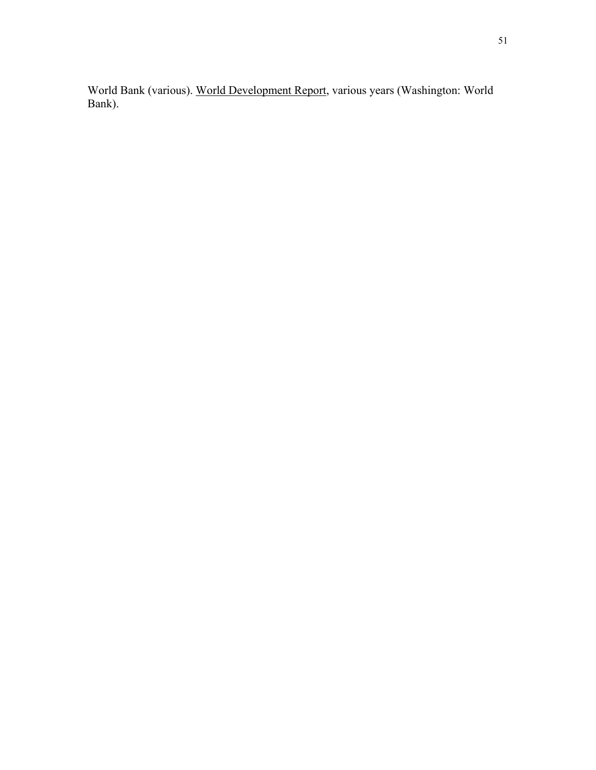World Bank (various). World Development Report, various years (Washington: World Bank).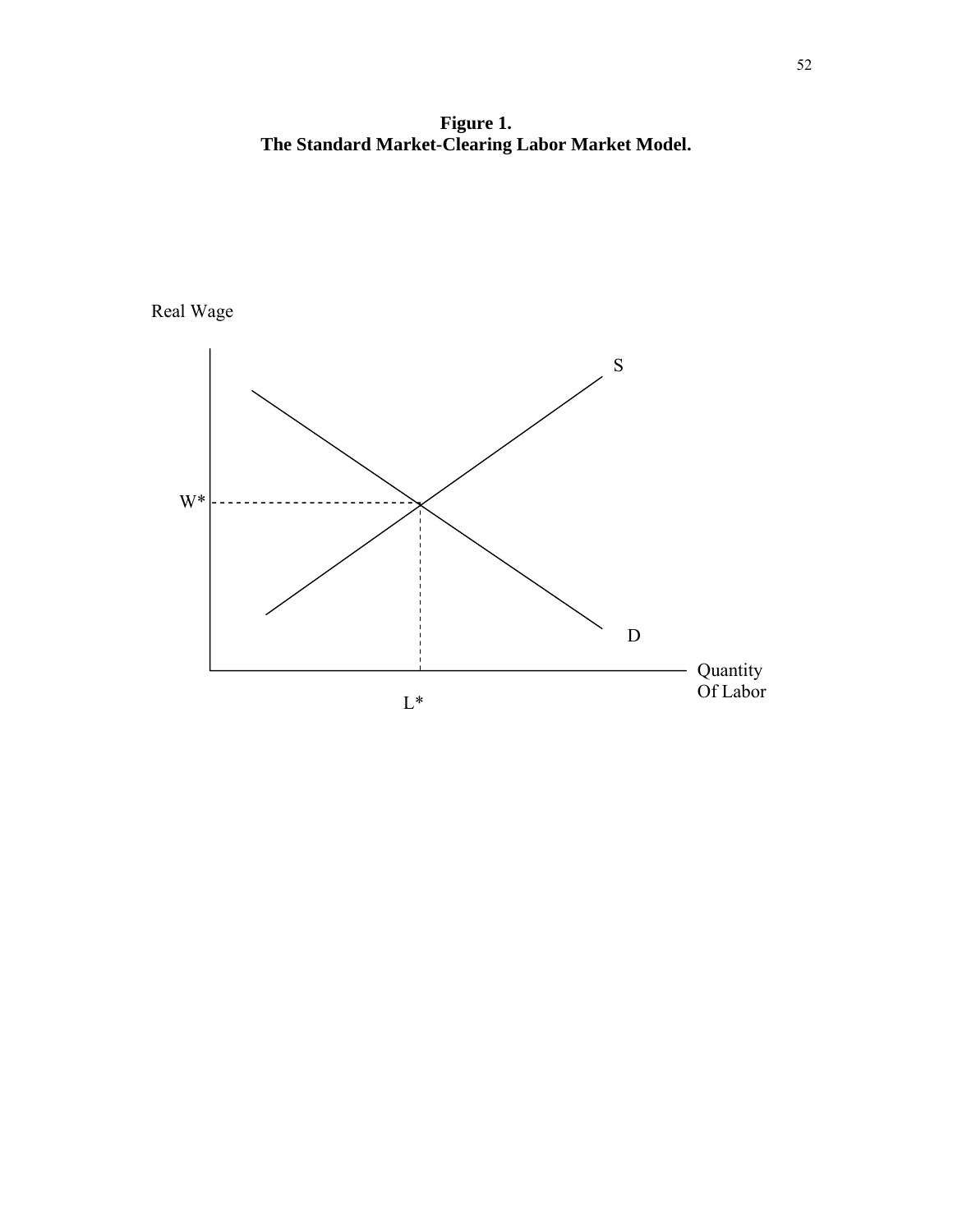**Figure 1.**
**The Standard Market-Clearing Labor Market Model.**

Real Wage

S

W*

D

Quantity
Of Labor

L*